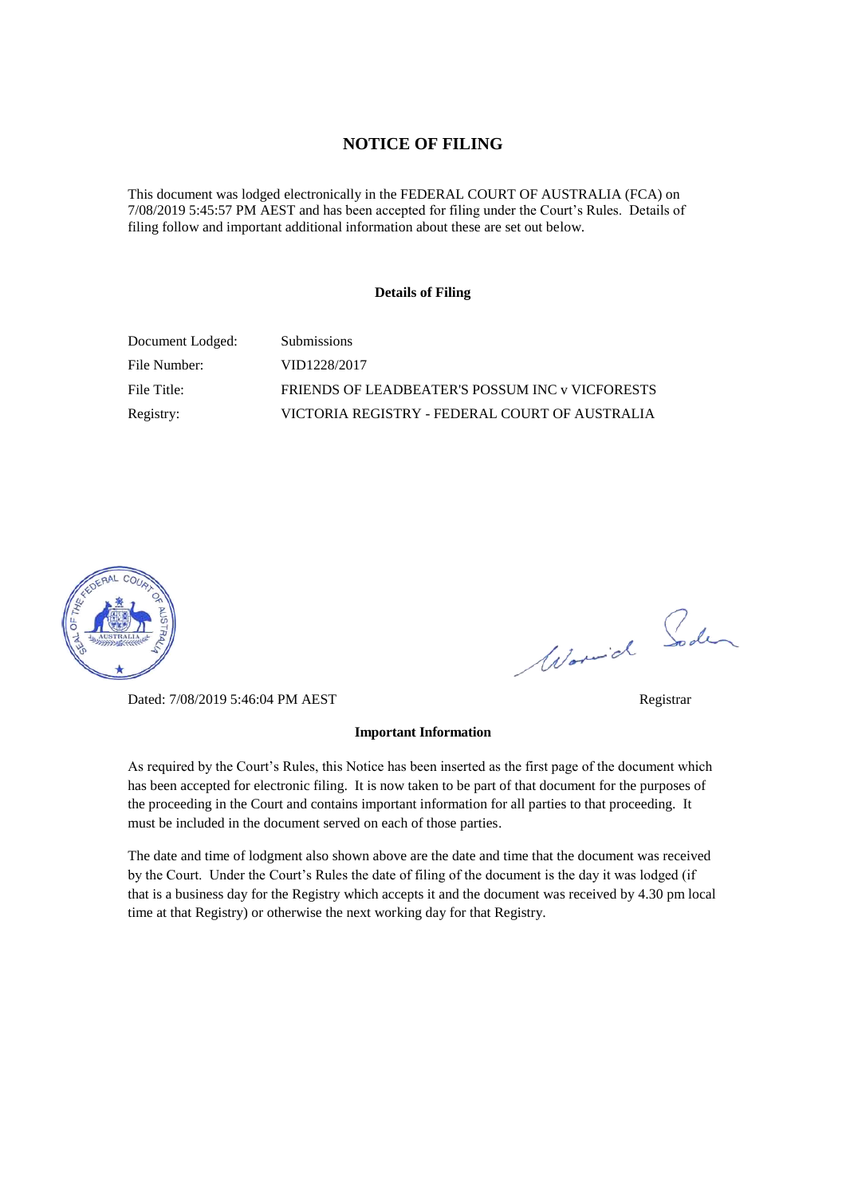# NOTICE OF FILING

This document was lodged electronically in the FEDERAL COURT OF AUSTRALIA (FCA) on 7/08/2019 5:45:57 PM AEST and has been accepted for filing under the Court's Rules. Details of filing follow and important additional information about these are set out below.

### Details of Filing

| | |
|---|---|
| Document Lodged: | Submissions |
| File Number: | VID1228/2017 |
| File Title: | FRIENDS OF LEADBEATER'S POSSUM INC v VICFORESTS |
| Registry: | VICTORIA REGISTRY - FEDERAL COURT OF AUSTRALIA |

Dated: 7/08/2019 5:46:04 PM AEST

Registrar

### Important Information

As required by the Court's Rules, this Notice has been inserted as the first page of the document which has been accepted for electronic filing. It is now taken to be part of that document for the purposes of the proceeding in the Court and contains important information for all parties to that proceeding. It must be included in the document served on each of those parties.

The date and time of lodgment also shown above are the date and time that the document was received by the Court. Under the Court's Rules the date of filing of the document is the day it was lodged (if that is a business day for the Registry which accepts it and the document was received by 4.30 pm local time at that Registry) or otherwise the next working day for that Registry.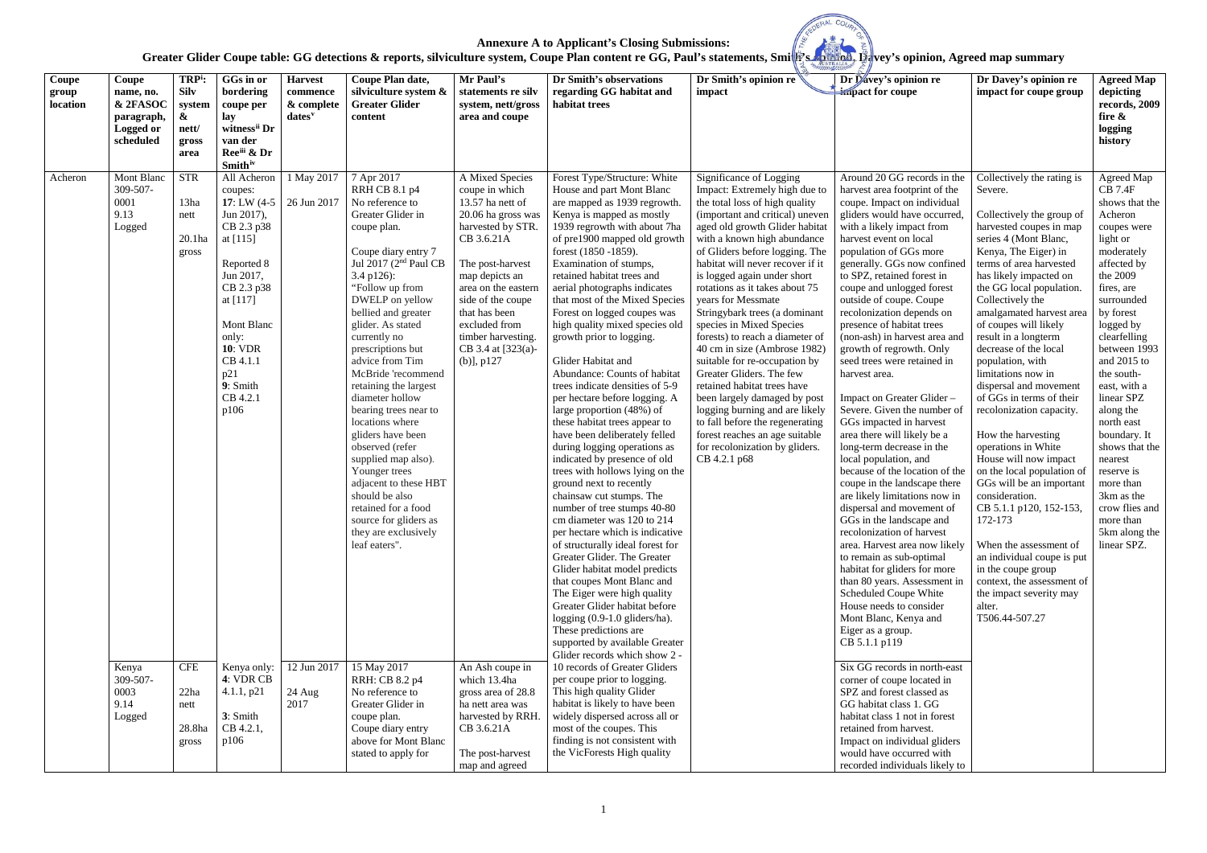# Annexure A to Applicant's Closing Submissions:

## Greater Glider Coupe table: GG detections & reports, silviculture system, Coupe Plan content re GG, Paul's statements, Smith's opinion, Davey's opinion, Agreed map summary

| Coupe group location | Coupe name, no. & 2FASOC paragraph, Logged or scheduled | TRP[i]: Silv system & nett/ gross area | GGs in or bordering coupe per lay witness[ii] Dr van der Ree[iii] & Dr Smith[iv] | Harvest commence & complete dates[v] | Coupe Plan date, silviculture system & Greater Glider content | Mr Paul's statements re silv system, nett/gross area and coupe | Dr Smith's observations regarding GG habitat and habitat trees | Dr Smith's opinion re impact | Dr Davey's opinion re impact for coupe | Dr Davey's opinion re impact for coupe group | Agreed Map depicting records, 2009 fire & logging history |
|---|---|---|---|---|---|---|---|---|---|---|---|
| Acheron | Mont Blanc 309-507-0001 9.13 Logged | STR 13ha nett 20.1ha gross | All Acheron coupes: **17**: LW (4-5 Jun 2017), CB 2.3 p38 at [115] Reported 8 Jun 2017, CB 2.3 p38 at [117] Mont Blanc only: **10**: VDR CB 4.1.1 p21 **9**: Smith CB 4.2.1 p106 | 1 May 2017 26 Jun 2017 | 7 Apr 2017 RRH CB 8.1 p4 No reference to Greater Glider in coupe plan. Coupe diary entry 7 Jul 2017 (2nd Paul CB 3.4 p126): "Follow up from DWELP on yellow bellied and greater glider. As stated currently no prescriptions but advice from Tim McBride 'recommend retaining the largest diameter hollow bearing trees near to locations where gliders have been observed (refer supplied map also). Younger trees adjacent to these HBT should be also retained for a food source for gliders as they are exclusively leaf eaters". | A Mixed Species coupe in which 13.57 ha nett of 20.06 ha gross was harvested by STR. CB 3.6.21A The post-harvest map depicts an area on the eastern side of the coupe that has been excluded from timber harvesting. CB 3.4 at [323(a)-(b)], p127 | Forest Type/Structure: White House and part Mont Blanc are mapped as 1939 regrowth. Kenya is mapped as mostly 1939 regrowth with about 7ha of pre1900 mapped old growth forest (1850 -1859). Examination of stumps, retained habitat trees and aerial photographs indicates that most of the Mixed Species Forest on logged coupes was high quality mixed species old growth prior to logging. Glider Habitat and Abundance: Counts of habitat trees indicate densities of 5-9 per hectare before logging. A large proportion (48%) of these habitat trees appear to have been deliberately felled during logging operations as indicated by presence of old trees with hollows lying on the ground next to recently chainsaw cut stumps. The number of tree stumps 40-80 cm diameter was 120 to 214 per hectare which is indicative of structurally ideal forest for Greater Glider. The Greater Glider habitat model predicts that coupes Mont Blanc and The Eiger were high quality Greater Glider habitat before logging (0.9-1.0 gliders/ha). These predictions are supported by available Greater Glider records which show 2 - 10 records of Greater Gliders per coupe prior to logging. This high quality Glider habitat is likely to have been widely dispersed across all or most of the coupes. This finding is not consistent with the VicForests High quality | Significance of Logging Impact: Extremely high due to the total loss of high quality (important and critical) uneven aged old growth Glider habitat with a known high abundance of Gliders before logging. The habitat will never recover if it is logged again under short rotations as it takes about 75 years for Messmate Stringybark trees (a dominant species in Mixed Species forests) to reach a diameter of 40 cm in size (Ambrose 1982) suitable for re-occupation by Greater Gliders. The few retained habitat trees have been largely damaged by post logging burning and are likely to fall before the regenerating forest reaches an age suitable for recolonization by gliders. CB 4.2.1 p68 | Around 20 GG records in the harvest area footprint of the coupe. Impact on individual gliders would have occurred, with a likely impact from harvest event on local population of GGs more generally. GGs now confined to SPZ, retained forest in coupe and unlogged forest outside of coupe. Coupe recolonization depends on presence of habitat trees (non-ash) in harvest area and growth of regrowth. Only seed trees were retained in harvest area. Impact on Greater Glider – Severe. Given the number of GGs impacted in harvest area there will likely be a long-term decrease in the local population, and because of the location of the coupe in the landscape there are likely limitations now in dispersal and movement of GGs in the landscape and recolonization of harvest area. Harvest area now likely to remain as sub-optimal habitat for gliders for more than 80 years. Assessment in Scheduled Coupe White House needs to consider Mont Blanc, Kenya and Eiger as a group. CB 5.1.1 p119 | Collectively the rating is Severe. Collectively the group of harvested coupes in map series 4 (Mont Blanc, Kenya, The Eiger) in terms of area harvested has likely impacted on the GG local population. Collectively the amalgamated harvest area of coupes will likely result in a longterm decrease of the local population, with limitations now in dispersal and movement of GGs in terms of their recolonization capacity. How the harvesting operations in White House will now impact on the local population of GGs will be an important consideration. CB 5.1.1 p120, 152-153, 172-173 When the assessment of an individual coupe is put in the coupe group context, the assessment of the impact severity may alter. T506.44-507.27 | Agreed Map CB 7.4F shows that the Acheron coupes were light or moderately affected by the 2009 fires, are surrounded by forest logged by clearfelling between 1993 and 2015 to the south-east, with a linear SPZ along the north east boundary. It shows that the nearest reserve is more than 3km as the crow flies and more than 5km along the linear SPZ. |
| | Kenya 309-507-0003 9.14 Logged | CFE 22ha nett 28.8ha gross | Kenya only: **4**: VDR CB 4.1.1, p21 **3**: Smith CB 4.2.1, p106 | 12 Jun 2017 24 Aug 2017 | 15 May 2017 RRH: CB 8.2 p4 No reference to Greater Glider in coupe plan. Coupe diary entry above for Mont Blanc stated to apply for | An Ash coupe in which 13.4ha gross area of 28.8 ha nett area was harvested by RRH. CB 3.6.21A The post-harvest map and agreed | | | Six GG records in north-east corner of coupe located in SPZ and forest classed as GG habitat class 1. GG habitat class 1 not in forest retained from harvest. Impact on individual gliders would have occurred with recorded individuals likely to | | |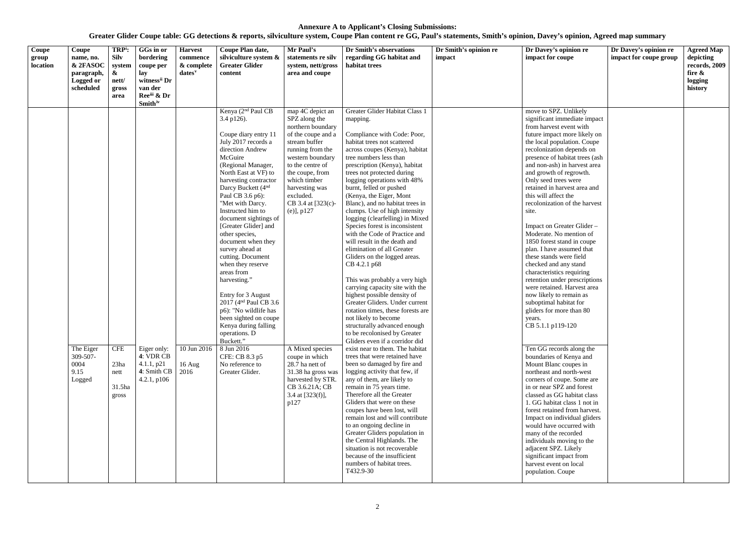**Annexure A to Applicant's Closing Submissions:**

**Greater Glider Coupe table: GG detections & reports, silviculture system, Coupe Plan content re GG, Paul's statements, Smith's opinion, Davey's opinion, Agreed map summary**

| Coupe group location | Coupe name, no. & 2FASOC paragraph, Logged or scheduled | TRP[i]: Silv system & nett/ gross area | GGs in or bordering coupe per lay witness[ii] Dr van der Ree[iii] & Dr Smith[iv] | Harvest commence & complete dates[v] | Coupe Plan date, silviculture system & Greater Glider content | Mr Paul's statements re silv system, nett/gross area and coupe | Dr Smith's observations regarding GG habitat and habitat trees | Dr Smith's opinion re impact | Dr Davey's opinion re impact for coupe | Dr Davey's opinion re impact for coupe group | Agreed Map depicting records, 2009 fire & logging history |
|---|---|---|---|---|---|---|---|---|---|---|---|
| | | | | | Kenya (2[nd] Paul CB 3.4 p126).<br><br>Coupe diary entry 11 July 2017 records a direction Andrew McGuire (Regional Manager, North East at VF) to harvesting contractor Darcy Buckett (4[nd] Paul CB 3.6 p6): "Met with Darcy. Instructed him to document sightings of [Greater Glider] and other species, document when they survey ahead at cutting. Document when they reserve areas from harvesting."<br><br>Entry for 3 August 2017 (4[nd] Paul CB 3.6 p6): "No wildlife has been sighted on coupe Kenya during falling operations. D Buckett." | map 4C depict an SPZ along the northern boundary of the coupe and a stream buffer running from the western boundary to the centre of the coupe, from which timber harvesting was excluded. CB 3.4 at [323(c)-(e)], p127 | Greater Glider Habitat Class 1 mapping.<br><br>Compliance with Code: Poor, habitat trees not scattered across coupes (Kenya), habitat tree numbers less than prescription (Kenya), habitat trees not protected during logging operations with 48% burnt, felled or pushed (Kenya, the Eiger, Mont Blanc), and no habitat trees in clumps. Use of high intensity logging (clearfelling) in Mixed Species forest is inconsistent with the Code of Practice and will result in the death and elimination of all Greater Gliders on the logged areas. CB 4.2.1 p68<br><br>This was probably a very high carrying capacity site with the highest possible density of Greater Gliders. Under current rotation times, these forests are not likely to become structurally advanced enough to be recolonised by Greater Gliders even if a corridor did exist near to them. The habitat trees that were retained have been so damaged by fire and logging activity that few, if any of them, are likely to remain in 75 years time. Therefore all the Greater Gliders that were on these coupes have been lost, will remain lost and will contribute to an ongoing decline in Greater Gliders population in the Central Highlands. The situation is not recoverable because of the insufficient numbers of habitat trees. T432.9-30 | | move to SPZ. Unlikely significant immediate impact from harvest event with future impact more likely on the local population. Coupe recolonization depends on presence of habitat trees (ash and non-ash) in harvest area and growth of regrowth. Only seed trees were retained in harvest area and this will affect the recolonization of the harvest site.<br><br>Impact on Greater Glider – Moderate. No mention of 1850 forest stand in coupe plan. I have assumed that these stands were field checked and any stand characteristics requiring retention under prescriptions were retained. Harvest area now likely to remain as suboptimal habitat for gliders for more than 80 years. CB 5.1.1 p119-120 | | |
| | The Eiger 309-507-0004 9.15 Logged | CFE<br><br>23ha nett<br><br>31.5ha gross | Eiger only: **4**: VDR CB 4.1.1, p21 **4**: Smith CB 4.2.1, p106 | 10 Jun 2016<br><br>16 Aug 2016 | 8 Jun 2016 CFE: CB 8.3 p5 No reference to Greater Glider. | A Mixed species coupe in which 28.7 ha nett of 31.38 ha gross was harvested by STR. CB 3.6.21A; CB 3.4 at [323(f)], p127 | | | Ten GG records along the boundaries of Kenya and Mount Blanc coupes in northeast and north-west corners of coupe. Some are in or near SPZ and forest classed as GG habitat class 1. GG habitat class 1 not in forest retained from harvest. Impact on individual gliders would have occurred with many of the recorded individuals moving to the adjacent SPZ. Likely significant impact from harvest event on local population. Coupe | | |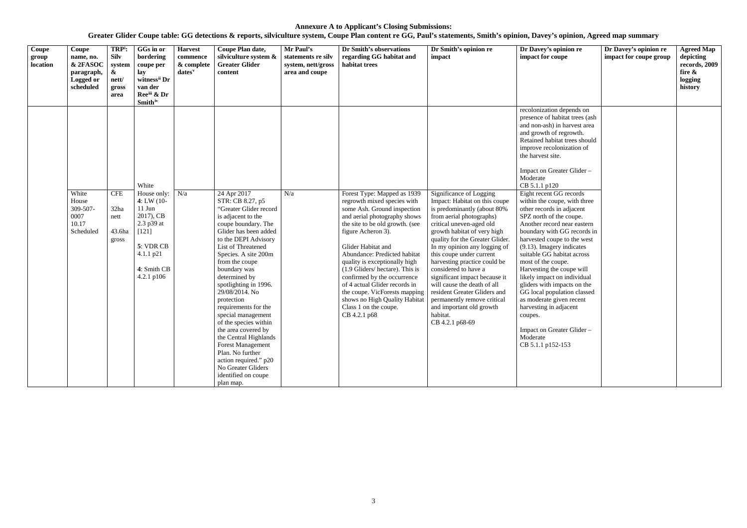**Annexure A to Applicant's Closing Submissions:**

**Greater Glider Coupe table: GG detections & reports, silviculture system, Coupe Plan content re GG, Paul's statements, Smith's opinion, Davey's opinion, Agreed map summary**

| Coupe group location | Coupe name, no. & 2FASOC paragraph, Logged or scheduled | TRP[i]: Silv system & nett/ gross area | GGs in or bordering coupe per lay witness[ii] Dr van der Ree[iii] & Dr Smith[iv] | Harvest commence & complete dates[v] | Coupe Plan date, silviculture system & Greater Glider content | Mr Paul's statements re silv system, nett/gross area and coupe | Dr Smith's observations regarding GG habitat and habitat trees | Dr Smith's opinion re impact | Dr Davey's opinion re impact for coupe | Dr Davey's opinion re impact for coupe group | Agreed Map depicting records, 2009 fire & logging history |
|---|---|---|---|---|---|---|---|---|---|---|---|
| | | | | | | | | | recolonization depends on presence of habitat trees (ash and non-ash) in harvest area and growth of regrowth. Retained habitat trees should improve recolonization of the harvest site.<br><br>Impact on Greater Glider – Moderate<br>CB 5.1.1 p120 | | |
| | White House 309-507-0007 10.17 Scheduled | CFE<br><br>32ha nett<br><br>43.6ha gross | White House only:<br>**4**: LW (10-11 Jun 2017), CB 2.3 p39 at [121]<br><br>**5**: VDR CB 4.1.1 p21<br><br>**4**: Smith CB 4.2.1 p106 | N/a | 24 Apr 2017<br>STR: CB 8.27, p5<br>"Greater Glider record is adjacent to the coupe boundary. The Glider has been added to the DEPI Advisory List of Threatened Species. A site 200m from the coupe boundary was determined by spotlighting in 1996. 29/08/2014. No protection requirements for the special management of the species within the area covered by the Central Highlands Forest Management Plan. No further action required." p20<br>No Greater Gliders identified on coupe plan map. | N/a | Forest Type: Mapped as 1939 regrowth mixed species with some Ash. Ground inspection and aerial photography shows the site to be old growth. (see figure Acheron 3).<br><br>Glider Habitat and Abundance: Predicted habitat quality is exceptionally high (1.9 Gliders/ hectare). This is confirmed by the occurrence of 4 actual Glider records in the coupe. VicForests mapping shows no High Quality Habitat Class 1 on the coupe.<br>CB 4.2.1 p68 | Significance of Logging Impact: Habitat on this coupe is predominantly (about 80% from aerial photographs) critical uneven-aged old growth habitat of very high quality for the Greater Glider. In my opinion any logging of this coupe under current harvesting practice could be considered to have a significant impact because it will cause the death of all resident Greater Gliders and permanently remove critical and important old growth habitat.<br>CB 4.2.1 p68-69 | Eight recent GG records within the coupe, with three other records in adjacent SPZ north of the coupe. Another record near eastern boundary with GG records in harvested coupe to the west (9.13). Imagery indicates suitable GG habitat across most of the coupe. Harvesting the coupe will likely impact on individual gliders with impacts on the GG local population classed as moderate given recent harvesting in adjacent coupes.<br><br>Impact on Greater Glider – Moderate<br>CB 5.1.1 p152-153 | | |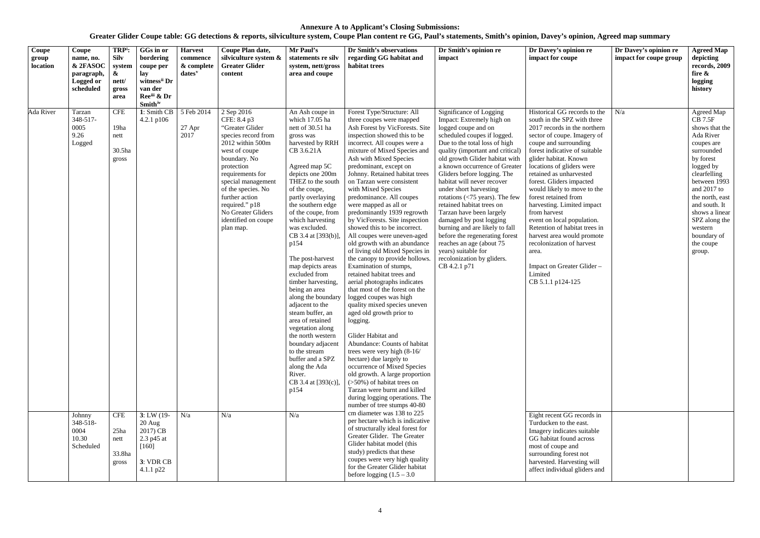**Annexure A to Applicant's Closing Submissions:**

**Greater Glider Coupe table: GG detections & reports, silviculture system, Coupe Plan content re GG, Paul's statements, Smith's opinion, Davey's opinion, Agreed map summary**

| Coupe group location | Coupe name, no. & 2FASOC paragraph, Logged or scheduled | TRP[i]: Silv system & nett/ gross area | GGs in or bordering coupe per lay witness[ii] Dr van der Ree[iii] & Dr Smith[iv] | Harvest commence & complete dates[v] | Coupe Plan date, silviculture system & Greater Glider content | Mr Paul's statements re silv system, nett/gross area and coupe | Dr Smith's observations regarding GG habitat and habitat trees | Dr Smith's opinion re impact | Dr Davey's opinion re impact for coupe | Dr Davey's opinion re impact for coupe group | Agreed Map depicting records, 2009 fire & logging history |
|---|---|---|---|---|---|---|---|---|---|---|---|
| Ada River | Tarzan 348-517-0005 9.26 Logged | CFE 19ha nett 30.5ha gross | **1**: Smith CB 4.2.1 p106 | 5 Feb 2014 27 Apr 2017 | 2 Sep 2016 CFE: 8.4 p3 "Greater Glider species record from 2012 within 500m west of coupe boundary. No protection requirements for special management of the species. No further action required." p18 No Greater Gliders identified on coupe plan map. | An Ash coupe in which 17.05 ha nett of 30.51 ha gross was harvested by RRH CB 3.6.21A Agreed map 5C depicts one 200m THEZ to the south of the coupe, partly overlaying the southern edge of the coupe, from which harvesting was excluded. CB 3.4 at [393(b)], p154 The post-harvest map depicts areas excluded from timber harvesting, being an area along the boundary adjacent to the steam buffer, an area of retained vegetation along the north western boundary adjacent to the stream buffer and a SPZ along the Ada River. CB 3.4 at [393(c)], p154 | Forest Type/Structure: All three coupes were mapped as Ash Forest by VicForests. Site inspection showed this to be incorrect. All coupes were a mixture of Mixed Species and Ash with Mixed Species predominant, except on Johnny. Retained habitat trees on Tarzan were consistent with Mixed Species predominance. All coupes were mapped as all or predominantly 1939 regrowth by VicForests. Site inspection showed this to be incorrect. All coupes were uneven-aged old growth with an abundance of living old Mixed Species in the canopy to provide hollows. Examination of stumps, retained habitat trees and aerial photographs indicates that most of the forest on the logged coupes was high quality mixed species uneven aged old growth prior to logging. Glider Habitat and Abundance: Counts of habitat trees were very high (8-16/ hectare) due largely to occurrence of Mixed Species old growth. A large proportion (>50%) of habitat trees on Tarzan were burnt and killed during logging operations. The number of tree stumps 40-80 cm diameter was 138 to 225 per hectare which is indicative of structurally ideal forest for Greater Glider. The Greater Glider habitat model (this study) predicts that these coupes were very high quality for the Greater Glider habitat before logging (1.5 – 3.0 | Significance of Logging Impact: Extremely high on logged coupe and on scheduled coupes if logged. Due to the total loss of high quality (important and critical) old growth Glider habitat with a known occurrence of Greater Gliders before logging. The habitat will never recover under short harvesting rotations (<75 years). The few retained habitat trees on Tarzan have been largely damaged by post logging burning and are likely to fall before the regenerating forest reaches an age (about 75 years) suitable for recolonization by gliders. CB 4.2.1 p71 | Historical GG records to the south in the SPZ with three 2017 records in the northern sector of coupe. Imagery of coupe and surrounding forest indicative of suitable glider habitat. Known locations of gliders were retained as unharvested forest. Gliders impacted would likely to move to the forest retained from harvesting. Limited impact from harvest event on local population. Retention of habitat trees in harvest area would promote recolonization of harvest area. Impact on Greater Glider – Limited CB 5.1.1 p124-125 | N/a | Agreed Map CB 7.5F shows that the Ada River coupes are surrounded by forest logged by clearfelling between 1993 and 2017 to the north, east and south. It shows a linear SPZ along the western boundary of the coupe group. |
| | Johnny 348-518-0004 10.30 Scheduled | CFE 25ha nett 33.8ha gross | **3**: LW (19-20 Aug 2017) CB 2.3 p45 at [160] **3**: VDR CB 4.1.1 p22 | N/a | N/a | N/a | | | Eight recent GG records in Turducken to the east. Imagery indicates suitable GG habitat found across most of coupe and surrounding forest not harvested. Harvesting will affect individual gliders and | | |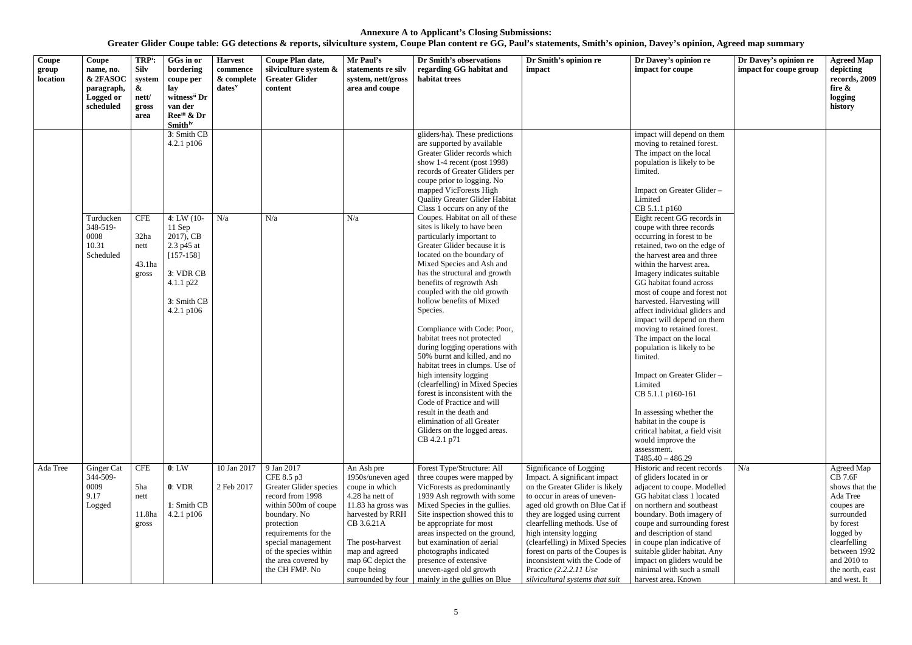**Annexure A to Applicant's Closing Submissions:**

**Greater Glider Coupe table: GG detections & reports, silviculture system, Coupe Plan content re GG, Paul's statements, Smith's opinion, Davey's opinion, Agreed map summary**

| Coupe group location | Coupe name, no. & 2FASOC paragraph, Logged or scheduled | TRP[i]: Silv system & nett/ gross area | GGs in or bordering coupe per lay witness[ii] Dr van der Ree[iii] & Dr Smith[iv] | Harvest commence & complete dates[v] | Coupe Plan date, silviculture system & Greater Glider content | Mr Paul's statements re silv system, nett/gross area and coupe | Dr Smith's observations regarding GG habitat and habitat trees | Dr Smith's opinion re impact | Dr Davey's opinion re impact for coupe | Dr Davey's opinion re impact for coupe group | Agreed Map depicting records, 2009 fire & logging history |
|---|---|---|---|---|---|---|---|---|---|---|---|
| | | | 3: Smith CB 4.2.1 p106 | | | | gliders/ha). These predictions are supported by available Greater Glider records which show 1-4 recent (post 1998) records of Greater Gliders per coupe prior to logging. No mapped VicForests High Quality Greater Glider Habitat Class 1 occurs on any of the Coupes. Habitat on all of these sites is likely to have been particularly important to Greater Glider because it is located on the boundary of Mixed Species and Ash and has the structural and growth benefits of regrowth Ash coupled with the old growth hollow benefits of Mixed Species.<br><br>Compliance with Code: Poor, habitat trees not protected during logging operations with 50% burnt and killed, and no habitat trees in clumps. Use of high intensity logging (clearfelling) in Mixed Species forest is inconsistent with the Code of Practice and will result in the death and elimination of all Greater Gliders on the logged areas. CB 4.2.1 p71 | | impact will depend on them moving to retained forest. The impact on the local population is likely to be limited.<br><br>Impact on Greater Glider – Limited<br>CB 5.1.1 p160 | | |
| | Turducken 348-519-0008 10.31 Scheduled | CFE<br><br>32ha nett<br><br>43.1ha gross | 4: LW (10-11 Sep 2017), CB 2.3 p45 at [157-158]<br><br>3: VDR CB 4.1.1 p22<br><br>3: Smith CB 4.2.1 p106 | N/a | N/a | N/a | | | Eight recent GG records in coupe with three records occurring in forest to be retained, two on the edge of the harvest area and three within the harvest area. Imagery indicates suitable GG habitat found across most of coupe and forest not harvested. Harvesting will affect individual gliders and impact will depend on them moving to retained forest. The impact on the local population is likely to be limited.<br><br>Impact on Greater Glider – Limited<br>CB 5.1.1 p160-161<br><br>In assessing whether the habitat in the coupe is critical habitat, a field visit would improve the assessment.<br>T485.40 – 486.29 | | |
| Ada Tree | Ginger Cat 344-509-0009 9.17 Logged | CFE<br><br>5ha nett<br><br>11.8ha gross | 0: LW<br><br>0: VDR<br><br>1: Smith CB 4.2.1 p106 | 10 Jan 2017<br><br>2 Feb 2017 | 9 Jan 2017<br>CFE 8.5 p3<br>Greater Glider species record from 1998 within 500m of coupe boundary. No protection requirements for the special management of the species within the area covered by the CH FMP. No | An Ash pre 1950s/uneven aged coupe in which 4.28 ha nett of 11.83 ha gross was harvested by RRH CB 3.6.21A<br><br>The post-harvest map and agreed map 6C depict the coupe being surrounded by four | Forest Type/Structure: All three coupes were mapped by VicForests as predominantly 1939 Ash regrowth with some Mixed Species in the gullies. Site inspection showed this to be appropriate for most areas inspected on the ground, but examination of aerial photographs indicated presence of extensive uneven-aged old growth mainly in the gullies on Blue | Significance of Logging Impact. A significant impact on the Greater Glider is likely to occur in areas of uneven-aged old growth on Blue Cat if they are logged using current clearfelling methods. Use of high intensity logging (clearfelling) in Mixed Species forest on parts of the Coupes is inconsistent with the Code of Practice *(2.2.2.11 Use silvicultural systems that suit* | Historic and recent records of gliders located in or adjacent to coupe. Modelled GG habitat class 1 located on northern and southeast boundary. Both imagery of coupe and surrounding forest and description of stand in coupe plan indicative of suitable glider habitat. Any impact on gliders would be minimal with such a small harvest area. Known | N/a | Agreed Map CB 7.6F shows that the Ada Tree coupes are surrounded by forest logged by clearfelling between 1992 and 2010 to the north, east and west. It |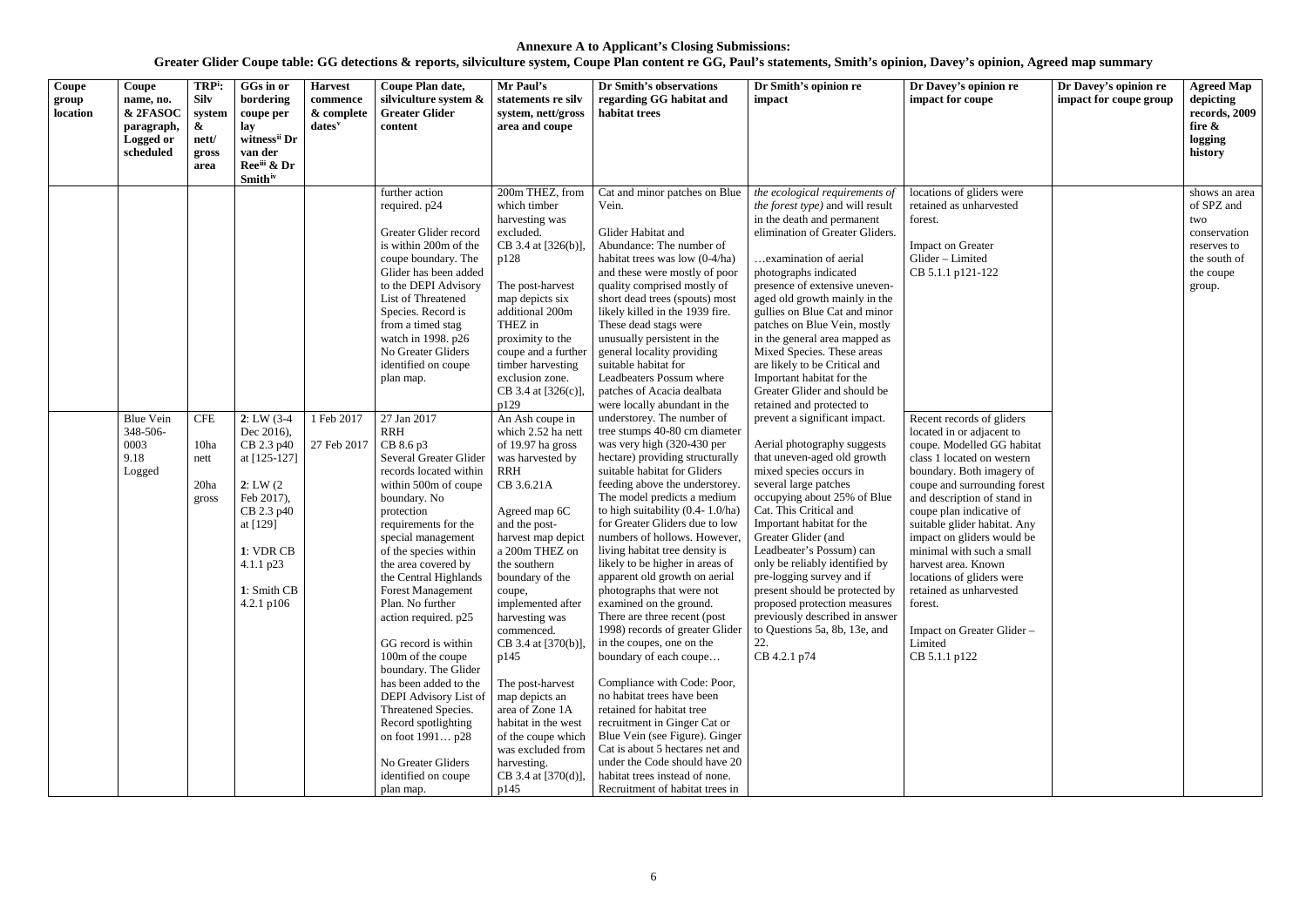# Annexure A to Applicant's Closing Submissions:

## Greater Glider Coupe table: GG detections & reports, silviculture system, Coupe Plan content re GG, Paul's statements, Smith's opinion, Davey's opinion, Agreed map summary

| Coupe group location | Coupe name, no. & 2FASOC paragraph, Logged or scheduled | TRP[i]: Silv system & nett/ gross area | GGs in or bordering coupe per lay witness[ii] Dr van der Ree[iii] & Dr Smith[iv] | Harvest commence & complete dates[v] | Coupe Plan date, silviculture system & Greater Glider content | Mr Paul's statements re silv system, nett/gross area and coupe | Dr Smith's observations regarding GG habitat and habitat trees | Dr Smith's opinion re impact | Dr Davey's opinion re impact for coupe | Dr Davey's opinion re impact for coupe group | Agreed Map depicting records, 2009 fire & logging history |
|---|---|---|---|---|---|---|---|---|---|---|---|
| | | | | | further action required. p24<br><br>Greater Glider record is within 200m of the coupe boundary. The Glider has been added to the DEPI Advisory List of Threatened Species. Record is from a timed stag watch in 1998. p26<br>No Greater Gliders identified on coupe plan map. | 200m THEZ, from which timber harvesting was excluded.<br>CB 3.4 at [326(b)], p128<br><br>The post-harvest map depicts six additional 200m THEZ in proximity to the coupe and a further timber harvesting exclusion zone.<br>CB 3.4 at [326(c)], p129 | Cat and minor patches on Blue Vein.<br><br>Glider Habitat and Abundance: The number of habitat trees was low (0-4/ha) and these were mostly of poor quality comprised mostly of short dead trees (spouts) most likely killed in the 1939 fire. These dead stags were unusually persistent in the general locality providing suitable habitat for Leadbeaters Possum where patches of Acacia dealbata were locally abundant in the understorey. The number of tree stumps 40-80 cm diameter was very high (320-430 per hectare) providing structurally suitable habitat for Gliders feeding above the understorey. The model predicts a medium to high suitability (0.4- 1.0/ha) for Greater Gliders due to low numbers of hollows. However, living habitat tree density is likely to be higher in areas of apparent old growth on aerial photographs that were not examined on the ground. There are three recent (post 1998) records of greater Glider in the coupes, one on the boundary of each coupe…<br><br>Compliance with Code: Poor, no habitat trees have been retained for habitat tree recruitment in Ginger Cat or Blue Vein (see Figure). Ginger Cat is about 5 hectares net and under the Code should have 20 habitat trees instead of none. Recruitment of habitat trees in | *the ecological requirements of the forest type)* and will result in the death and permanent elimination of Greater Gliders.<br><br>…examination of aerial photographs indicated presence of extensive uneven-aged old growth mainly in the gullies on Blue Cat and minor patches on Blue Vein, mostly in the general area mapped as Mixed Species. These areas are likely to be Critical and Important habitat for the Greater Glider and should be retained and protected to prevent a significant impact.<br><br>Aerial photography suggests that uneven-aged old growth mixed species occurs in several large patches occupying about 25% of Blue Cat. This Critical and Important habitat for the Greater Glider (and Leadbeater's Possum) can only be reliably identified by pre-logging survey and if present should be protected by proposed protection measures previously described in answer to Questions 5a, 8b, 13e, and 22.<br>CB 4.2.1 p74 | locations of gliders were retained as unharvested forest.<br><br>Impact on Greater Glider – Limited<br>CB 5.1.1 p121-122 | | shows an area of SPZ and two conservation reserves to the south of the coupe group. |
| | Blue Vein 348-506-0003 9.18 Logged | CFE<br><br>10ha nett<br><br>20ha gross | **2**: LW (3-4 Dec 2016), CB 2.3 p40 at [125-127]<br><br>**2**: LW (2 Feb 2017), CB 2.3 p40 at [129]<br><br>**1**: VDR CB 4.1.1 p23<br><br>**1**: Smith CB 4.2.1 p106 | 1 Feb 2017<br><br>27 Feb 2017 | 27 Jan 2017<br>RRH<br>CB 8.6 p3<br>Several Greater Glider records located within within 500m of coupe boundary. No protection requirements for the special management of the species within the area covered by the Central Highlands Forest Management Plan. No further action required. p25<br><br>GG record is within 100m of the coupe boundary. The Glider has been added to the DEPI Advisory List of Threatened Species. Record spotlighting on foot 1991… p28<br><br>No Greater Gliders identified on coupe plan map. | An Ash coupe in which 2.52 ha nett of 19.97 ha gross was harvested by RRH<br>CB 3.6.21A<br><br>Agreed map 6C and the post-harvest map depict a 200m THEZ on the southern boundary of the coupe, implemented after harvesting was commenced.<br>CB 3.4 at [370(b)], p145<br><br>The post-harvest map depicts an area of Zone 1A habitat in the west of the coupe which was excluded from harvesting.<br>CB 3.4 at [370(d)], p145 | | | Recent records of gliders located in or adjacent to coupe. Modelled GG habitat class 1 located on western boundary. Both imagery of coupe and surrounding forest and description of stand in coupe plan indicative of suitable glider habitat. Any impact on gliders would be minimal with such a small harvest area. Known locations of gliders were retained as unharvested forest.<br><br>Impact on Greater Glider – Limited<br>CB 5.1.1 p122 | | |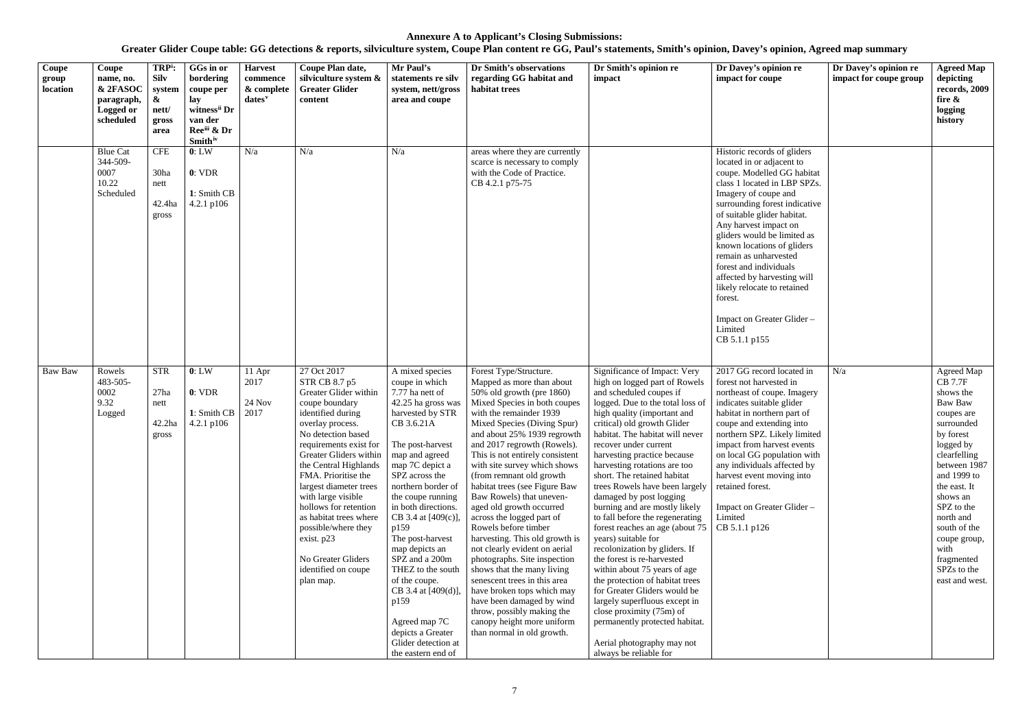**Annexure A to Applicant's Closing Submissions:**

**Greater Glider Coupe table: GG detections & reports, silviculture system, Coupe Plan content re GG, Paul's statements, Smith's opinion, Davey's opinion, Agreed map summary**

| Coupe group location | Coupe name, no. & 2FASOC paragraph, Logged or scheduled | TRP[i]: Silv system & nett/ gross area | GGs in or bordering coupe per lay witness[ii] Dr van der Ree[iii] & Dr Smith[iv] | Harvest commence & complete dates[v] | Coupe Plan date, silviculture system & Greater Glider content | Mr Paul's statements re silv system, nett/gross area and coupe | Dr Smith's observations regarding GG habitat and habitat trees | Dr Smith's opinion re impact | Dr Davey's opinion re impact for coupe | Dr Davey's opinion re impact for coupe group | Agreed Map depicting records, 2009 fire & logging history |
|---|---|---|---|---|---|---|---|---|---|---|---|
| | Blue Cat 344-509-0007 10.22 Scheduled | CFE 30ha nett 42.4ha gross | **0**: LW **0**: VDR **1**: Smith CB 4.2.1 p106 | N/a | N/a | N/a | areas where they are currently scarce is necessary to comply with the Code of Practice. CB 4.2.1 p75-75 | | Historic records of gliders located in or adjacent to coupe. Modelled GG habitat class 1 located in LBP SPZs. Imagery of coupe and surrounding forest indicative of suitable glider habitat. Any harvest impact on gliders would be limited as known locations of gliders remain as unharvested forest and individuals affected by harvesting will likely relocate to retained forest. Impact on Greater Glider – Limited CB 5.1.1 p155 | | |
| Baw Baw | Rowels 483-505-0002 9.32 Logged | STR 27ha nett 42.2ha gross | **0**: LW **0**: VDR **1**: Smith CB 4.2.1 p106 | 11 Apr 2017 24 Nov 2017 | 27 Oct 2017 STR CB 8.7 p5 Greater Glider within coupe boundary identified during overlay process. No detection based requirements exist for Greater Gliders within the Central Highlands FMA. Prioritise the largest diameter trees with large visible hollows for retention as habitat trees where possible/where they exist. p23 No Greater Gliders identified on coupe plan map. | A mixed species coupe in which 7.77 ha nett of 42.25 ha gross was harvested by STR CB 3.6.21A The post-harvest map and agreed map 7C depict a SPZ across the northern border of the coupe running in both directions. CB 3.4 at [409(c)], p159 The post-harvest map depicts an SPZ and a 200m THEZ to the south of the coupe. CB 3.4 at [409(d)], p159 Agreed map 7C depicts a Greater Glider detection at the eastern end of | Forest Type/Structure. Mapped as more than about 50% old growth (pre 1860) Mixed Species in both coupes with the remainder 1939 Mixed Species (Diving Spur) and about 25% 1939 regrowth and 2017 regrowth (Rowels). This is not entirely consistent with site survey which shows (from remnant old growth habitat trees (see Figure Baw Baw Rowels) that uneven-aged old growth occurred across the logged part of Rowels before timber harvesting. This old growth is not clearly evident on aerial photographs. Site inspection shows that the many living senescent trees in this area have broken tops which may have been damaged by wind throw, possibly making the canopy height more uniform than normal in old growth. | Significance of Impact: Very high on logged part of Rowels and scheduled coupes if logged. Due to the total loss of high quality (important and critical) old growth Glider habitat. The habitat will never recover under current harvesting practice because harvesting rotations are too short. The retained habitat trees Rowels have been largely damaged by post logging burning and are mostly likely to fall before the regenerating forest reaches an age (about 75 years) suitable for recolonization by gliders. If the forest is re-harvested within about 75 years of age the protection of habitat trees for Greater Gliders would be largely superfluous except in close proximity (75m) of permanently protected habitat. Aerial photography may not always be reliable for | 2017 GG record located in forest not harvested in northeast of coupe. Imagery indicates suitable glider habitat in northern part of coupe and extending into northern SPZ. Likely limited impact from harvest events on local GG population with any individuals affected by harvest event moving into retained forest. Impact on Greater Glider – Limited CB 5.1.1 p126 | N/a | Agreed Map CB 7.7F shows the Baw Baw coupes are surrounded by forest logged by clearfelling between 1987 and 1999 to the east. It shows an SPZ to the north and south of the coupe group, with fragmented SPZs to the east and west. |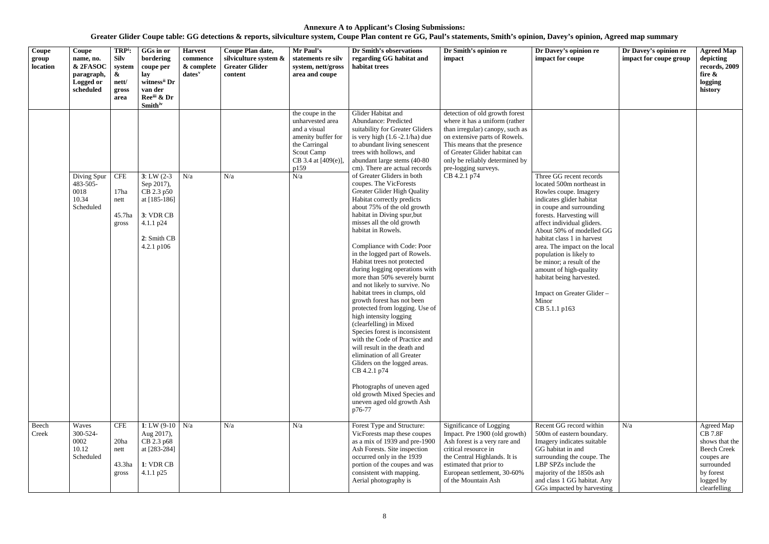**Annexure A to Applicant's Closing Submissions:**
**Greater Glider Coupe table: GG detections & reports, silviculture system, Coupe Plan content re GG, Paul's statements, Smith's opinion, Davey's opinion, Agreed map summary**

| Coupe group location | Coupe name, no. & 2FASOC paragraph, Logged or scheduled | TRP[i]: Silv system & nett/ gross area | GGs in or bordering coupe per lay witness[ii] Dr van der Ree[iii] & Dr Smith[iv] | Harvest commence & complete dates[v] | Coupe Plan date, silviculture system & Greater Glider content | Mr Paul's statements re silv system, nett/gross area and coupe | Dr Smith's observations regarding GG habitat and habitat trees | Dr Smith's opinion re impact | Dr Davey's opinion re impact for coupe | Dr Davey's opinion re impact for coupe group | Agreed Map depicting records, 2009 fire & logging history |
|---|---|---|---|---|---|---|---|---|---|---|---|
| | | | | | | the coupe in the unharvested area and a visual amenity buffer for the Carringal Scout Camp CB 3.4 at [409(e)], p159 | Glider Habitat and Abundance: Predicted suitability for Greater Gliders is very high (1.6 -2.1/ha) due to abundant living senescent trees with hollows, and abundant large stems (40-80 cm). There are actual records of Greater Gliders in both coupes. The VicForests Greater Glider High Quality Habitat correctly predicts about 75% of the old growth habitat in Diving spur,but misses all the old growth habitat in Rowels.<br><br>Compliance with Code: Poor in the logged part of Rowels. Habitat trees not protected during logging operations with more than 50% severely burnt and not likely to survive. No habitat trees in clumps, old growth forest has not been protected from logging. Use of high intensity logging (clearfelling) in Mixed Species forest is inconsistent with the Code of Practice and will result in the death and elimination of all Greater Gliders on the logged areas. CB 4.2.1 p74<br><br>Photographs of uneven aged old growth Mixed Species and uneven aged old growth Ash p76-77 | detection of old growth forest where it has a uniform (rather than irregular) canopy, such as on extensive parts of Rowels. This means that the presence of Greater Glider habitat can only be reliably determined by pre-logging surveys. CB 4.2.1 p74 | | | |
| | Diving Spur 483-505-0018 10.34 Scheduled | CFE<br><br>17ha nett<br><br>45.7ha gross | **3**: LW (2-3 Sep 2017), CB 2.3 p50 at [185-186]<br><br>**3**: VDR CB 4.1.1 p24<br><br>**2**: Smith CB 4.2.1 p106 | N/a | N/a | N/a | | | Three GG recent records located 500m northeast in Rowles coupe. Imagery indicates glider habitat in coupe and surrounding forests. Harvesting will affect individual gliders. About 50% of modelled GG habitat class 1 in harvest area. The impact on the local population is likely to be minor; a result of the amount of high-quality habitat being harvested.<br><br>Impact on Greater Glider – Minor<br>CB 5.1.1 p163 | | |
| Beech Creek | Waves 300-524-0002 10.12 Scheduled | CFE<br><br>20ha nett<br><br>43.3ha gross | **1**: LW (9-10 Aug 2017), CB 2.3 p68 at [283-284]<br><br>**1**: VDR CB 4.1.1 p25 | N/a | N/a | N/a | Forest Type and Structure: VicForests map these coupes as a mix of 1939 and pre-1900 Ash Forests. Site inspection occurred only in the 1939 portion of the coupes and was consistent with mapping. Aerial photography is | Significance of Logging Impact. Pre 1900 (old growth) Ash forest is a very rare and critical resource in the Central Highlands. It is estimated that prior to European settlement, 30-60% of the Mountain Ash | Recent GG record within 500m of eastern boundary. Imagery indicates suitable GG habitat in and surrounding the coupe. The LBP SPZs include the majority of the 1850s ash and class 1 GG habitat. Any GGs impacted by harvesting | N/a | Agreed Map CB 7.8F shows that the Beech Creek coupes are surrounded by forest logged by clearfelling |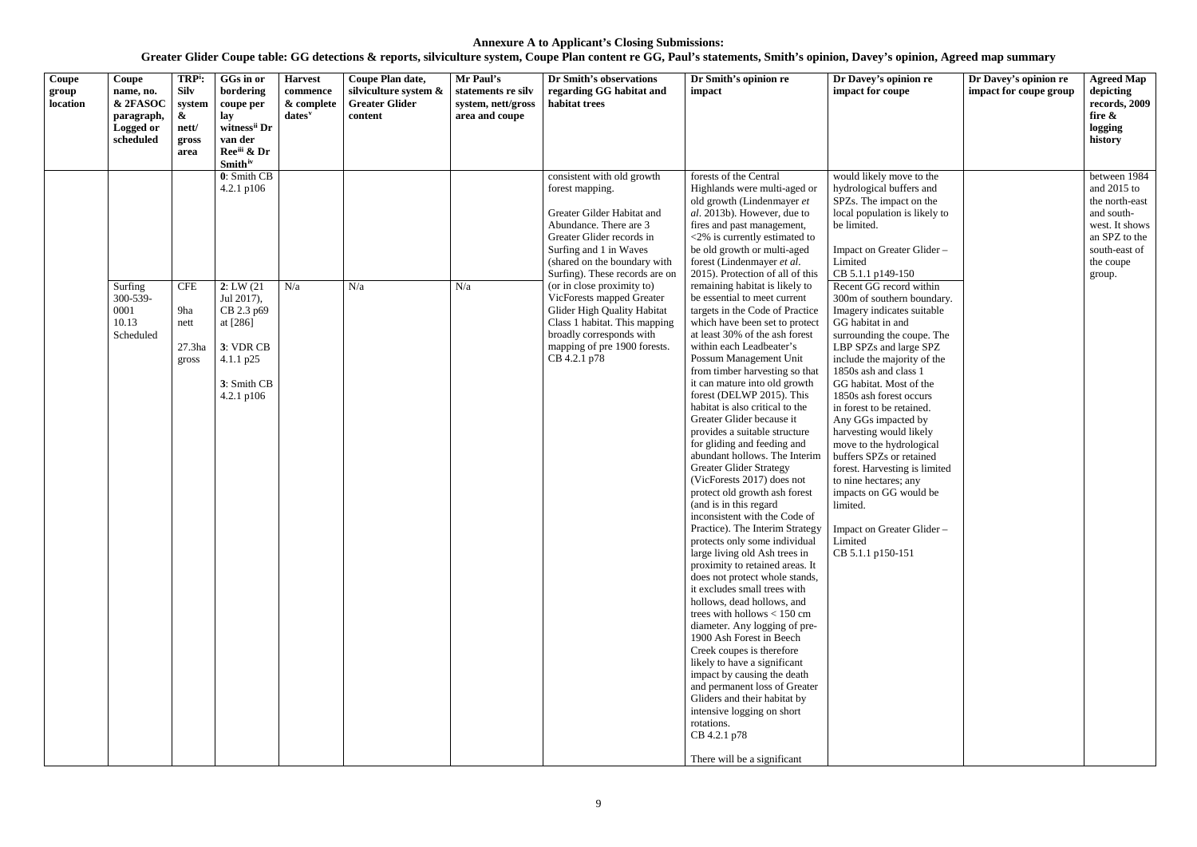**Annexure A to Applicant's Closing Submissions:**
**Greater Glider Coupe table: GG detections & reports, silviculture system, Coupe Plan content re GG, Paul's statements, Smith's opinion, Davey's opinion, Agreed map summary**

| Coupe group location | Coupe name, no. & 2FASOC paragraph, Logged or scheduled | TRP[i]: Silv system & nett/ gross area | GGs in or bordering coupe per lay witness[ii] Dr van der Ree[iii] & Dr Smith[iv] | Harvest commence & complete dates[v] | Coupe Plan date, silviculture system & Greater Glider content | Mr Paul's statements re silv system, nett/gross area and coupe | Dr Smith's observations regarding GG habitat and habitat trees | Dr Smith's opinion re impact | Dr Davey's opinion re impact for coupe | Dr Davey's opinion re impact for coupe group | Agreed Map depicting records, 2009 fire & logging history |
|---|---|---|---|---|---|---|---|---|---|---|---|
| | | | **0**: Smith CB 4.2.1 p106 | | | | consistent with old growth forest mapping.<br><br>Greater Gilder Habitat and Abundance. There are 3 Greater Glider records in Surfing and 1 in Waves (shared on the boundary with Surfing). These records are on (or in close proximity to) VicForests mapped Greater Glider High Quality Habitat Class 1 habitat. This mapping broadly corresponds with mapping of pre 1900 forests. CB 4.2.1 p78 | forests of the Central Highlands were multi-aged or old growth (Lindenmayer *et al*. 2013b). However, due to fires and past management, <2% is currently estimated to be old growth or multi-aged forest (Lindenmayer *et al*. 2015). Protection of all of this remaining habitat is likely to be essential to meet current targets in the Code of Practice which have been set to protect at least 30% of the ash forest within each Leadbeater's Possum Management Unit from timber harvesting so that it can mature into old growth forest (DELWP 2015). This habitat is also critical to the Greater Glider because it provides a suitable structure for gliding and feeding and abundant hollows. The Interim Greater Glider Strategy (VicForests 2017) does not protect old growth ash forest (and is in this regard inconsistent with the Code of Practice). The Interim Strategy protects only some individual large living old Ash trees in proximity to retained areas. It does not protect whole stands, it excludes small trees with hollows, dead hollows, and trees with hollows < 150 cm diameter. Any logging of pre-1900 Ash Forest in Beech Creek coupes is therefore likely to have a significant impact by causing the death and permanent loss of Greater Gliders and their habitat by intensive logging on short rotations.<br>CB 4.2.1 p78<br><br>There will be a significant | would likely move to the hydrological buffers and SPZs. The impact on the local population is likely to be limited.<br><br>Impact on Greater Glider – Limited<br>CB 5.1.1 p149-150 | | between 1984 and 2015 to the north-east and south-west. It shows an SPZ to the south-east of the coupe group. |
| | Surfing 300-539-0001 10.13 Scheduled | CFE<br><br>9ha nett<br><br>27.3ha gross | **2**: LW (21 Jul 2017), CB 2.3 p69 at [286]<br><br>**3**: VDR CB 4.1.1 p25<br><br>**3**: Smith CB 4.2.1 p106 | N/a | N/a | N/a | | | Recent GG record within 300m of southern boundary. Imagery indicates suitable GG habitat in and surrounding the coupe. The LBP SPZs and large SPZ include the majority of the 1850s ash and class 1 GG habitat. Most of the 1850s ash forest occurs in forest to be retained. Any GGs impacted by harvesting would likely move to the hydrological buffers SPZs or retained forest. Harvesting is limited to nine hectares; any impacts on GG would be limited.<br><br>Impact on Greater Glider – Limited<br>CB 5.1.1 p150-151 | | |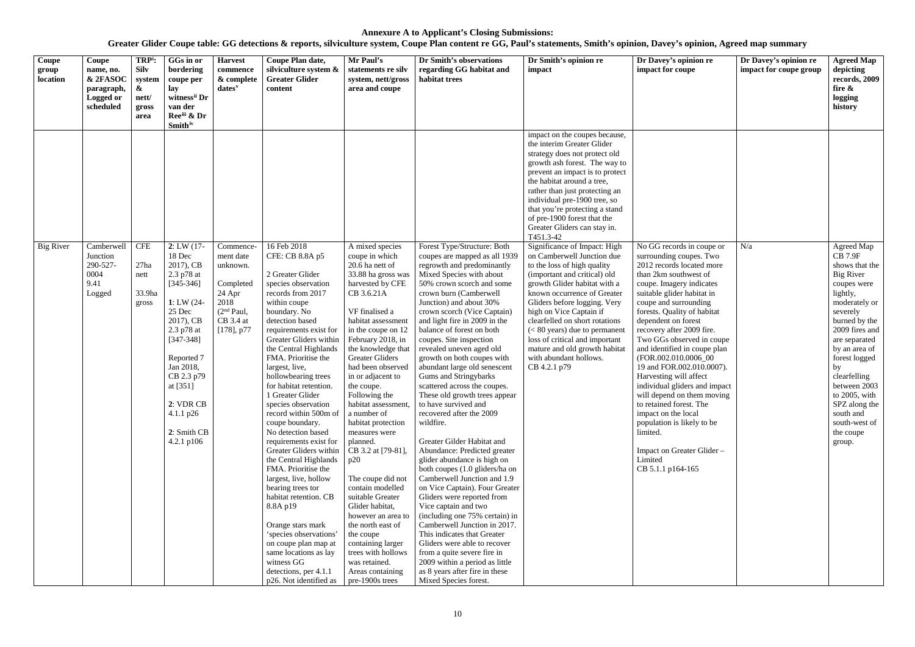**Annexure A to Applicant's Closing Submissions:**

**Greater Glider Coupe table: GG detections & reports, silviculture system, Coupe Plan content re GG, Paul's statements, Smith's opinion, Davey's opinion, Agreed map summary**

| Coupe group location | Coupe name, no. & 2FASOC paragraph, Logged or scheduled | TRP[i]: Silv system & nett/ gross area | GGs in or bordering coupe per lay witness[ii] Dr van der Ree[iii] & Dr Smith[iv] | Harvest commence & complete dates[v] | Coupe Plan date, silviculture system & Greater Glider content | Mr Paul's statements re silv system, nett/gross area and coupe | Dr Smith's observations regarding GG habitat and habitat trees | Dr Smith's opinion re impact | Dr Davey's opinion re impact for coupe | Dr Davey's opinion re impact for coupe group | Agreed Map depicting records, 2009 fire & logging history |
|---|---|---|---|---|---|---|---|---|---|---|---|
| | | | | | | | | impact on the coupes because, the interim Greater Glider strategy does not protect old growth ash forest. The way to prevent an impact is to protect the habitat around a tree, rather than just protecting an individual pre-1900 tree, so that you're protecting a stand of pre-1900 forest that the Greater Gliders can stay in. T451.3-42 | | | |
| Big River | Camberwell Junction 290-527-0004 9.41 Logged | CFE 27ha nett 33.9ha gross | **2**: LW (17-18 Dec 2017), CB 2.3 p78 at [345-346] **1**: LW (24-25 Dec 2017), CB 2.3 p78 at [347-348] Reported 7 Jan 2018, CB 2.3 p79 at [351] **2**: VDR CB 4.1.1 p26 **2**: Smith CB 4.2.1 p106 | Commence-ment date unknown. Completed 24 Apr 2018 (2nd Paul, CB 3.4 at [178], p77 | 16 Feb 2018 CFE: CB 8.8A p5 2 Greater Glider species observation records from 2017 within coupe boundary. No detection based requirements exist for Greater Gliders within the Central Highlands FMA. Prioritise the largest, live, hollowbearing trees for habitat retention. 1 Greater Glider species observation record within 500m of coupe boundary. No detection based requirements exist for Greater Gliders within the Central Highlands FMA. Prioritise the largest, live, hollow bearing trees tor habitat retention. CB 8.8A p19 Orange stars mark 'species observations' on coupe plan map at same locations as lay witness GG detections, per 4.1.1 p26. Not identified as | A mixed species coupe in which 20.6 ha nett of 33.88 ha gross was harvested by CFE CB 3.6.21A VF finalised a habitat assessment in the coupe on 12 February 2018, in the knowledge that Greater Gliders had been observed in or adjacent to the coupe. Following the habitat assessment, a number of habitat protection measures were planned. CB 3.2 at [79-81], p20 The coupe did not contain modelled suitable Greater Glider habitat, however an area to the north east of the coupe containing larger trees with hollows was retained. Areas containing pre-1900s trees | Forest Type/Structure: Both coupes are mapped as all 1939 regrowth and predominantly Mixed Species with about 50% crown scorch and some crown burn (Camberwell Junction) and about 30% crown scorch (Vice Captain) and light fire in 2009 in the balance of forest on both coupes. Site inspection revealed uneven aged old growth on both coupes with abundant large old senescent Gums and Stringybarks scattered across the coupes. These old growth trees appear to have survived and recovered after the 2009 wildfire. Greater Gilder Habitat and Abundance: Predicted greater glider abundance is high on both coupes (1.0 gliders/ha on Camberwell Junction and 1.9 on Vice Captain). Four Greater Gliders were reported from Vice captain and two (including one 75% certain) in Camberwell Junction in 2017. This indicates that Greater Gliders were able to recover from a quite severe fire in 2009 within a period as little as 8 years after fire in these Mixed Species forest. | Significance of Impact: High on Camberwell Junction due to the loss of high quality (important and critical) old growth Glider habitat with a known occurrence of Greater Gliders before logging. Very high on Vice Captain if clearfelled on short rotations (< 80 years) due to permanent loss of critical and important mature and old growth habitat with abundant hollows. CB 4.2.1 p79 | No GG records in coupe or surrounding coupes. Two 2012 records located more than 2km southwest of coupe. Imagery indicates suitable glider habitat in coupe and surrounding forests. Quality of habitat dependent on forest recovery after 2009 fire. Two GGs observed in coupe and identified in coupe plan (FOR.002.010.0006_00 19 and FOR.002.010.0007). Harvesting will affect individual gliders and impact will depend on them moving to retained forest. The impact on the local population is likely to be limited. Impact on Greater Glider – Limited CB 5.1.1 p164-165 | N/a | Agreed Map CB 7.9F shows that the Big River coupes were lightly, moderately or severely burned by the 2009 fires and are separated by an area of forest logged by clearfelling between 2003 to 2005, with SPZ along the south and south-west of the coupe group. |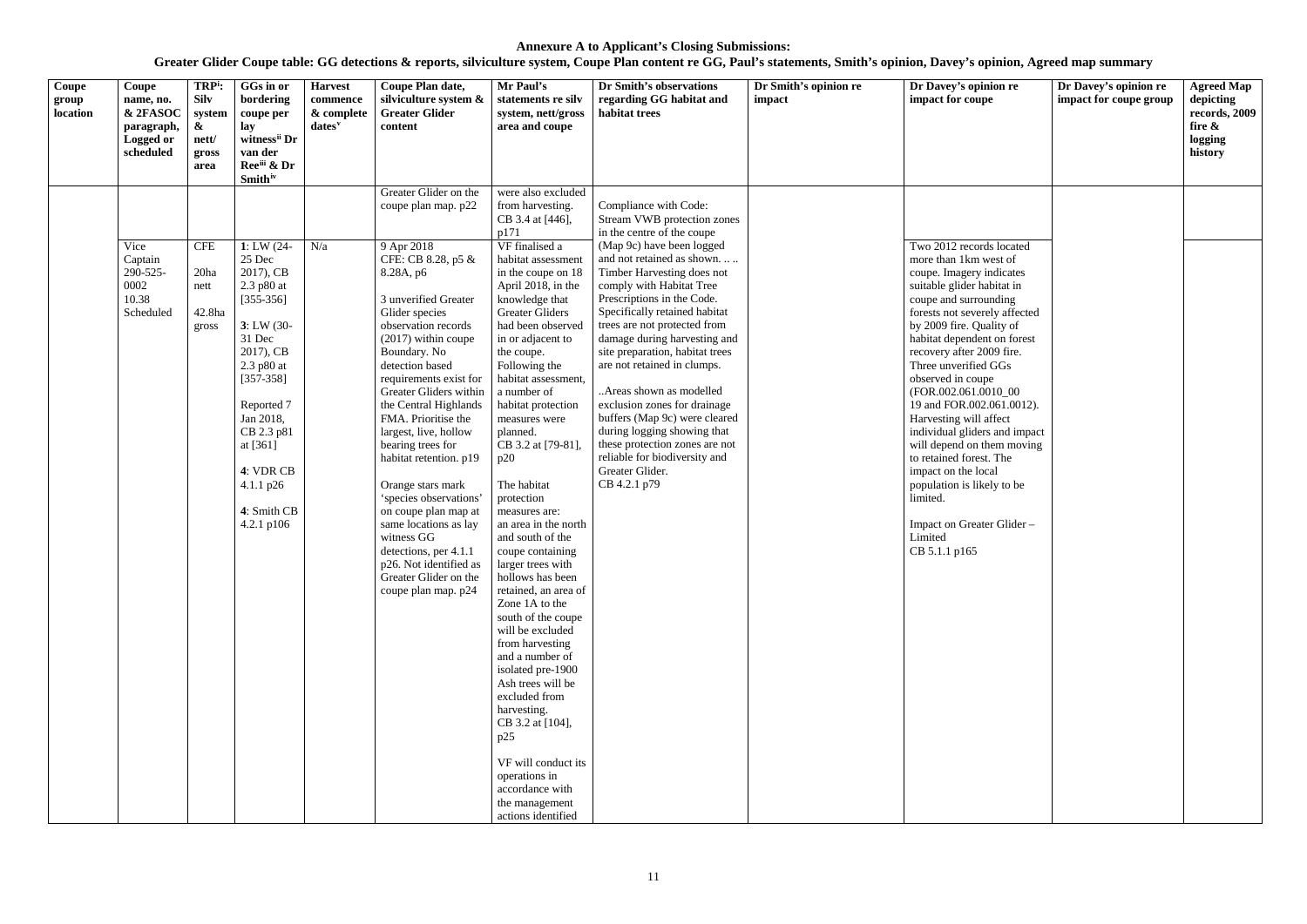**Annexure A to Applicant's Closing Submissions:**

**Greater Glider Coupe table: GG detections & reports, silviculture system, Coupe Plan content re GG, Paul's statements, Smith's opinion, Davey's opinion, Agreed map summary**

| Coupe group location | Coupe name, no. & 2FASOC paragraph, Logged or scheduled | TRP[i]: Silv system & nett/ gross area | GGs in or bordering coupe per lay witness[ii] Dr van der Ree[iii] & Dr Smith[iv] | Harvest commence & complete dates[v] | Coupe Plan date, silviculture system & Greater Glider content | Mr Paul's statements re silv system, nett/gross area and coupe | Dr Smith's observations regarding GG habitat and habitat trees | Dr Smith's opinion re impact | Dr Davey's opinion re impact for coupe | Dr Davey's opinion re impact for coupe group | Agreed Map depicting records, 2009 fire & logging history |
|---|---|---|---|---|---|---|---|---|---|---|---|
| | | | | | Greater Glider on the coupe plan map. p22 | were also excluded from harvesting. CB 3.4 at [446], p171 | | | | | |
| | Vice Captain 290-525-0002 10.38 Scheduled | CFE 20ha nett 42.8ha gross | 1: LW (24-25 Dec 2017), CB 2.3 p80 at [355-356] 3: LW (30-31 Dec 2017), CB 2.3 p80 at [357-358] Reported 7 Jan 2018, CB 2.3 p81 at [361] 4: VDR CB 4.1.1 p26 4: Smith CB 4.2.1 p106 | N/a | 9 Apr 2018 CFE: CB 8.28, p5 & 8.28A, p6 3 unverified Greater Glider species observation records (2017) within coupe Boundary. No detection based requirements exist for Greater Gliders within the Central Highlands FMA. Prioritise the largest, live, hollow bearing trees for habitat retention. p19 Orange stars mark 'species observations' on coupe plan map at same locations as lay witness GG detections, per 4.1.1 p26. Not identified as Greater Glider on the coupe plan map. p24 | VF finalised a habitat assessment in the coupe on 18 April 2018, in the knowledge that Greater Gliders had been observed in or adjacent to the coupe. Following the habitat assessment, a number of habitat protection measures were planned. CB 3.2 at [79-81], p20 The habitat protection measures are: an area in the north and south of the coupe containing larger trees with hollows has been retained, an area of Zone 1A to the south of the coupe will be excluded from harvesting and a number of isolated pre-1900 Ash trees will be excluded from harvesting. CB 3.2 at [104], p25 VF will conduct its operations in accordance with the management actions identified | Compliance with Code: Stream VWB protection zones in the centre of the coupe (Map 9c) have been logged and not retained as shown. .. .. Timber Harvesting does not comply with Habitat Tree Prescriptions in the Code. Specifically retained habitat trees are not protected from damage during harvesting and site preparation, habitat trees are not retained in clumps. ..Areas shown as modelled exclusion zones for drainage buffers (Map 9c) were cleared during logging showing that these protection zones are not reliable for biodiversity and Greater Glider. CB 4.2.1 p79 | | Two 2012 records located more than 1km west of coupe. Imagery indicates suitable glider habitat in coupe and surrounding forests not severely affected by 2009 fire. Quality of habitat dependent on forest recovery after 2009 fire. Three unverified GGs observed in coupe (FOR.002.061.0010_00 19 and FOR.002.061.0012). Harvesting will affect individual gliders and impact will depend on them moving to retained forest. The impact on the local population is likely to be limited. Impact on Greater Glider – Limited CB 5.1.1 p165 | | |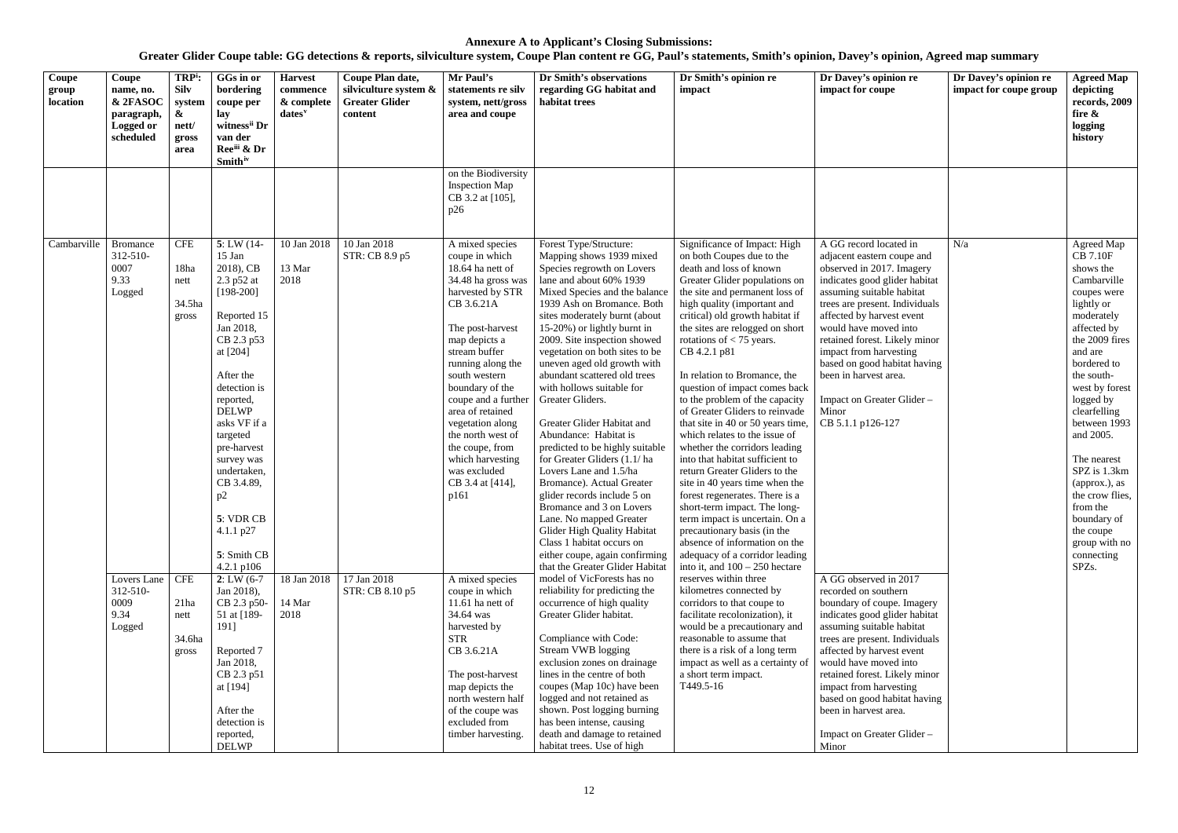**Annexure A to Applicant's Closing Submissions:**
**Greater Glider Coupe table: GG detections & reports, silviculture system, Coupe Plan content re GG, Paul's statements, Smith's opinion, Davey's opinion, Agreed map summary**

| Coupe group location | Coupe name, no. & 2FASOC paragraph, Logged or scheduled | TRP[i]: Silv system & nett/ gross area | GGs in or bordering coupe per lay witness[ii] Dr van der Ree[iii] & Dr Smith[iv] | Harvest commence & complete dates[v] | Coupe Plan date, silviculture system & Greater Glider content | Mr Paul's statements re silv system, nett/gross area and coupe | Dr Smith's observations regarding GG habitat and habitat trees | Dr Smith's opinion re impact | Dr Davey's opinion re impact for coupe | Dr Davey's opinion re impact for coupe group | Agreed Map depicting records, 2009 fire & logging history |
|---|---|---|---|---|---|---|---|---|---|---|---|
| | | | | | | on the Biodiversity Inspection Map CB 3.2 at [105], p26 | | | | | |
| Cambarville | Bromance 312-510-0007 9.33 Logged | CFE 18ha nett 34.5ha gross | 5: LW (14-15 Jan 2018), CB 2.3 p52 at [198-200] Reported 15 Jan 2018, CB 2.3 p53 at [204] After the detection is reported, DELWP asks VF if a targeted pre-harvest survey was undertaken, CB 3.4.89, p2 5: VDR CB 4.1.1 p27 5: Smith CB 4.2.1 p106 | 10 Jan 2018 13 Mar 2018 | 10 Jan 2018 STR: CB 8.9 p5 | A mixed species coupe in which 18.64 ha nett of 34.48 ha gross was harvested by STR CB 3.6.21A The post-harvest map depicts a stream buffer running along the south western boundary of the coupe and a further area of retained vegetation along the north west of the coupe, from which harvesting was excluded CB 3.4 at [414], p161 | Forest Type/Structure: Mapping shows 1939 mixed Species regrowth on Lovers lane and about 60% 1939 Mixed Species and the balance 1939 Ash on Bromance. Both sites moderately burnt (about 15-20%) or lightly burnt in 2009. Site inspection showed vegetation on both sites to be uneven aged old growth with abundant scattered old trees with hollows suitable for Greater Gliders. Greater Glider Habitat and Abundance: Habitat is predicted to be highly suitable for Greater Gliders (1.1/ ha Lovers Lane and 1.5/ha Bromance). Actual Greater glider records include 5 on Bromance and 3 on Lovers Lane. No mapped Greater Glider High Quality Habitat Class 1 habitat occurs on either coupe, again confirming that the Greater Glider Habitat model of VicForests has no reliability for predicting the occurrence of high quality Greater Glider habitat. Compliance with Code: Stream VWB logging exclusion zones on drainage lines in the centre of both coupes (Map 10c) have been logged and not retained as shown. Post logging burning has been intense, causing death and damage to retained habitat trees. Use of high | Significance of Impact: High on both Coupes due to the death and loss of known Greater Glider populations on the site and permanent loss of high quality (important and critical) old growth habitat if the sites are relogged on short rotations of < 75 years. CB 4.2.1 p81 In relation to Bromance, the question of impact comes back to the problem of the capacity of Greater Gliders to reinvade that site in 40 or 50 years time, which relates to the issue of whether the corridors leading into that habitat sufficient to return Greater Gliders to the site in 40 years time when the forest regenerates. There is a short-term impact. The long-term impact is uncertain. On a precautionary basis (in the absence of information on the adequacy of a corridor leading into it, and 100 – 250 hectare reserves within three kilometres connected by corridors to that coupe to facilitate recolonization), it would be a precautionary and reasonable to assume that there is a risk of a long term impact as well as a certainty of a short term impact. T449.5-16 | A GG record located in adjacent eastern coupe and observed in 2017. Imagery indicates good glider habitat assuming suitable habitat trees are present. Individuals affected by harvest event would have moved into retained forest. Likely minor impact from harvesting based on good habitat having been in harvest area. Impact on Greater Glider – Minor CB 5.1.1 p126-127 | N/a | Agreed Map CB 7.10F shows the Cambarville coupes were lightly or moderately affected by the 2009 fires and are bordered to the south-west by forest logged by clearfelling between 1993 and 2005. The nearest SPZ is 1.3km (approx.), as the crow flies, from the boundary of the coupe group with no connecting SPZs. |
| | Lovers Lane 312-510-0009 9.34 Logged | CFE 21ha nett 34.6ha gross | 2: LW (6-7 Jan 2018), CB 2.3 p50-51 at [189-191] Reported 7 Jan 2018, CB 2.3 p51 at [194] After the detection is reported, DELWP | 18 Jan 2018 14 Mar 2018 | 17 Jan 2018 STR: CB 8.10 p5 | A mixed species coupe in which 11.61 ha nett of 34.64 was harvested by STR CB 3.6.21A The post-harvest map depicts the north western half of the coupe was excluded from timber harvesting. | | | A GG observed in 2017 recorded on southern boundary of coupe. Imagery indicates good glider habitat assuming suitable habitat trees are present. Individuals affected by harvest event would have moved into retained forest. Likely minor impact from harvesting based on good habitat having been in harvest area. Impact on Greater Glider – Minor | | |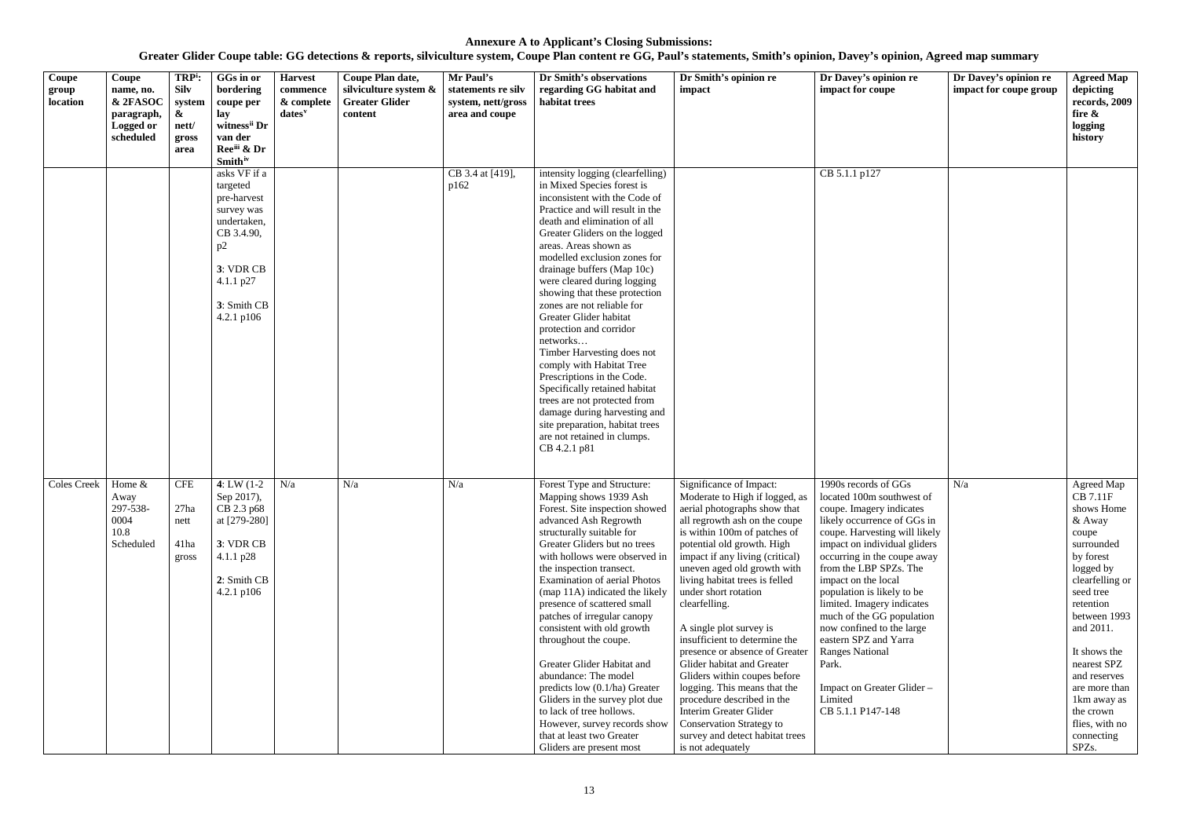**Annexure A to Applicant's Closing Submissions:**

**Greater Glider Coupe table: GG detections & reports, silviculture system, Coupe Plan content re GG, Paul's statements, Smith's opinion, Davey's opinion, Agreed map summary**

| Coupe group location | Coupe name, no. & 2FASOC paragraph, Logged or scheduled | TRP[i]: Silv system & nett/ gross area | GGs in or bordering coupe per lay witness[ii] Dr van der Ree[iii] & Dr Smith[iv] | Harvest commence & complete dates[v] | Coupe Plan date, silviculture system & Greater Glider content | Mr Paul's statements re silv system, nett/gross area and coupe | Dr Smith's observations regarding GG habitat and habitat trees | Dr Smith's opinion re impact | Dr Davey's opinion re impact for coupe | Dr Davey's opinion re impact for coupe group | Agreed Map depicting records, 2009 fire & logging history |
|---|---|---|---|---|---|---|---|---|---|---|---|
| | | | asks VF if a targeted pre-harvest survey was undertaken, CB 3.4.90, p2<br><br>**3**: VDR CB 4.1.1 p27<br><br>**3**: Smith CB 4.2.1 p106 | | | CB 3.4 at [419], p162 | intensity logging (clearfelling) in Mixed Species forest is inconsistent with the Code of Practice and will result in the death and elimination of all Greater Gliders on the logged areas. Areas shown as modelled exclusion zones for drainage buffers (Map 10c) were cleared during logging showing that these protection zones are not reliable for Greater Glider habitat protection and corridor networks…<br>Timber Harvesting does not comply with Habitat Tree Prescriptions in the Code. Specifically retained habitat trees are not protected from damage during harvesting and site preparation, habitat trees are not retained in clumps. CB 4.2.1 p81 | | CB 5.1.1 p127 | | |
| Coles Creek | Home & Away 297-538-0004 10.8 Scheduled | CFE<br><br>27ha nett<br><br>41ha gross | **4**: LW (1-2 Sep 2017), CB 2.3 p68 at [279-280]<br><br>**3**: VDR CB 4.1.1 p28<br><br>**2**: Smith CB 4.2.1 p106 | N/a | N/a | N/a | Forest Type and Structure: Mapping shows 1939 Ash Forest. Site inspection showed advanced Ash Regrowth structurally suitable for Greater Gliders but no trees with hollows were observed in the inspection transect. Examination of aerial Photos (map 11A) indicated the likely presence of scattered small patches of irregular canopy consistent with old growth throughout the coupe.<br><br>Greater Glider Habitat and abundance: The model predicts low (0.1/ha) Greater Gliders in the survey plot due to lack of tree hollows. However, survey records show that at least two Greater Gliders are present most | Significance of Impact: Moderate to High if logged, as aerial photographs show that all regrowth ash on the coupe is within 100m of patches of potential old growth. High impact if any living (critical) uneven aged old growth with living habitat trees is felled under short rotation clearfelling.<br><br>A single plot survey is insufficient to determine the presence or absence of Greater Glider habitat and Greater Gliders within coupes before logging. This means that the procedure described in the Interim Greater Glider Conservation Strategy to survey and detect habitat trees is not adequately | 1990s records of GGs located 100m southwest of coupe. Imagery indicates likely occurrence of GGs in coupe. Harvesting will likely impact on individual gliders occurring in the coupe away from the LBP SPZs. The impact on the local population is likely to be limited. Imagery indicates much of the GG population now confined to the large eastern SPZ and Yarra Ranges National Park.<br><br>Impact on Greater Glider – Limited<br>CB 5.1.1 P147-148 | N/a | Agreed Map CB 7.11F shows Home & Away coupe surrounded by forest logged by clearfelling or seed tree retention between 1993 and 2011.<br><br>It shows the nearest SPZ and reserves are more than 1km away as the crown flies, with no connecting SPZs. |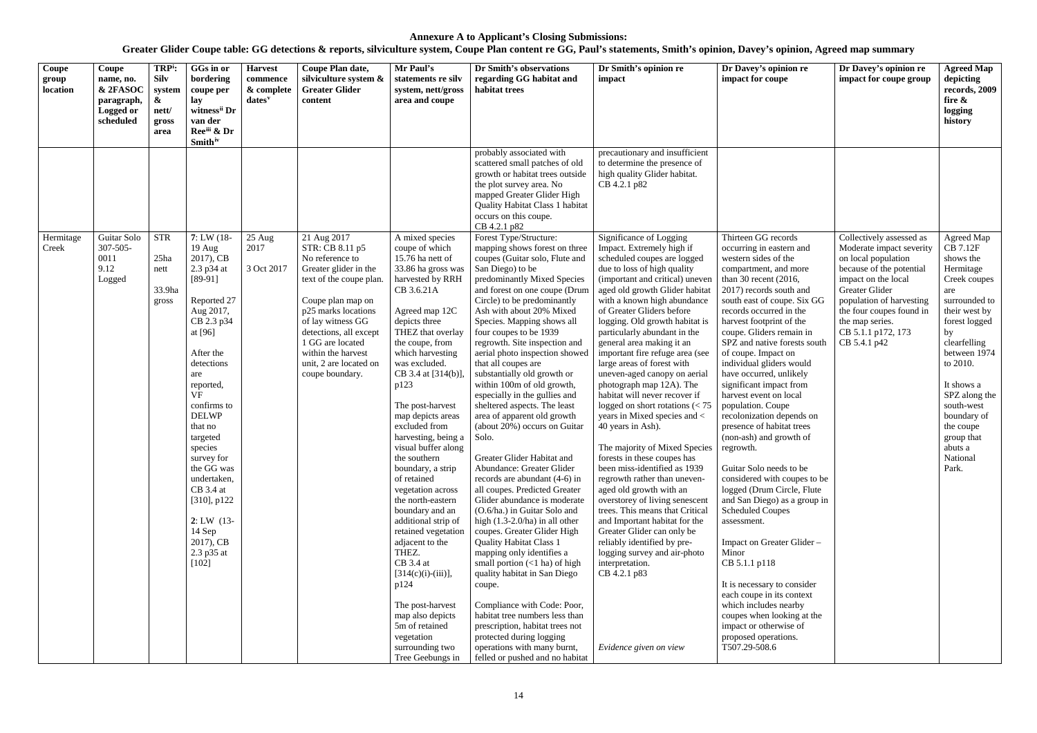**Annexure A to Applicant's Closing Submissions:**
**Greater Glider Coupe table: GG detections & reports, silviculture system, Coupe Plan content re GG, Paul's statements, Smith's opinion, Davey's opinion, Agreed map summary**

| Coupe group location | Coupe name, no. & 2FASOC paragraph, Logged or scheduled | TRP[i]: Silv system & nett/ gross area | GGs in or bordering coupe per lay witness[ii] Dr van der Ree[iii] & Dr Smith[iv] | Harvest commence & complete dates[v] | Coupe Plan date, silviculture system & Greater Glider content | Mr Paul's statements re silv system, nett/gross area and coupe | Dr Smith's observations regarding GG habitat and habitat trees | Dr Smith's opinion re impact | Dr Davey's opinion re impact for coupe | Dr Davey's opinion re impact for coupe group | Agreed Map depicting records, 2009 fire & logging history |
|---|---|---|---|---|---|---|---|---|---|---|---|
| | | | | | | | probably associated with scattered small patches of old growth or habitat trees outside the plot survey area. No mapped Greater Glider High Quality Habitat Class 1 habitat occurs on this coupe. CB 4.2.1 p82 | precautionary and insufficient to determine the presence of high quality Glider habitat. CB 4.2.1 p82 | | | |
| Hermitage Creek | Guitar Solo 307-505-0011 9.12 Logged | STR<br><br>25ha nett<br><br>33.9ha gross | **7**: LW (18-19 Aug 2017), CB 2.3 p34 at [89-91]<br><br>Reported 27 Aug 2017, CB 2.3 p34 at [96]<br><br>After the detections are reported, VF confirms to the DELWP that no targeted species survey for the GG was undertaken, CB 3.4 at [310], p122<br><br>**2**: LW (13-14 Sep 2017), CB 2.3 p35 at [102] | 25 Aug 2017<br><br>3 Oct 2017 | 21 Aug 2017<br>STR: CB 8.11 p5<br>No reference to Greater glider in the text of the coupe plan.<br><br>Coupe plan map on p25 marks locations of lay witness GG detections, all except 1 GG are located within the harvest unit, 2 are located on coupe boundary. | A mixed species coupe of which 15.76 ha nett of 33.86 ha gross was harvested by RRH CB 3.6.21A<br><br>Agreed map 12C depicts three THEZ that overlay the coupe, from which harvesting was excluded. CB 3.4 at [314(b)], p123<br><br>The post-harvest map depicts areas excluded from harvesting, being a visual buffer along the southern boundary, a strip of retained vegetation across the north-eastern boundary and an additional strip of retained vegetation adjacent to the THEZ.<br>CB 3.4 at [314(c)(i)-(iii)], p124<br><br>The post-harvest map also depicts 5m of retained vegetation surrounding two Tree Geebungs in | Forest Type/Structure: mapping shows forest on three coupes (Guitar solo, Flute and San Diego) to be predominantly Mixed Species and forest on one coupe (Drum Circle) to be predominantly Ash with about 20% Mixed Species. Mapping shows all four coupes to be 1939 regrowth. Site inspection and aerial photo inspection showed that all coupes are substantially old growth or within 100m of old growth, especially in the gullies and sheltered aspects. The least area of apparent old growth (about 20%) occurs on Guitar Solo.<br><br>Greater Glider Habitat and Abundance: Greater Glider records are abundant (4-6) in all coupes. Predicted Greater Glider abundance is moderate (O.6/ha.) in Guitar Solo and high (1.3-2.0/ha) in all other coupes. Greater Glider High Quality Habitat Class 1 mapping only identifies a small portion (<1 ha) of high quality habitat in San Diego coupe.<br><br>Compliance with Code: Poor, habitat tree numbers less than prescription, habitat trees not protected during logging operations with many burnt, felled or pushed and no habitat | Significance of Logging Impact. Extremely high if scheduled coupes are logged due to loss of high quality (important and critical) uneven aged old growth Glider habitat with a known high abundance of Greater Gliders before logging. Old growth habitat is particularly abundant in the general area making it an important fire refuge area (see large areas of forest with uneven-aged canopy on aerial photograph map 12A). The habitat will never recover if logged on short rotations (< 75 years in Mixed species and < 40 years in Ash).<br><br>The majority of Mixed Species forests in these coupes has been miss-identified as 1939 regrowth rather than uneven-aged old growth with an overstorey of living senescent trees. This means that Critical and Important habitat for the Greater Glider can only be reliably identified by pre-logging survey and air-photo interpretation.<br>CB 4.2.1 p83<br><br>*Evidence given on view* | Thirteen GG records occurring in eastern and western sides of the compartment, and more than 30 recent (2016, 2017) records south and south east of coupe. Six GG records occurred in the harvest footprint of the coupe. Gliders remain in SPZ and native forests south of coupe. Impact on individual gliders would have occurred, unlikely significant impact from harvest event on local population. Coupe recolonization depends on presence of habitat trees (non-ash) and growth of regrowth.<br><br>Guitar Solo needs to be considered with coupes to be logged (Drum Circle, Flute and San Diego) as a group in Scheduled Coupes assessment.<br><br>Impact on Greater Glider – Minor<br>CB 5.1.1 p118<br><br>It is necessary to consider each coupe in its context which includes nearby coupes when looking at the impact or otherwise of proposed operations.<br>T507.29-508.6 | Collectively assessed as Moderate impact severity on local population because of the potential impact on the local Greater Glider population of harvesting the four coupes found in the map series.<br>CB 5.1.1 p172, 173<br>CB 5.4.1 p42 | Agreed Map CB 7.12F shows the Hermitage Creek coupes are surrounded to their west by forest logged by clearfelling between 1974 to 2010.<br><br>It shows a SPZ along the south-west boundary of the coupe group that abuts a National Park. |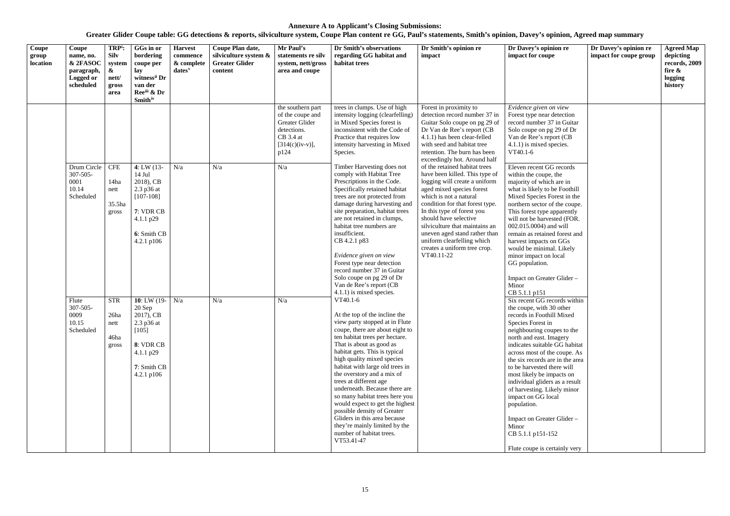**Annexure A to Applicant's Closing Submissions:**

**Greater Glider Coupe table: GG detections & reports, silviculture system, Coupe Plan content re GG, Paul's statements, Smith's opinion, Davey's opinion, Agreed map summary**

| Coupe group location | Coupe name, no. & 2FASOC paragraph, Logged or scheduled | TRP[i]: Silv system & nett/ gross area | GGs in or bordering coupe per lay witness[ii] Dr van der Ree[iii] & Dr Smith[iv] | Harvest commence & complete dates[v] | Coupe Plan date, silviculture system & Greater Glider content | Mr Paul's statements re silv system, nett/gross area and coupe | Dr Smith's observations regarding GG habitat and habitat trees | Dr Smith's opinion re impact | Dr Davey's opinion re impact for coupe | Dr Davey's opinion re impact for coupe group | Agreed Map depicting records, 2009 fire & logging history |
|---|---|---|---|---|---|---|---|---|---|---|---|
| | | | | | | the southern part of the coupe and Greater Glider detections. CB 3.4 at [314(c)(iv-v)], p124 | trees in clumps. Use of high intensity logging (clearfelling) in Mixed Species forest is inconsistent with the Code of Practice that requires low intensity harvesting in Mixed Species. | Forest in proximity to detection record number 37 in Guitar Solo coupe on pg 29 of Dr Van de Ree's report (CB 4.1.1) has been clear-felled with seed and habitat tree retention. The burn has been exceedingly hot. Around half of the retained habitat trees have been killed. This type of logging will create a uniform aged mixed species forest which is not a natural condition for that forest type. In this type of forest you should have selective silviculture that maintains an uneven aged stand rather than uniform clearfelling which creates a uniform tree crop. VT40.11-22 | *Evidence given on view* Forest type near detection record number 37 in Guitar Solo coupe on pg 29 of Dr Van de Ree's report (CB 4.1.1) is mixed species. VT40.1-6 | | |
| | Drum Circle 307-505-0001 10.14 Scheduled | CFE 14ha nett 35.5ha gross | **4**: LW (13-14 Jul 2018), CB 2.3 p36 at [107-108] **7**: VDR CB 4.1.1 p29 **6**: Smith CB 4.2.1 p106 | N/a | N/a | N/a | Timber Harvesting does not comply with Habitat Tree Prescriptions in the Code. Specifically retained habitat trees are not protected from damage during harvesting and site preparation, habitat trees are not retained in clumps, habitat tree numbers are insufficient. CB 4.2.1 p83 *Evidence given on view* Forest type near detection record number 37 in Guitar Solo coupe on pg 29 of Dr Van de Ree's report (CB 4.1.1) is mixed species. VT40.1-6 | | Eleven recent GG records within the coupe, the majority of which are in what is likely to be Foothill Mixed Species Forest in the northern sector of the coupe. This forest type apparently will not be harvested (FOR. 002.015.0004) and will remain as retained forest and harvest impacts on GGs would be minimal. Likely minor impact on local GG population. Impact on Greater Glider – Minor CB 5.1.1 p151 | | |
| | Flute 307-505-0009 10.15 Scheduled | STR 26ha nett 46ha gross | **10**: LW (19-20 Sep 2017), CB 2.3 p36 at [105] **8**: VDR CB 4.1.1 p29 **7**: Smith CB 4.2.1 p106 | N/a | N/a | N/a | At the top of the incline the view party stopped at in Flute coupe, there are about eight to ten habitat trees per hectare. That is about as good as habitat gets. This is typical high quality mixed species habitat with large old trees in the overstory and a mix of trees at different age underneath. Because there are so many habitat trees here you would expect to get the highest possible density of Greater Gliders in this area because they're mainly limited by the number of habitat trees. VT53.41-47 | | Six recent GG records within the coupe, with 30 other records in Foothill Mixed Species Forest in neighbouring coupes to the north and east. Imagery indicates suitable GG habitat across most of the coupe. As the six records are in the area to be harvested there will most likely be impacts on individual gliders as a result of harvesting. Likely minor impact on GG local population. Impact on Greater Glider – Minor CB 5.1.1 p151-152 Flute coupe is certainly very | | |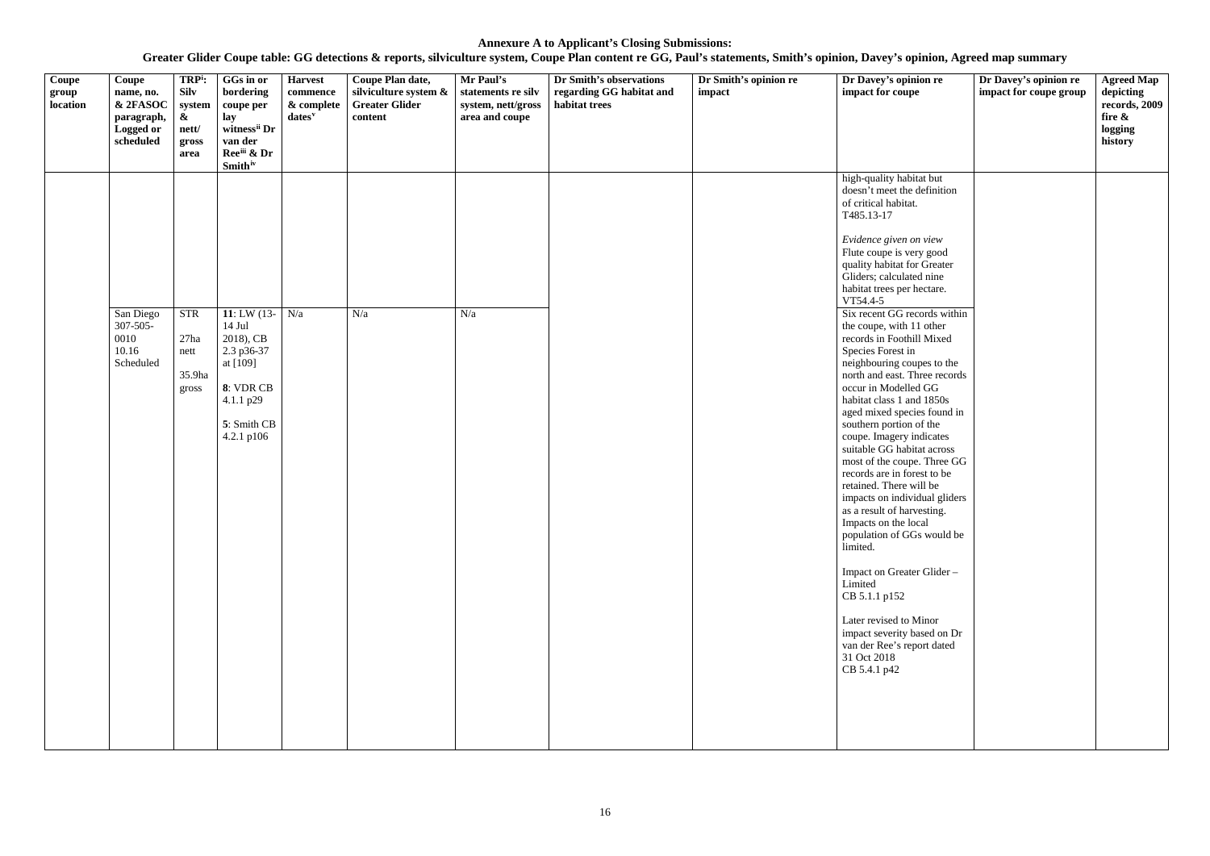**Annexure A to Applicant's Closing Submissions:**

**Greater Glider Coupe table: GG detections & reports, silviculture system, Coupe Plan content re GG, Paul's statements, Smith's opinion, Davey's opinion, Agreed map summary**

| Coupe group location | Coupe name, no. & 2FASOC paragraph, Logged or scheduled | TRP[i]: Silv system & nett/ gross area | GGs in or bordering coupe per lay witness[ii] Dr van der Ree[iii] & Dr Smith[iv] | Harvest commence & complete dates[v] | Coupe Plan date, silviculture system & Greater Glider content | Mr Paul's statements re silv system, nett/gross area and coupe | Dr Smith's observations regarding GG habitat and habitat trees | Dr Smith's opinion re impact | Dr Davey's opinion re impact for coupe | Dr Davey's opinion re impact for coupe group | Agreed Map depicting records, 2009 fire & logging history |
|---|---|---|---|---|---|---|---|---|---|---|---|
| | | | | | | | | | high-quality habitat but doesn't meet the definition of critical habitat. T485.13-17<br><br>*Evidence given on view* Flute coupe is very good quality habitat for Greater Gliders; calculated nine habitat trees per hectare. VT54.4-5 | | |
| | San Diego 307-505-0010 10.16 Scheduled | STR<br><br>27ha nett<br><br>35.9ha gross | **11**: LW (13-14 Jul 2018), CB 2.3 p36-37 at [109]<br><br>**8**: VDR CB 4.1.1 p29<br><br>**5**: Smith CB 4.2.1 p106 | N/a | N/a | N/a | | | Six recent GG records within the coupe, with 11 other records in Foothill Mixed Species Forest in neighbouring coupes to the north and east. Three records occur in Modelled GG habitat class 1 and 1850s aged mixed species found in southern portion of the coupe. Imagery indicates suitable GG habitat across most of the coupe. Three GG records are in forest to be retained. There will be impacts on individual gliders as a result of harvesting. Impacts on the local population of GGs would be limited.<br><br>Impact on Greater Glider – Limited<br>CB 5.1.1 p152<br><br>Later revised to Minor impact severity based on Dr van der Ree's report dated 31 Oct 2018<br>CB 5.4.1 p42 | | |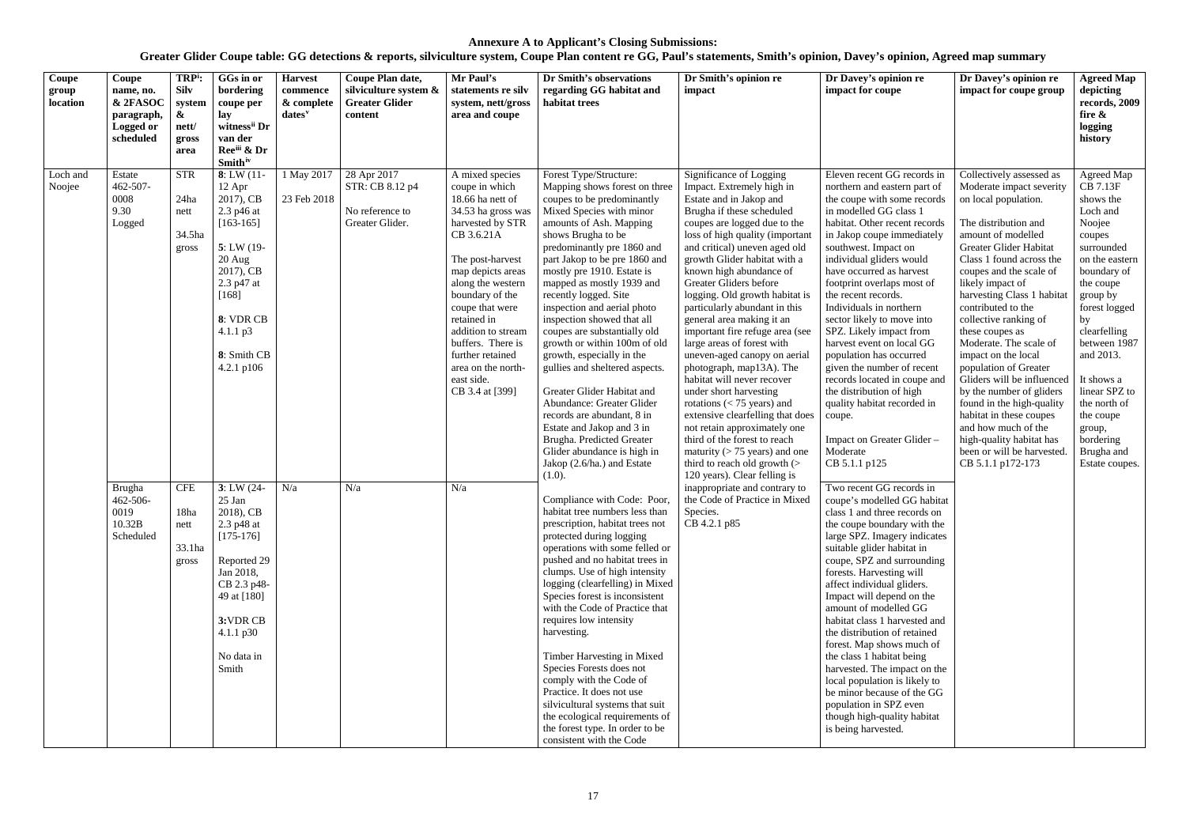**Annexure A to Applicant's Closing Submissions:**
**Greater Glider Coupe table: GG detections & reports, silviculture system, Coupe Plan content re GG, Paul's statements, Smith's opinion, Davey's opinion, Agreed map summary**

| Coupe group location | Coupe name, no. & 2FASOC paragraph, Logged or scheduled | TRP[i]: Silv system & nett/ gross area | GGs in or bordering coupe per lay witness[ii] Dr van der Ree[iii] & Dr Smith[iv] | Harvest commence & complete dates[v] | Coupe Plan date, silviculture system & Greater Glider content | Mr Paul's statements re silv system, nett/gross area and coupe | Dr Smith's observations regarding GG habitat and habitat trees | Dr Smith's opinion re impact | Dr Davey's opinion re impact for coupe | Dr Davey's opinion re impact for coupe group | Agreed Map depicting records, 2009 fire & logging history |
|---|---|---|---|---|---|---|---|---|---|---|---|
| Loch and Noojee | Estate 462-507-0008 9.30 Logged | STR 24ha nett 34.5ha gross | 8: LW (11-12 Apr 2017), CB 2.3 p46 at [163-165] 5: LW (19-20 Aug 2017), CB 2.3 p47 at [168] 8: VDR CB 4.1.1 p3 8: Smith CB 4.2.1 p106 | 1 May 2017 23 Feb 2018 | 28 Apr 2017 STR: CB 8.12 p4 No reference to Greater Glider. | A mixed species coupe in which 18.66 ha nett of 34.53 ha gross was harvested by STR CB 3.6.21A The post-harvest map depicts areas along the western boundary of the coupe that were retained in addition to stream buffers. There is further retained area on the north-east side. CB 3.4 at [399] | Forest Type/Structure: Mapping shows forest on three coupes to be predominantly Mixed Species with minor amounts of Ash. Mapping shows Brugha to be predominantly pre 1860 and part Jakop to be pre 1860 and mostly pre 1910. Estate is mapped as mostly 1939 and recently logged. Site inspection and aerial photo inspection showed that all coupes are substantially old growth or within 100m of old growth, especially in the gullies and sheltered aspects. Greater Glider Habitat and Abundance: Greater Glider records are abundant, 8 in Estate and Jakop and 3 in Brugha. Predicted Greater Glider abundance is high in Jakop (2.6/ha.) and Estate (1.0). Compliance with Code: Poor, habitat tree numbers less than prescription, habitat trees not protected during logging operations with some felled or pushed and no habitat trees in clumps. Use of high intensity logging (clearfelling) in Mixed Species forest is inconsistent with the Code of Practice that requires low intensity harvesting. Timber Harvesting in Mixed Species Forests does not comply with the Code of Practice. It does not use silvicultural systems that suit the ecological requirements of the forest type. In order to be consistent with the Code | Significance of Logging Impact. Extremely high in Estate and in Jakop and Brugha if these scheduled coupes are logged due to the loss of high quality (important and critical) uneven aged old growth Glider habitat with a known high abundance of Greater Gliders before logging. Old growth habitat is particularly abundant in this general area making it an important fire refuge area (see large areas of forest with uneven-aged canopy on aerial photograph, map13A). The habitat will never recover under short harvesting rotations (< 75 years) and extensive clearfelling that does not retain approximately one third of the forest to reach maturity (> 75 years) and one third to reach old growth (> 120 years). Clear felling is inappropriate and contrary to the Code of Practice in Mixed Species. CB 4.2.1 p85 | Eleven recent GG records in northern and eastern part of the coupe with some records in modelled GG class 1 habitat. Other recent records in Jakop coupe immediately southwest. Impact on individual gliders would have occurred as harvest footprint overlaps most of the recent records. Individuals in northern sector likely to move into SPZ. Likely impact from harvest event on local GG population has occurred given the number of recent records located in coupe and the distribution of high quality habitat recorded in coupe. Impact on Greater Glider – Moderate CB 5.1.1 p125 | Collectively assessed as Moderate impact severity on local population. The distribution and amount of modelled Greater Glider Habitat Class 1 found across the coupes and the scale of likely impact of harvesting Class 1 habitat contributed to the collective ranking of these coupes as Moderate. The scale of impact on the local population of Greater Gliders will be influenced by the number of gliders found in the high-quality habitat in these coupes and how much of the high-quality habitat has been or will be harvested. CB 5.1.1 p172-173 | Agreed Map CB 7.13F shows the Loch and Noojee coupes surrounded on the eastern boundary of the coupe group by forest logged by clearfelling between 1987 and 2013. It shows a linear SPZ to the north of the coupe group, bordering Brugha and Estate coupes. |
| | Brugha 462-506-0019 10.32B Scheduled | CFE 18ha nett 33.1ha gross | 3: LW (24-25 Jan 2018), CB 2.3 p48 at [175-176] Reported 29 Jan 2018, CB 2.3 p48-49 at [180] 3: VDR CB 4.1.1 p30 No data in Smith | N/a | N/a | N/a | | | Two recent GG records in coupe's modelled GG habitat class 1 and three records on the coupe boundary with the large SPZ. Imagery indicates suitable glider habitat in coupe, SPZ and surrounding forests. Harvesting will affect individual gliders. Impact will depend on the amount of modelled GG habitat class 1 harvested and the distribution of retained forest. Map shows much of the class 1 habitat being harvested. The impact on the local population is likely to be minor because of the GG population in SPZ even though high-quality habitat is being harvested. | | |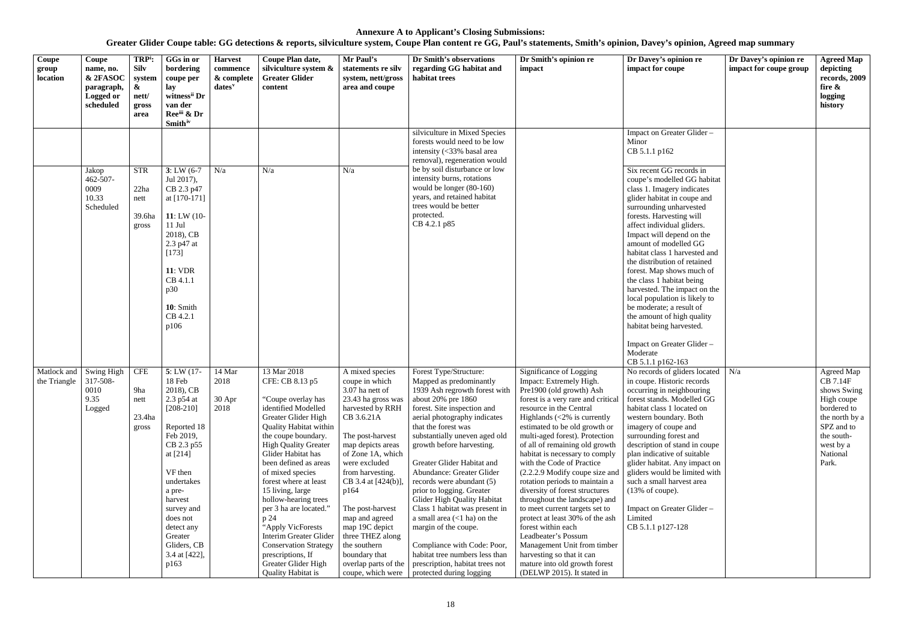**Annexure A to Applicant's Closing Submissions:**

**Greater Glider Coupe table: GG detections & reports, silviculture system, Coupe Plan content re GG, Paul's statements, Smith's opinion, Davey's opinion, Agreed map summary**

| Coupe group location | Coupe name, no. & 2FASOC paragraph, Logged or scheduled | TRP[i]: Silv system & nett/ gross area | GGs in or bordering coupe per lay witness[ii] Dr van der Ree[iii] & Dr Smith[iv] | Harvest commence & complete dates[v] | Coupe Plan date, silviculture system & Greater Glider content | Mr Paul's statements re silv system, nett/gross area and coupe | Dr Smith's observations regarding GG habitat and habitat trees | Dr Smith's opinion re impact | Dr Davey's opinion re impact for coupe | Dr Davey's opinion re impact for coupe group | Agreed Map depicting records, 2009 fire & logging history |
|---|---|---|---|---|---|---|---|---|---|---|---|
| | | | | | | | silviculture in Mixed Species forests would need to be low intensity (<33% basal area removal), regeneration would be by soil disturbance or low intensity burns, rotations would be longer (80-160) years, and retained habitat trees would be better protected. CB 4.2.1 p85 | | Impact on Greater Glider – Minor CB 5.1.1 p162 | | |
| | Jakop 462-507-0009 10.33 Scheduled | STR 22ha nett 39.6ha gross | **3**: LW (6-7 Jul 2017), CB 2.3 p47 at [170-171] **11**: LW (10-11 Jul 2018), CB 2.3 p47 at [173] **11**: VDR CB 4.1.1 p30 **10**: Smith CB 4.2.1 p106 | N/a | N/a | N/a | | | Six recent GG records in coupe's modelled GG habitat class 1. Imagery indicates glider habitat in coupe and surrounding unharvested forests. Harvesting will affect individual gliders. Impact will depend on the amount of modelled GG habitat class 1 harvested and the distribution of retained forest. Map shows much of the class 1 habitat being harvested. The impact on the local population is likely to be moderate; a result of the amount of high quality habitat being harvested. Impact on Greater Glider – Moderate CB 5.1.1 p162-163 | | |
| Matlock and the Triangle | Swing High 317-508-0010 9.35 Logged | CFE 9ha nett 23.4ha gross | **5**: LW (17-18 Feb 2018), CB 2.3 p54 at [208-210] Reported 18 Feb 2019, CB 2.3 p55 at [214] VF then undertakes a pre-harvest survey and does not detect any Greater Gliders, CB 3.4 at [422], p163 | 14 Mar 2018 30 Apr 2018 | 13 Mar 2018 CFE: CB 8.13 p5 "Coupe overlay has identified Modelled Greater Glider High Quality Habitat within the coupe boundary. High Quality Greater Glider Habitat has been defined as areas of mixed species forest where at least 15 living, large hollow-hearing trees per 3 ha are located." p 24 "Apply VicForests Interim Greater Glider Conservation Strategy prescriptions, If Greater Glider High Quality Habitat is | A mixed species coupe in which 3.07 ha nett of 23.43 ha gross was harvested by RRH CB 3.6.21A The post-harvest map depicts areas of Zone 1A, which were excluded from harvesting. CB 3.4 at [424(b)], p164 The post-harvest map and agreed map 19C depict three THEZ along the southern boundary that overlap parts of the coupe, which were | Forest Type/Structure: Mapped as predominantly 1939 Ash regrowth forest with about 20% pre 1860 forest. Site inspection and aerial photography indicates that the forest was substantially uneven aged old growth before harvesting. Greater Glider Habitat and Abundance: Greater Glider records were abundant (5) prior to logging. Greater Glider High Quality Habitat Class 1 habitat was present in a small area (<1 ha) on the margin of the coupe. Compliance with Code: Poor, habitat tree numbers less than prescription, habitat trees not protected during logging | Significance of Logging Impact: Extremely High. Pre1900 (old growth) Ash forest is a very rare and critical resource in the Central Highlands (<2% is currently estimated to be old growth or multi-aged forest). Protection of all of remaining old growth habitat is necessary to comply with the Code of Practice (2.2.2.9 Modify coupe size and rotation periods to maintain a diversity of forest structures throughout the landscape) and to meet current targets set to protect at least 30% of the ash forest within each Leadbeater's Possum Management Unit from timber harvesting so that it can mature into old growth forest (DELWP 2015). It stated in | No records of gliders located in coupe. Historic records occurring in neighbouring forest stands. Modelled GG habitat class 1 located on western boundary. Both imagery of coupe and surrounding forest and description of stand in coupe plan indicative of suitable glider habitat. Any impact on gliders would be limited with such a small harvest area (13% of coupe). Impact on Greater Glider – Limited CB 5.1.1 p127-128 | N/a | Agreed Map CB 7.14F shows Swing High coupe bordered to the north by a SPZ and to the south-west by a National Park. |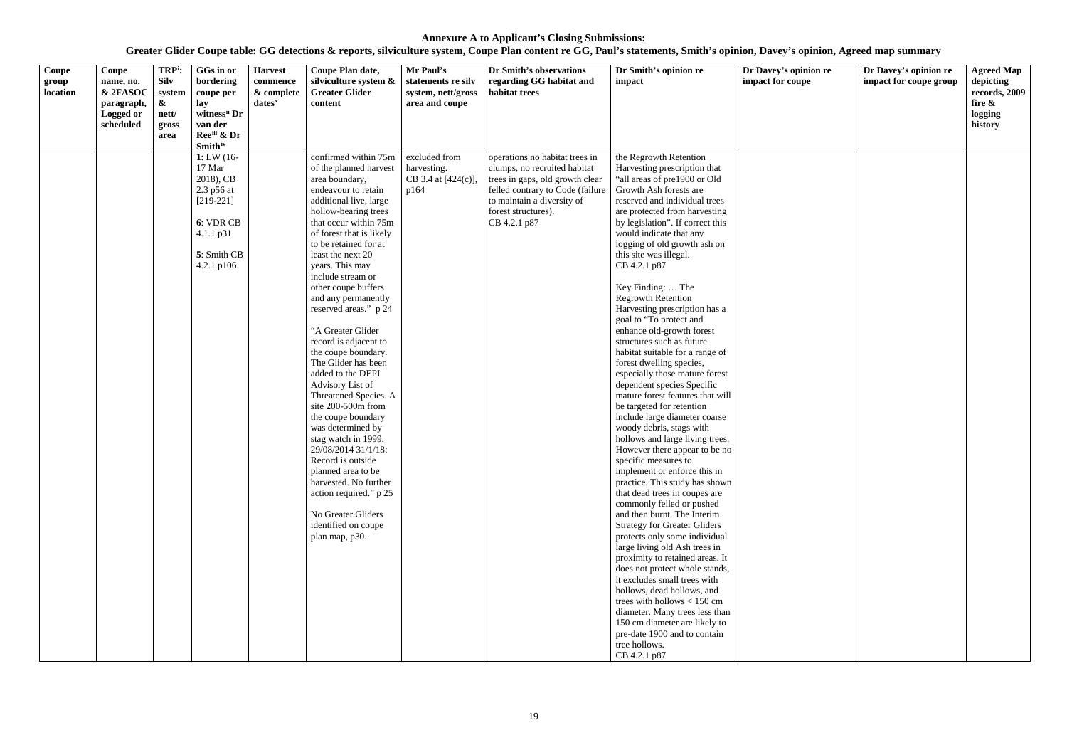**Annexure A to Applicant's Closing Submissions:**

**Greater Glider Coupe table: GG detections & reports, silviculture system, Coupe Plan content re GG, Paul's statements, Smith's opinion, Davey's opinion, Agreed map summary**

| Coupe group location | Coupe name, no. & 2FASOC paragraph, Logged or scheduled | TRP[i]: Silv system & nett/ gross area | GGs in or bordering coupe per lay witness[ii] Dr van der Ree[iii] & Dr Smith[iv] | Harvest commence & complete dates[v] | Coupe Plan date, silviculture system & Greater Glider content | Mr Paul's statements re silv system, nett/gross area and coupe | Dr Smith's observations regarding GG habitat and habitat trees | Dr Smith's opinion re impact | Dr Davey's opinion re impact for coupe | Dr Davey's opinion re impact for coupe group | Agreed Map depicting records, 2009 fire & logging history |
|---|---|---|---|---|---|---|---|---|---|---|---|
| | | | **1**: LW (16-17 Mar 2018), CB 2.3 p56 at [219-221]<br><br>**6**: VDR CB 4.1.1 p31<br><br>**5**: Smith CB 4.2.1 p106 | | confirmed within 75m of the planned harvest area boundary, endeavour to retain additional live, large hollow-bearing trees that occur within 75m of forest that is likely to be retained for at least the next 20 years. This may include stream or other coupe buffers and any permanently reserved areas." p 24<br><br>"A Greater Glider record is adjacent to the coupe boundary. The Glider has been added to the DEPI Advisory List of Threatened Species. A site 200-500m from the coupe boundary was determined by stag watch in 1999. 29/08/2014 31/1/18: Record is outside planned area to be harvested. No further action required." p 25<br><br>No Greater Gliders identified on coupe plan map, p30. | excluded from harvesting. CB 3.4 at [424(c)], p164 | operations no habitat trees in clumps, no recruited habitat trees in gaps, old growth clear felled contrary to Code (failure to maintain a diversity of forest structures). CB 4.2.1 p87 | the Regrowth Retention Harvesting prescription that "all areas of pre1900 or Old Growth Ash forests are reserved and individual trees are protected from harvesting by legislation". If correct this would indicate that any logging of old growth ash on this site was illegal. CB 4.2.1 p87<br><br>Key Finding: … The Regrowth Retention Harvesting prescription has a goal to "To protect and enhance old-growth forest structures such as future habitat suitable for a range of forest dwelling species, especially those mature forest dependent species Specific mature forest features that will be targeted for retention include large diameter coarse woody debris, stags with hollows and large living trees. However there appear to be no specific measures to implement or enforce this in practice. This study has shown that dead trees in coupes are commonly felled or pushed and then burnt. The Interim Strategy for Greater Gliders protects only some individual large living old Ash trees in proximity to retained areas. It does not protect whole stands, it excludes small trees with hollows, dead hollows, and trees with hollows < 150 cm diameter. Many trees less than 150 cm diameter are likely to pre-date 1900 and to contain tree hollows. CB 4.2.1 p87 | | | |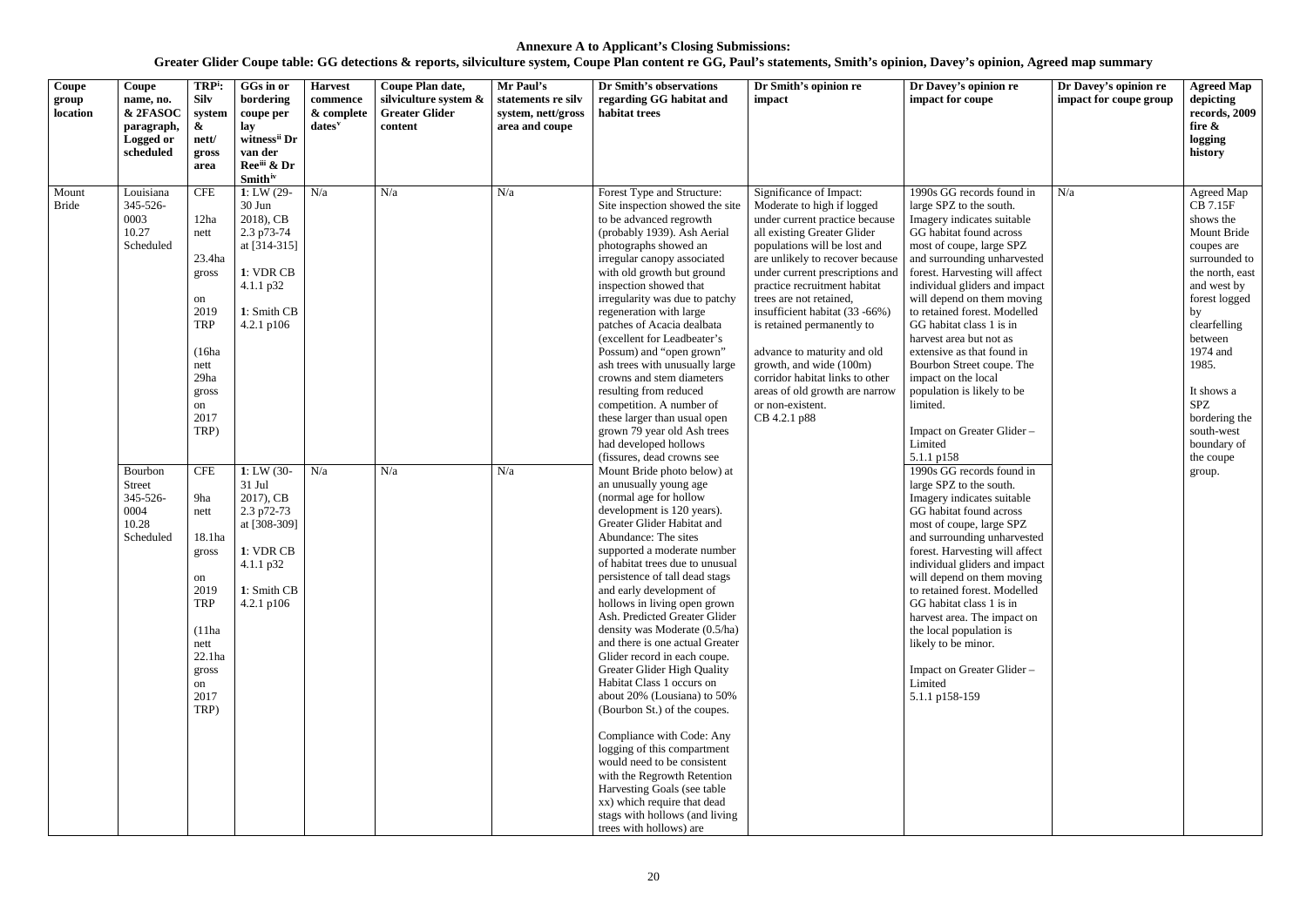**Annexure A to Applicant's Closing Submissions:**

**Greater Glider Coupe table: GG detections & reports, silviculture system, Coupe Plan content re GG, Paul's statements, Smith's opinion, Davey's opinion, Agreed map summary**

| Coupe group location | Coupe name, no. & 2FASOC paragraph, Logged or scheduled | TRP[i]: Silv system & nett/ gross area | GGs in or bordering coupe per lay witness[ii] Dr van der Ree[iii] & Dr Smith[iv] | Harvest commence & complete dates[v] | Coupe Plan date, silviculture system & Greater Glider content | Mr Paul's statements re silv system, nett/gross area and coupe | Dr Smith's observations regarding GG habitat and habitat trees | Dr Smith's opinion re impact | Dr Davey's opinion re impact for coupe | Dr Davey's opinion re impact for coupe group | Agreed Map depicting records, 2009 fire & logging history |
|---|---|---|---|---|---|---|---|---|---|---|---|
| Mount Bride | Louisiana 345-526-0003 10.27 Scheduled | CFE<br><br>12ha nett<br><br>23.4ha gross<br><br>on 2019 TRP<br><br>(16ha nett 29ha gross on 2017 TRP) | **1**: LW (29-30 Jun 2018), CB 2.3 p73-74 at [314-315]<br><br>**1**: VDR CB 4.1.1 p32<br><br>**1**: Smith CB 4.2.1 p106 | N/a | N/a | N/a | Forest Type and Structure: Site inspection showed the site to be advanced regrowth (probably 1939). Ash Aerial photographs showed an irregular canopy associated with old growth but ground inspection showed that irregularity was due to patchy regeneration with large patches of Acacia dealbata (excellent for Leadbeater's Possum) and "open grown" ash trees with unusually large crowns and stem diameters resulting from reduced competition. A number of these larger than usual open grown 79 year old Ash trees had developed hollows (fissures, dead crowns see Mount Bride photo below) at an unusually young age (normal age for hollow development is 120 years). Greater Glider Habitat and Abundance: The sites supported a moderate number of habitat trees due to unusual persistence of tall dead stags and early development of hollows in living open grown Ash. Predicted Greater Glider density was Moderate (0.5/ha) and there is one actual Greater Glider record in each coupe. Greater Glider High Quality Habitat Class 1 occurs on about 20% (Lousiana) to 50% (Bourbon St.) of the coupes.<br><br>Compliance with Code: Any logging of this compartment would need to be consistent with the Regrowth Retention Harvesting Goals (see table xx) which require that dead stags with hollows (and living trees with hollows) are | Significance of Impact: Moderate to high if logged under current practice because all existing Greater Glider populations will be lost and are unlikely to recover because under current prescriptions and practice recruitment habitat trees are not retained, insufficient habitat (33 -66%) is retained permanently to advance to maturity and old growth, and wide (100m) corridor habitat links to other areas of old growth are narrow or non-existent.<br>CB 4.2.1 p88 | 1990s GG records found in large SPZ to the south. Imagery indicates suitable GG habitat found across most of coupe, large SPZ and surrounding unharvested forest. Harvesting will affect individual gliders and impact will depend on them moving to retained forest. Modelled GG habitat class 1 is in harvest area but not as extensive as that found in Bourbon Street coupe. The impact on the local population is likely to be limited.<br><br>Impact on Greater Glider – Limited<br>5.1.1 p158 | N/a | Agreed Map CB 7.15F shows the Mount Bride coupes are surrounded to the north, east and west by forest logged by clearfelling between 1974 and 1985.<br><br>It shows a SPZ bordering the south-west boundary of the coupe group. |
| | Bourbon Street 345-526-0004 10.28 Scheduled | CFE<br><br>9ha nett<br><br>18.1ha gross<br><br>on 2019 TRP<br><br>(11ha nett 22.1ha gross on 2017 TRP) | **1**: LW (30-31 Jul 2017), CB 2.3 p72-73 at [308-309]<br><br>**1**: VDR CB 4.1.1 p32<br><br>**1**: Smith CB 4.2.1 p106 | N/a | N/a | N/a | | | 1990s GG records found in large SPZ to the south. Imagery indicates suitable GG habitat found across most of coupe, large SPZ and surrounding unharvested forest. Harvesting will affect individual gliders and impact will depend on them moving to retained forest. Modelled GG habitat class 1 is in harvest area. The impact on the local population is likely to be minor.<br><br>Impact on Greater Glider – Limited<br>5.1.1 p158-159 | | |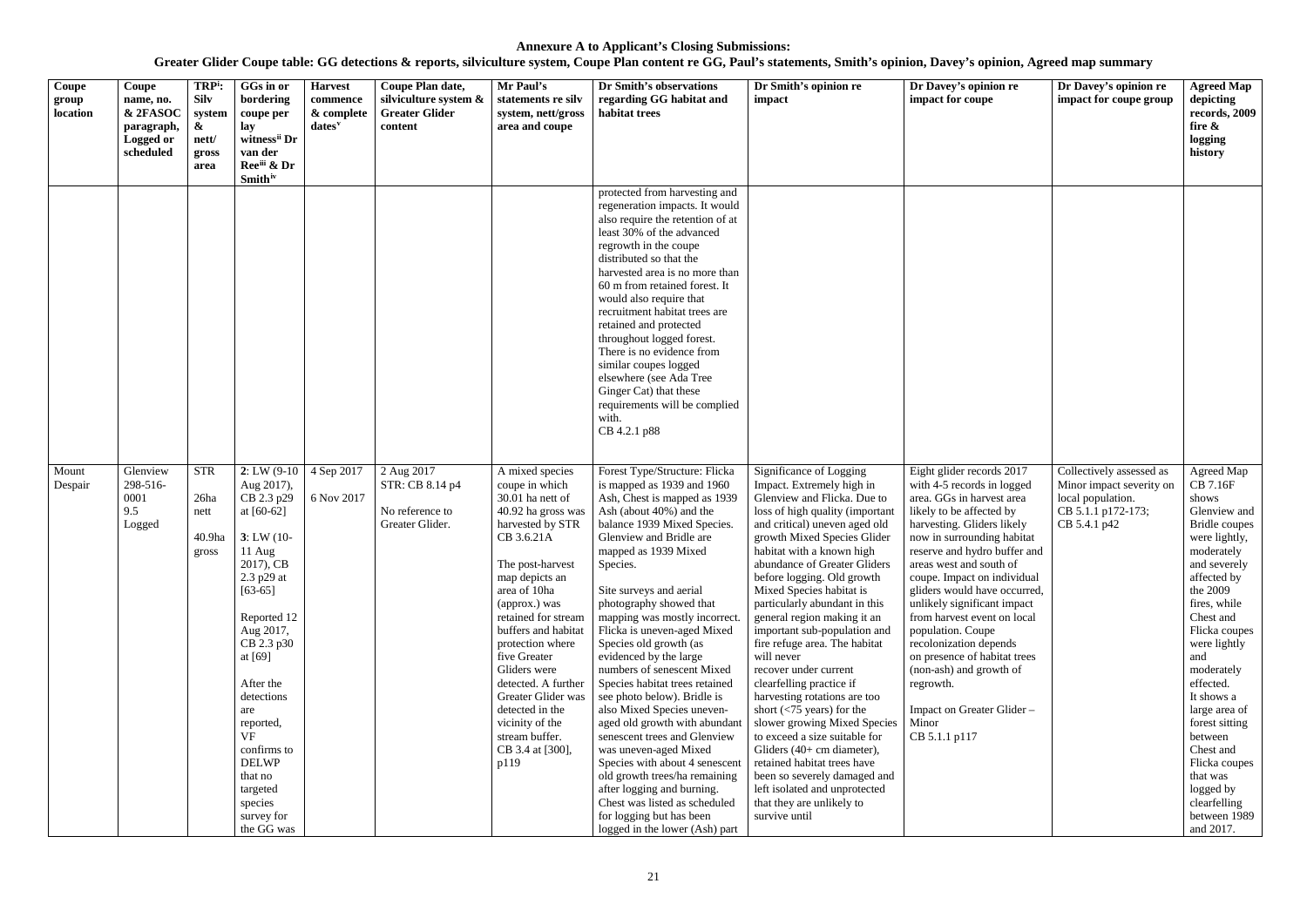**Annexure A to Applicant's Closing Submissions:**

**Greater Glider Coupe table: GG detections & reports, silviculture system, Coupe Plan content re GG, Paul's statements, Smith's opinion, Davey's opinion, Agreed map summary**

| Coupe group location | Coupe name, no. & 2FASOC paragraph, Logged or scheduled | TRP[i]: Silv system & nett/ gross area | GGs in or bordering coupe per lay witness[ii] Dr van der Ree[iii] & Dr Smith[iv] | Harvest commence & complete dates[v] | Coupe Plan date, silviculture system & Greater Glider content | Mr Paul's statements re silv system, nett/gross area and coupe | Dr Smith's observations regarding GG habitat and habitat trees | Dr Smith's opinion re impact | Dr Davey's opinion re impact for coupe | Dr Davey's opinion re impact for coupe group | Agreed Map depicting records, 2009 fire & logging history |
|---|---|---|---|---|---|---|---|---|---|---|---|
| | | | | | | | protected from harvesting and regeneration impacts. It would also require the retention of at least 30% of the advanced regrowth in the coupe distributed so that the harvested area is no more than 60 m from retained forest. It would also require that recruitment habitat trees are retained and protected throughout logged forest. There is no evidence from similar coupes logged elsewhere (see Ada Tree Ginger Cat) that these requirements will be complied with. CB 4.2.1 p88 | | | | |
| Mount Despair | Glenview 298-516-0001 9.5 Logged | STR 26ha nett 40.9ha gross | **2**: LW (9-10 Aug 2017), CB 2.3 p29 at [60-62] **3**: LW (10-11 Aug 2017), CB 2.3 p29 at [63-65] Reported 12 Aug 2017, CB 2.3 p30 at [69] After the detections are reported, VF confirms to DELWP that no targeted species survey for the GG was | 4 Sep 2017 6 Nov 2017 | 2 Aug 2017 STR: CB 8.14 p4 No reference to Greater Glider. | A mixed species coupe in which 30.01 ha nett of 40.92 ha gross was harvested by STR CB 3.6.21A The post-harvest map depicts an area of 10ha (approx.) was retained for stream buffers and habitat protection where five Greater Gliders were detected. A further Greater Glider was detected in the vicinity of the stream buffer. CB 3.4 at [300], p119 | Forest Type/Structure: Flicka is mapped as 1939 and 1960 Ash, Chest is mapped as 1939 Ash (about 40%) and the balance 1939 Mixed Species. Glenview and Bridle are mapped as 1939 Mixed Species. Site surveys and aerial photography showed that mapping was mostly incorrect. Flicka is uneven-aged Mixed Species old growth (as evidenced by the large numbers of senescent Mixed Species habitat trees retained see photo below). Bridle is also Mixed Species uneven-aged old growth with abundant senescent trees and Glenview was uneven-aged Mixed Species with about 4 senescent old growth trees/ha remaining after logging and burning. Chest was listed as scheduled for logging but has been logged in the lower (Ash) part | Significance of Logging Impact. Extremely high in Glenview and Flicka. Due to loss of high quality (important and critical) uneven aged old growth Mixed Species Glider habitat with a known high abundance of Greater Gliders before logging. Old growth Mixed Species habitat is particularly abundant in this general region making it an important sub-population and fire refuge area. The habitat will never recover under current clearfelling practice if harvesting rotations are too short (<75 years) for the slower growing Mixed Species to exceed a size suitable for Gliders (40+ cm diameter), retained habitat trees have been so severely damaged and left isolated and unprotected that they are unlikely to survive until | Eight glider records 2017 with 4-5 records in logged area. GGs in harvest area likely to be affected by harvesting. Gliders likely now in surrounding habitat reserve and hydro buffer and areas west and south of coupe. Impact on individual gliders would have occurred, unlikely significant impact from harvest event on local population. Coupe recolonization depends on presence of habitat trees (non-ash) and growth of regrowth. Impact on Greater Glider – Minor CB 5.1.1 p117 | Collectively assessed as Minor impact severity on local population. CB 5.1.1 p172-173; CB 5.4.1 p42 | Agreed Map CB 7.16F shows Glenview and Bridle coupes were lightly, moderately and severely affected by the 2009 fires, while Chest and Flicka coupes were lightly and moderately effected. It shows a large area of forest sitting between Chest and Flicka coupes that was logged by clearfelling between 1989 and 2017. |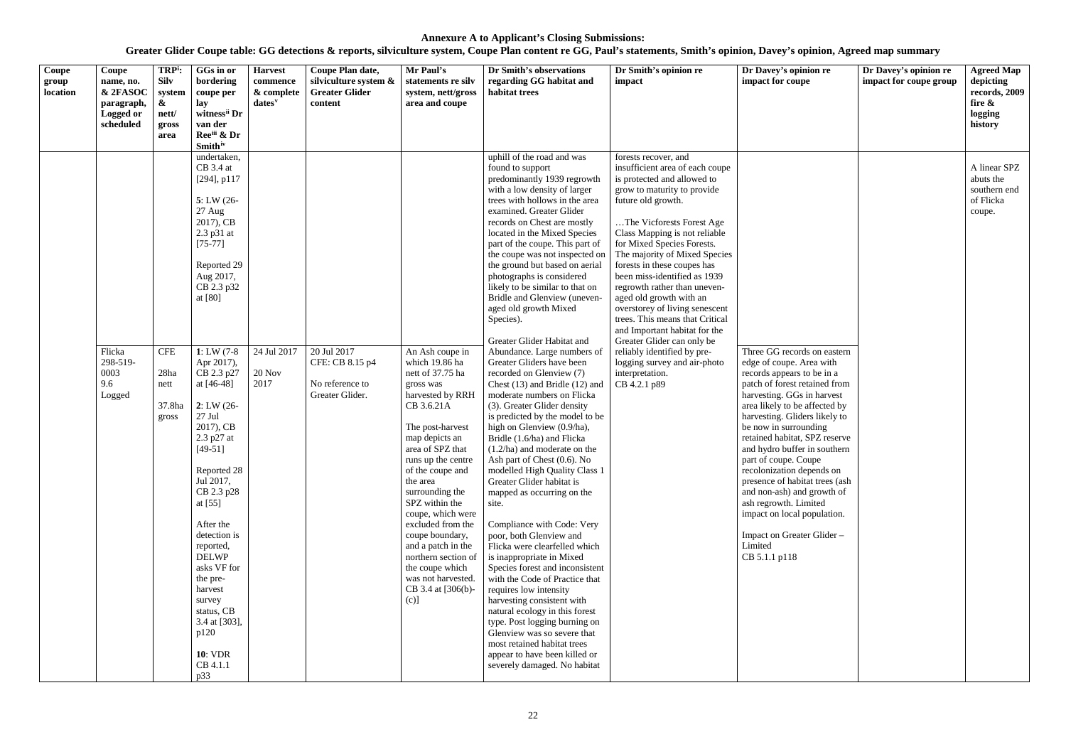**Annexure A to Applicant's Closing Submissions:**

**Greater Glider Coupe table: GG detections & reports, silviculture system, Coupe Plan content re GG, Paul's statements, Smith's opinion, Davey's opinion, Agreed map summary**

| Coupe group location | Coupe name, no. & 2FASOC paragraph, Logged or scheduled | TRP[i]: Silv system & nett/ gross area | GGs in or bordering coupe per lay witness[ii] Dr van der Ree[iii] & Dr Smith[iv] | Harvest commence & complete dates[v] | Coupe Plan date, silviculture system & Greater Glider content | Mr Paul's statements re silv system, nett/gross area and coupe | Dr Smith's observations regarding GG habitat and habitat trees | Dr Smith's opinion re impact | Dr Davey's opinion re impact for coupe | Dr Davey's opinion re impact for coupe group | Agreed Map depicting records, 2009 fire & logging history |
|---|---|---|---|---|---|---|---|---|---|---|---|
| | | | undertaken, CB 3.4 at [294], p117<br><br>**5**: LW (26-27 Aug 2017), CB 2.3 p31 at [75-77]<br><br>Reported 29 Aug 2017, CB 2.3 p32 at [80] | | | | uphill of the road and was found to support predominantly 1939 regrowth with a low density of larger trees with hollows in the area examined. Greater Glider records on Chest are mostly located in the Mixed Species part of the coupe. This part of the coupe was not inspected on the ground but based on aerial photographs is considered likely to be similar to that on Bridle and Glenview (uneven-aged old growth Mixed Species). | forests recover, and insufficient area of each coupe is protected and allowed to grow to maturity to provide future old growth.<br><br>…The Vicforests Forest Age Class Mapping is not reliable for Mixed Species Forests. The majority of Mixed Species forests in these coupes has been miss-identified as 1939 regrowth rather than uneven-aged old growth with an overstorey of living senescent trees. This means that Critical and Important habitat for the Greater Glider can only be reliably identified by pre-logging survey and air-photo interpretation.<br>CB 4.2.1 p89 | | | A linear SPZ abuts the southern end of Flicka coupe. |
| | Flicka 298-519-0003 9.6 Logged | CFE<br><br>28ha nett<br><br>37.8ha gross | **1**: LW (7-8 Apr 2017), CB 2.3 p27 at [46-48]<br><br>**2**: LW (26-27 Jul 2017), CB 2.3 p27 at [49-51]<br><br>Reported 28 Jul 2017, CB 2.3 p28 at [55]<br><br>After the detection is reported, DELWP asks VF for the pre-harvest survey status, CB 3.4 at [303], p120<br><br>**10**: VDR CB 4.1.1 p33 | 24 Jul 2017<br><br>20 Nov 2017 | 20 Jul 2017<br>CFE: CB 8.15 p4<br><br>No reference to Greater Glider. | An Ash coupe in which 19.86 ha gross was harvested by RRH CB 3.6.21A<br><br>The post-harvest map depicts an area of SPZ that runs up the centre of the coupe and the area surrounding the SPZ within the coupe, which were excluded from the coupe boundary, and a patch in the northern section of the coupe which was not harvested. CB 3.4 at [306(b)-(c)] | Greater Glider Habitat and Abundance. Large numbers of Greater Gliders have been recorded on Glenview (7) Chest (13) and Bridle (12) and moderate numbers on Flicka (3). Greater Glider density is predicted by the model to be high on Glenview (0.9/ha), Bridle (1.6/ha) and Flicka (1.2/ha) and moderate on the Ash part of Chest (0.6). No modelled High Quality Class 1 Greater Glider habitat is mapped as occurring on the site.<br><br>Compliance with Code: Very poor, both Glenview and Flicka were clearfelled which is inappropriate in Mixed Species forest and inconsistent with the Code of Practice that requires low intensity harvesting consistent with natural ecology in this forest type. Post logging burning on Glenview was so severe that most retained habitat trees appear to have been killed or severely damaged. No habitat | | Three GG records on eastern edge of coupe. Area with records appears to be in a patch of forest retained from harvesting. GGs in harvest area likely to be affected by harvesting. Gliders likely to be now in surrounding retained habitat, SPZ reserve and hydro buffer in southern part of coupe. Coupe recolonization depends on presence of habitat trees (ash and non-ash) and growth of ash regrowth. Limited impact on local population.<br><br>Impact on Greater Glider – Limited<br>CB 5.1.1 p118 | | |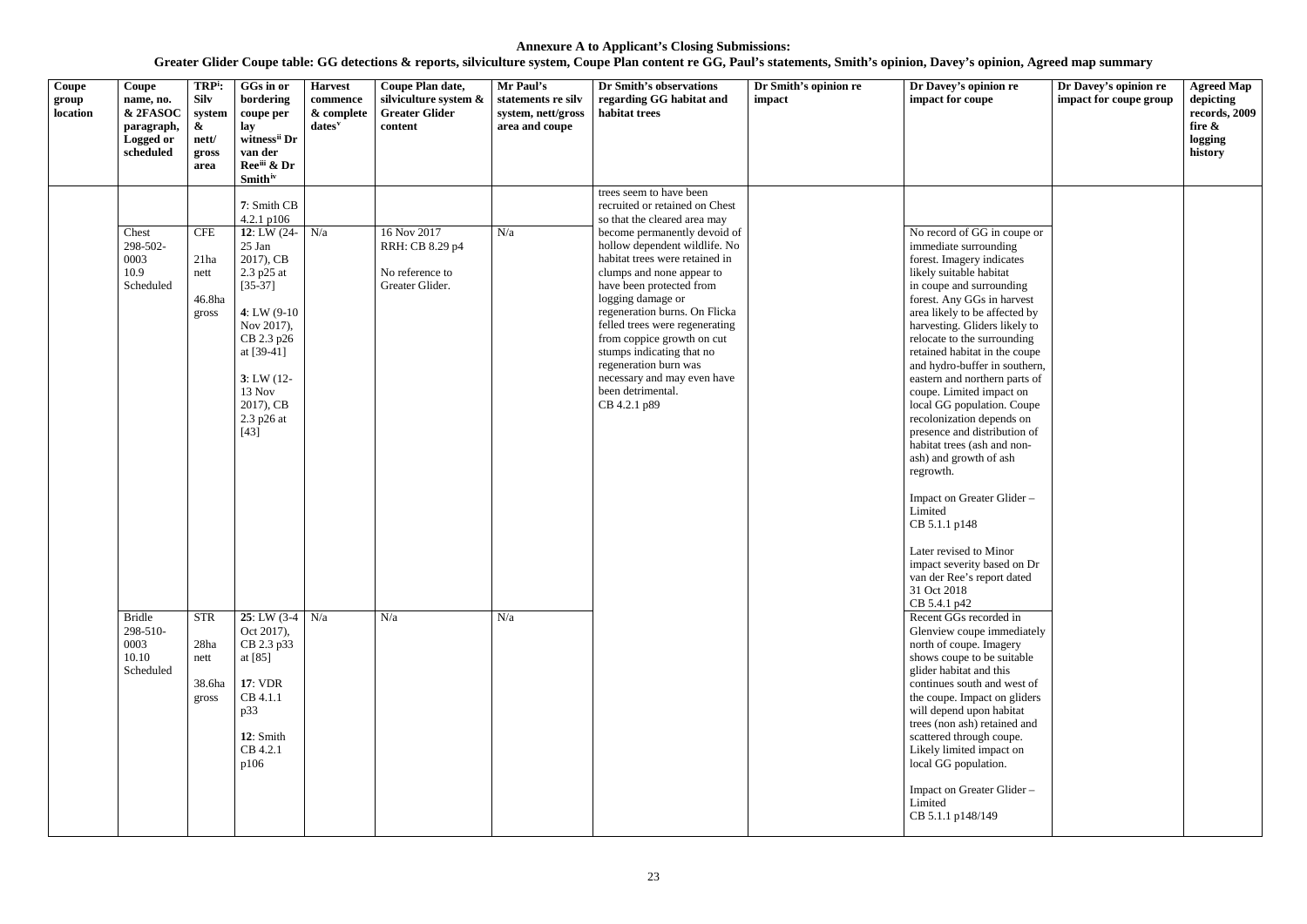**Annexure A to Applicant's Closing Submissions:**

**Greater Glider Coupe table: GG detections & reports, silviculture system, Coupe Plan content re GG, Paul's statements, Smith's opinion, Davey's opinion, Agreed map summary**

| Coupe group location | Coupe name, no. & 2FASOC paragraph, Logged or scheduled | TRP[i]: Silv system & nett/ gross area | GGs in or bordering coupe per lay witness[ii] Dr van der Ree[iii] & Dr Smith[iv] | Harvest commence & complete dates[v] | Coupe Plan date, silviculture system & Greater Glider content | Mr Paul's statements re silv system, nett/gross area and coupe | Dr Smith's observations regarding GG habitat and habitat trees | Dr Smith's opinion re impact | Dr Davey's opinion re impact for coupe | Dr Davey's opinion re impact for coupe group | Agreed Map depicting records, 2009 fire & logging history |
|---|---|---|---|---|---|---|---|---|---|---|---|
| | | | 7: Smith CB 4.2.1 p106 | | | | trees seem to have been recruited or retained on Chest so that the cleared area may become permanently devoid of hollow dependent wildlife. No habitat trees were retained in clumps and none appear to have been protected from logging damage or regeneration burns. On Flicka felled trees were regenerating from coppice growth on cut stumps indicating that no regeneration burn was necessary and may even have been detrimental. CB 4.2.1 p89 | | | | |
| | Chest 298-502-0003 10.9 Scheduled | CFE 21ha nett 46.8ha gross | 12: LW (24-25 Jan 2017), CB 2.3 p25 at [35-37] 4: LW (9-10 Nov 2017), CB 2.3 p26 at [39-41] 3: LW (12-13 Nov 2017), CB 2.3 p26 at [43] | N/a | 16 Nov 2017 RRH: CB 8.29 p4 No reference to Greater Glider. | N/a | | | No record of GG in coupe or immediate surrounding forest. Imagery indicates likely suitable habitat in coupe and surrounding forest. Any GGs in harvest area likely to be affected by harvesting. Gliders likely to relocate to the surrounding retained habitat in the coupe and hydro-buffer in southern, eastern and northern parts of coupe. Limited impact on local GG population. Coupe recolonization depends on presence and distribution of habitat trees (ash and non-ash) and growth of ash regrowth. Impact on Greater Glider – Limited CB 5.1.1 p148 Later revised to Minor impact severity based on Dr van der Ree's report dated 31 Oct 2018 CB 5.4.1 p42 | | |
| | Bridle 298-510-0003 10.10 Scheduled | STR 28ha nett 38.6ha gross | 25: LW (3-4 Oct 2017), CB 2.3 p33 at [85] 17: VDR CB 4.1.1 p33 12: Smith CB 4.2.1 p106 | N/a | N/a | N/a | | | Recent GGs recorded in Glenview coupe immediately north of coupe. Imagery shows coupe to be suitable glider habitat and this continues south and west of the coupe. Impact on gliders will depend upon habitat trees (non ash) retained and scattered through coupe. Likely limited impact on local GG population. Impact on Greater Glider – Limited CB 5.1.1 p148/149 | | |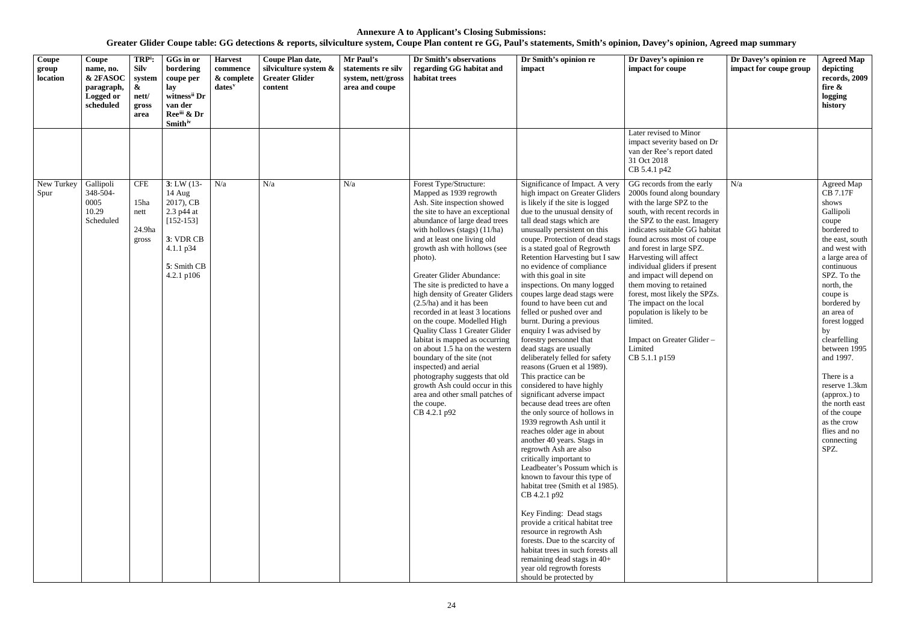**Annexure A to Applicant's Closing Submissions:**
**Greater Glider Coupe table: GG detections & reports, silviculture system, Coupe Plan content re GG, Paul's statements, Smith's opinion, Davey's opinion, Agreed map summary**

| Coupe group location | Coupe name, no. & 2FASOC paragraph, Logged or scheduled | TRP[i]: Silv system & nett/ gross area | GGs in or bordering coupe per lay witness[ii] Dr van der Ree[iii] & Dr Smith[iv] | Harvest commence & complete dates[v] | Coupe Plan date, silviculture system & Greater Glider content | Mr Paul's statements re silv system, nett/gross area and coupe | Dr Smith's observations regarding GG habitat and habitat trees | Dr Smith's opinion re impact | Dr Davey's opinion re impact for coupe | Dr Davey's opinion re impact for coupe group | Agreed Map depicting records, 2009 fire & logging history |
|---|---|---|---|---|---|---|---|---|---|---|---|
| | | | | | | | | | Later revised to Minor impact severity based on Dr van der Ree's report dated 31 Oct 2018<br>CB 5.4.1 p42 | | |
| New Turkey Spur | Gallipoli 348-504-0005<br>10.29<br>Scheduled | CFE<br><br>15ha nett<br><br>24.9ha gross | **3**: LW (13-14 Aug 2017), CB 2.3 p44 at [152-153]<br><br>**3**: VDR CB 4.1.1 p34<br><br>**5**: Smith CB 4.2.1 p106 | N/a | N/a | N/a | Forest Type/Structure: Mapped as 1939 regrowth Ash. Site inspection showed the site to have an exceptional abundance of large dead trees with hollows (stags) (11/ha) and at least one living old growth ash with hollows (see photo).<br><br>Greater Glider Abundance: The site is predicted to have a high density of Greater Gliders (2.5/ha) and it has been recorded in at least 3 locations on the coupe. Modelled High Quality Class 1 Greater Glider Iabitat is mapped as occurring on about 1.5 ha on the western boundary of the site (not inspected) and aerial photography suggests that old growth Ash could occur in this area and other small patches of the coupe.<br>CB 4.2.1 p92 | Significance of Impact. A very high impact on Greater Gliders is likely if the site is logged due to the unusual density of tall dead stags which are unusually persistent on this coupe. Protection of dead stags is a stated goal of Regrowth Retention Harvesting but I saw no evidence of compliance with this goal in site inspections. On many logged coupes large dead stags were found to have been cut and felled or pushed over and burnt. During a previous enquiry I was advised by forestry personnel that dead stags are usually deliberately felled for safety reasons (Gruen et al 1989). This practice can be considered to have highly significant adverse impact because dead trees are often the only source of hollows in 1939 regrowth Ash until it reaches older age in about another 40 years. Stags in regrowth Ash are also critically important to Leadbeater's Possum which is known to favour this type of habitat tree (Smith et al 1985).<br>CB 4.2.1 p92<br><br>Key Finding: Dead stags provide a critical habitat tree resource in regrowth Ash forests. Due to the scarcity of habitat trees in such forests all remaining dead stags in 40+ year old regrowth forests should be protected by | GG records from the early 2000s found along boundary with the large SPZ to the south, with recent records in the SPZ to the east. Imagery indicates suitable GG habitat found across most of coupe and forest in large SPZ. Harvesting will affect individual gliders if present and impact will depend on them moving to retained forest, most likely the SPZs. The impact on the local population is likely to be limited.<br><br>Impact on Greater Glider – Limited<br>CB 5.1.1 p159 | N/a | Agreed Map CB 7.17F shows Gallipoli coupe bordered to the east, south and west with a large area of continuous SPZ. To the north, the coupe is bordered by an area of forest logged by clearfelling between 1995 and 1997.<br><br>There is a reserve 1.3km (approx.) to the north east of the coupe as the crow flies and no connecting SPZ. |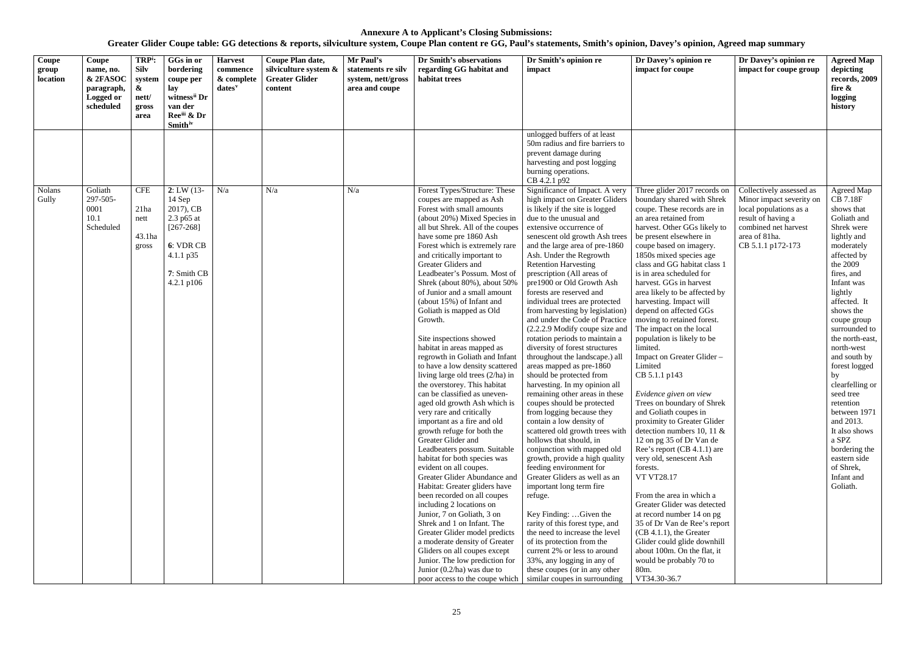**Annexure A to Applicant's Closing Submissions:**
**Greater Glider Coupe table: GG detections & reports, silviculture system, Coupe Plan content re GG, Paul's statements, Smith's opinion, Davey's opinion, Agreed map summary**

| Coupe group location | Coupe name, no. & 2FASOC paragraph, Logged or scheduled | TRP[i]: Silv system & nett/ gross area | GGs in or bordering coupe per lay witness[ii] Dr van der Ree[iii] & Dr Smith[iv] | Harvest commence & complete dates[v] | Coupe Plan date, silviculture system & Greater Glider content | Mr Paul's statements re silv system, nett/gross area and coupe | Dr Smith's observations regarding GG habitat and habitat trees | Dr Smith's opinion re impact | Dr Davey's opinion re impact for coupe | Dr Davey's opinion re impact for coupe group | Agreed Map depicting records, 2009 fire & logging history |
|---|---|---|---|---|---|---|---|---|---|---|---|
| | | | | | | | | unlogged buffers of at least 50m radius and fire barriers to prevent damage during harvesting and post logging burning operations. CB 4.2.1 p92 | | | |
| Nolans Gully | Goliath 297-505-0001 10.1 Scheduled | CFE<br><br>21ha nett<br><br>43.1ha gross | **2**: LW (13-14 Sep 2017), CB 2.3 p65 at [267-268]<br><br>**6**: VDR CB 4.1.1 p35<br><br>**7**: Smith CB 4.2.1 p106 | N/a | N/a | N/a | Forest Types/Structure: These coupes are mapped as Ash Forest with small amounts (about 20%) Mixed Species in all but Shrek. All of the coupes have some pre 1860 Ash Forest which is extremely rare and critically important to Greater Gliders and Leadbeater's Possum. Most of Shrek (about 80%), about 50% of Junior and a small amount (about 15%) of Infant and Goliath is mapped as Old Growth.<br><br>Site inspections showed habitat in areas mapped as regrowth in Goliath and Infant to have a low density scattered living large old trees (2/ha) in the overstorey. This habitat can be classified as uneven-aged old growth Ash which is very rare and critically important as a fire and old growth refuge for both the Greater Glider and Leadbeaters possum. Suitable habitat for both species was evident on all coupes.<br>Greater Glider Abundance and Habitat: Greater gliders have been recorded on all coupes including 2 locations on Junior, 7 on Goliath, 3 on Shrek and 1 on Infant. The Greater Glider model predicts a moderate density of Greater Gliders on all coupes except Junior. The low prediction for Junior (0.2/ha) was due to poor access to the coupe which | Significance of Impact. A very high impact on Greater Gliders is likely if the site is logged due to the unusual and extensive occurrence of senescent old growth Ash trees and the large area of pre-1860 Ash. Under the Regrowth Retention Harvesting prescription (All areas of pre1900 or Old Growth Ash forests are reserved and individual trees are protected from harvesting by legislation) and under the Code of Practice (2.2.2.9 Modify coupe size and rotation periods to maintain a diversity of forest structures throughout the landscape.) all areas mapped as pre-1860 should be protected from harvesting. In my opinion all remaining other areas in these coupes should be protected from logging because they contain a low density of scattered old growth trees with hollows that should, in conjunction with mapped old growth, provide a high quality feeding environment for Greater Gliders as well as an important long term fire refuge.<br><br>Key Finding: …Given the rarity of this forest type, and the need to increase the level of its protection from the current 2% or less to around 33%, any logging in any of these coupes (or in any other similar coupes in surrounding | Three glider 2017 records on boundary shared with Shrek coupe. These records are in an area retained from harvest. Other GGs likely to be present elsewhere in coupe based on imagery. 1850s mixed species age class and GG habitat class 1 is in area scheduled for harvest. GGs in harvest area likely to be affected by harvesting. Impact will depend on affected GGs moving to retained forest. The impact on the local population is likely to be limited.<br>Impact on Greater Glider – Limited<br>CB 5.1.1 p143<br><br>*Evidence given on view*<br>Trees on boundary of Shrek and Goliath coupes in proximity to Greater Glider detection numbers 10, 11 & 12 on pg 35 of Dr Van de Ree's report (CB 4.1.1) are very old, senescent Ash forests.<br>VT VT28.17<br><br>From the area in which a Greater Glider was detected at record number 14 on pg 35 of Dr Van de Ree's report (CB 4.1.1), the Greater Glider could glide downhill about 100m. On the flat, it would be probably 70 to 80m.<br>VT34.30-36.7 | Collectively assessed as Minor impact severity on local populations as a result of having a combined net harvest area of 81ha.<br>CB 5.1.1 p172-173 | Agreed Map CB 7.18F shows that Goliath and Shrek were lightly and moderately affected by the 2009 fires, and Infant was lightly affected. It shows the coupe group surrounded to the north-east, north-west and south by forest logged by clearfelling or seed tree retention between 1971 and 2013. It also shows a SPZ bordering the eastern side of Shrek, Infant and Goliath. |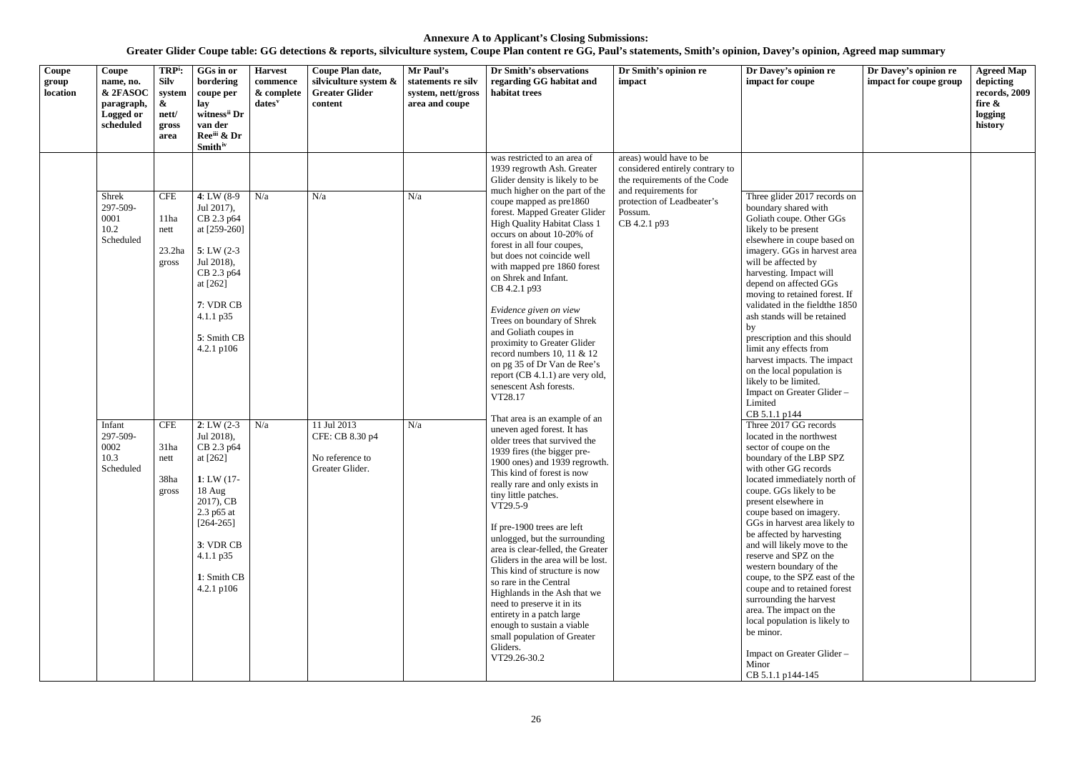**Annexure A to Applicant's Closing Submissions:**

**Greater Glider Coupe table: GG detections & reports, silviculture system, Coupe Plan content re GG, Paul's statements, Smith's opinion, Davey's opinion, Agreed map summary**

| Coupe group location | Coupe name, no. & 2FASOC paragraph, Logged or scheduled | TRP[i]: Silv system & nett/ gross area | GGs in or bordering coupe per lay witness[ii] Dr van der Ree[iii] & Dr Smith[iv] | Harvest commence & complete dates[v] | Coupe Plan date, silviculture system & Greater Glider content | Mr Paul's statements re silv system, nett/gross area and coupe | Dr Smith's observations regarding GG habitat and habitat trees | Dr Smith's opinion re impact | Dr Davey's opinion re impact for coupe | Dr Davey's opinion re impact for coupe group | Agreed Map depicting records, 2009 fire & logging history |
|---|---|---|---|---|---|---|---|---|---|---|---|
| | | | | | | | was restricted to an area of 1939 regrowth Ash. Greater Glider density is likely to be much higher on the part of the coupe mapped as pre1860 forest. Mapped Greater Glider High Quality Habitat Class 1 occurs on about 10-20% of forest in all four coupes, but does not coincide well with mapped pre 1860 forest on Shrek and Infant. CB 4.2.1 p93<br><br>*Evidence given on view*<br>Trees on boundary of Shrek and Goliath coupes in proximity to Greater Glider record numbers 10, 11 & 12 on pg 35 of Dr Van de Ree's report (CB 4.1.1) are very old, senescent Ash forests. VT28.17<br><br>That area is an example of an uneven aged forest. It has older trees that survived the 1939 fires (the bigger pre-1900 ones) and 1939 regrowth. This kind of forest is now really rare and only exists in tiny little patches. VT29.5-9<br><br>If pre-1900 trees are left unlogged, but the surrounding area is clear-felled, the Greater Gliders in the area will be lost. This kind of structure is now so rare in the Central Highlands in the Ash that we need to preserve it in its entirety in a patch large enough to sustain a viable small population of Greater Gliders. VT29.26-30.2 | areas) would have to be considered entirely contrary to the requirements of the Code and requirements for protection of Leadbeater's Possum. CB 4.2.1 p93 | | | |
| | Shrek 297-509-0001 10.2 Scheduled | CFE<br><br>11ha nett<br><br>23.2ha gross | **4**: LW (8-9 Jul 2017), CB 2.3 p64 at [259-260]<br><br>**5**: LW (2-3 Jul 2018), CB 2.3 p64 at [262]<br><br>**7**: VDR CB 4.1.1 p35<br><br>**5**: Smith CB 4.2.1 p106 | N/a | N/a | N/a | | | Three glider 2017 records on boundary shared with Goliath coupe. Other GGs likely to be present elsewhere in coupe based on imagery. GGs in harvest area will be affected by harvesting. Impact will depend on affected GGs moving to retained forest. If validated in the fieldthe 1850 ash stands will be retained by prescription and this should limit any effects from harvest impacts. The impact on the local population is likely to be limited.<br>Impact on Greater Glider – Limited<br>CB 5.1.1 p144 | | |
| | Infant 297-509-0002 10.3 Scheduled | CFE<br><br>31ha nett<br><br>38ha gross | **2**: LW (2-3 Jul 2018), CB 2.3 p64 at [262]<br><br>**1**: LW (17-18 Aug 2017), CB 2.3 p65 at [264-265]<br><br>**3**: VDR CB 4.1.1 p35<br><br>**1**: Smith CB 4.2.1 p106 | N/a | 11 Jul 2013<br>CFE: CB 8.30 p4<br><br>No reference to Greater Glider. | N/a | | | Three 2017 GG records located in the northwest sector of coupe on the boundary of the LBP SPZ with other GG records located immediately north of coupe. GGs likely to be present elsewhere in coupe based on imagery. GGs in harvest area likely to be affected by harvesting and will likely move to the reserve and SPZ on the western boundary of the coupe, to the SPZ east of the coupe and to retained forest surrounding the harvest area. The impact on the local population is likely to be minor.<br><br>Impact on Greater Glider – Minor<br>CB 5.1.1 p144-145 | | |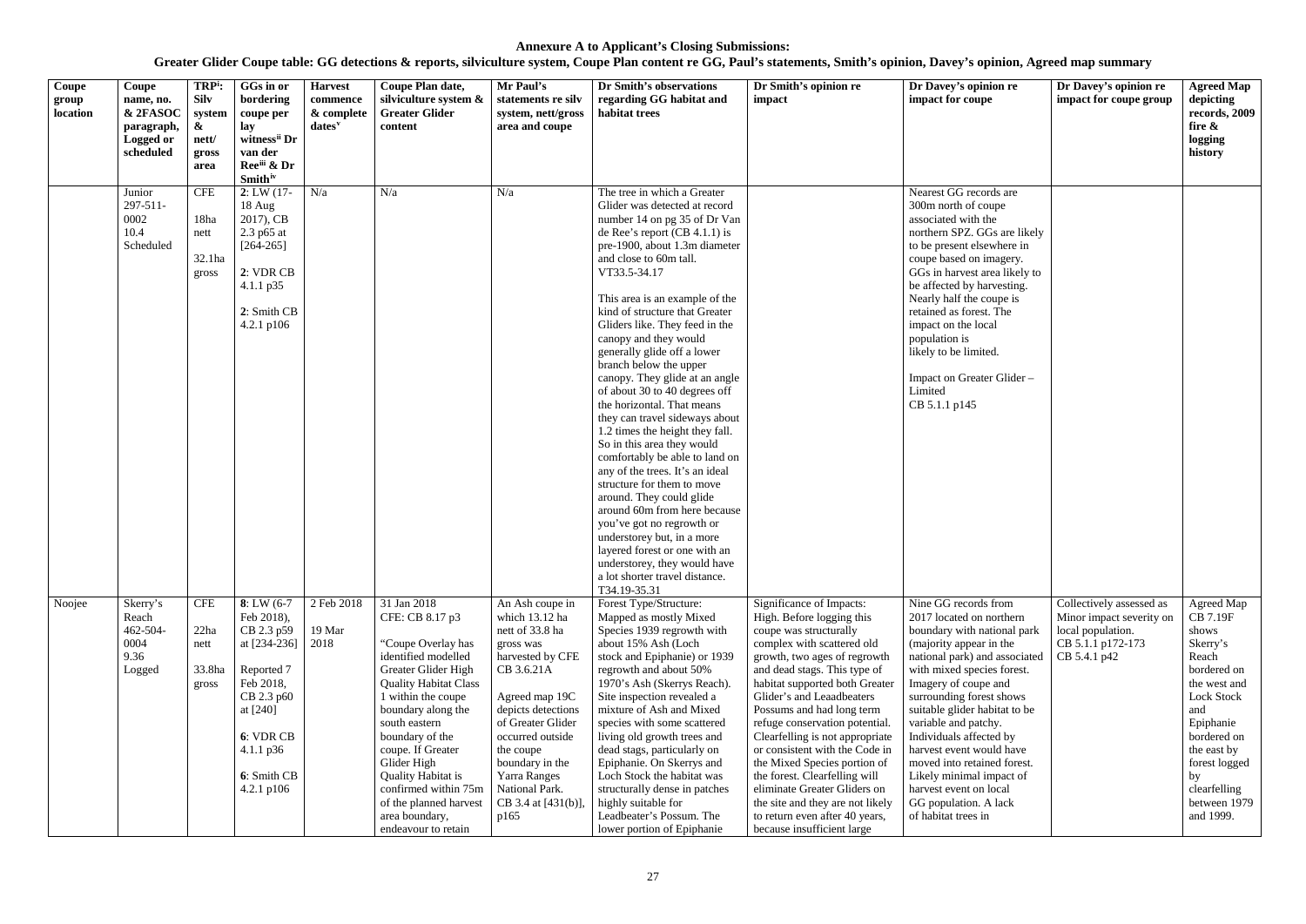**Annexure A to Applicant's Closing Submissions:**

**Greater Glider Coupe table: GG detections & reports, silviculture system, Coupe Plan content re GG, Paul's statements, Smith's opinion, Davey's opinion, Agreed map summary**

| Coupe group location | Coupe name, no. & 2FASOC paragraph, Logged or scheduled | TRP[i]: Silv system & nett/ gross area | GGs in or bordering coupe per lay witness[ii] Dr van der Ree[iii] & Dr Smith[iv] | Harvest commence & complete dates[v] | Coupe Plan date, silviculture system & Greater Glider content | Mr Paul's statements re silv system, nett/gross area and coupe | Dr Smith's observations regarding GG habitat and habitat trees | Dr Smith's opinion re impact | Dr Davey's opinion re impact for coupe | Dr Davey's opinion re impact for coupe group | Agreed Map depicting records, 2009 fire & logging history |
|---|---|---|---|---|---|---|---|---|---|---|---|
| | Junior 297-511-0002 10.4 Scheduled | CFE<br><br>18ha nett<br><br>32.1ha gross | **2**: LW (17-18 Aug 2017), CB 2.3 p65 at [264-265]<br><br>**2**: VDR CB 4.1.1 p35<br><br>**2**: Smith CB 4.2.1 p106 | N/a | N/a | N/a | The tree in which a Greater Glider was detected at record number 14 on pg 35 of Dr Van de Ree's report (CB 4.1.1) is pre-1900, about 1.3m diameter and close to 60m tall. VT33.5-34.17<br><br>This area is an example of the kind of structure that Greater Gliders like. They feed in the canopy and they would generally glide off a lower branch below the upper canopy. They glide at an angle of about 30 to 40 degrees off the horizontal. That means they can travel sideways about 1.2 times the height they fall. So in this area they would comfortably be able to land on any of the trees. It's an ideal structure for them to move around. They could glide around 60m from here because you've got no regrowth or understorey but, in a more layered forest or one with an understorey, they would have a lot shorter travel distance. T34.19-35.31 | | Nearest GG records are 300m north of coupe associated with the northern SPZ. GGs are likely to be present elsewhere in coupe based on imagery. GGs in harvest area likely to be affected by harvesting. Nearly half the coupe is retained as forest. The impact on the local population is likely to be limited.<br><br>Impact on Greater Glider – Limited<br>CB 5.1.1 p145 | | |
| Noojee | Skerry's Reach 462-504-0004 9.36 Logged | CFE<br><br>22ha nett<br><br>33.8ha gross | **8**: LW (6-7 Feb 2018), CB 2.3 p59 at [234-236]<br><br>Reported 7 Feb 2018, CB 2.3 p60 at [240]<br><br>**6**: VDR CB 4.1.1 p36<br><br>**6**: Smith CB 4.2.1 p106 | 2 Feb 2018<br><br>19 Mar 2018 | 31 Jan 2018<br>CFE: CB 8.17 p3<br><br>"Coupe Overlay has identified modelled Greater Glider High Quality Habitat Class 1 within the coupe boundary along the south eastern boundary of the coupe. If Greater Glider High Quality Habitat is confirmed within 75m of the planned harvest area boundary, endeavour to retain | An Ash coupe in which 13.12 ha nett of 33.8 ha gross was harvested by CFE CB 3.6.21A<br><br>Agreed map 19C depicts detections of Greater Glider occurred outside the coupe boundary in the Yarra Ranges National Park. CB 3.4 at [431(b)], p165 | Forest Type/Structure: Mapped as mostly Mixed Species 1939 regrowth with about 15% Ash (Loch stock and Epiphanie) or 1939 regrowth and about 50% 1970's Ash (Skerrys Reach). Site inspection revealed a mixture of Ash and Mixed species with some scattered living old growth trees and dead stags, particularly on Epiphanie. On Skerrys and Loch Stock the habitat was structurally dense in patches highly suitable for Leadbeater's Possum. The lower portion of Epiphanie | Significance of Impacts: High. Before logging this coupe was structurally complex with scattered old growth, two ages of regrowth and dead stags. This type of habitat supported both Greater Glider's and Leaadbeaters Possums and had long term refuge conservation potential. Clearfelling is not appropriate or consistent with the Code in the Mixed Species portion of the forest. Clearfelling will eliminate Greater Gliders on the site and they are not likely to return even after 40 years, because insufficient large | Nine GG records from 2017 located on northern boundary with national park (majority appear in the national park) and associated with mixed species forest. Imagery of coupe and surrounding forest shows suitable glider habitat to be variable and patchy. Individuals affected by harvest event would have moved into retained forest. Likely minimal impact of harvest event on local GG population. A lack of habitat trees in | Collectively assessed as Minor impact severity on local population.<br>CB 5.1.1 p172-173<br>CB 5.4.1 p42 | Agreed Map CB 7.19F shows Skerry's Reach bordered on the west and Lock Stock and Epiphanie bordered on the east by forest logged by clearfelling between 1979 and 1999. |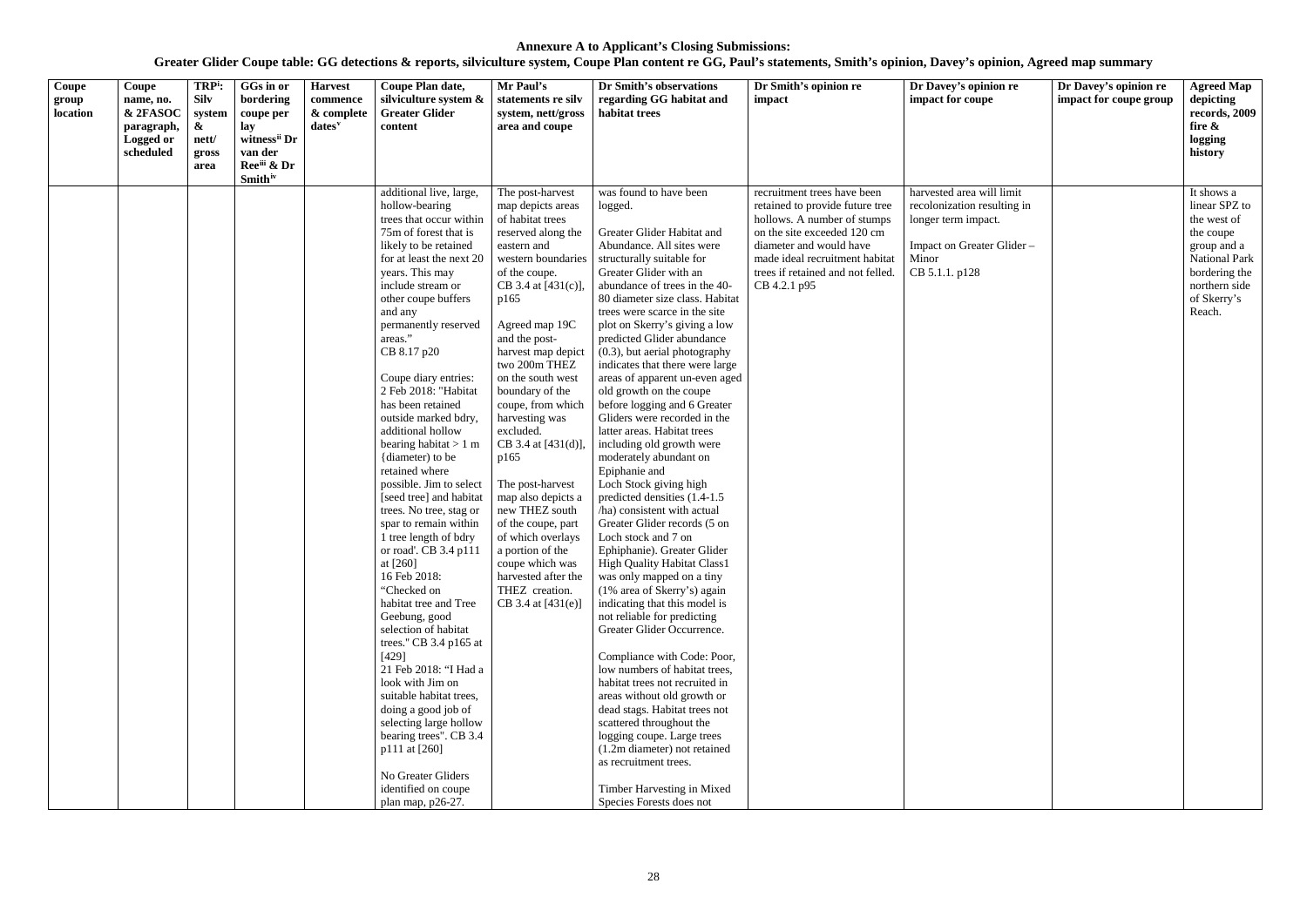# Annexure A to Applicant's Closing Submissions:

## Greater Glider Coupe table: GG detections & reports, silviculture system, Coupe Plan content re GG, Paul's statements, Smith's opinion, Davey's opinion, Agreed map summary

| Coupe group location | Coupe name, no. & 2FASOC paragraph, Logged or scheduled | TRP[i]: Silv system & nett/ gross area | GGs in or bordering coupe per lay witness[ii] Dr van der Ree[iii] & Dr Smith[iv] | Harvest commence & complete dates[v] | Coupe Plan date, silviculture system & Greater Glider content | Mr Paul's statements re silv system, nett/gross area and coupe | Dr Smith's observations regarding GG habitat and habitat trees | Dr Smith's opinion re impact | Dr Davey's opinion re impact for coupe | Dr Davey's opinion re impact for coupe group | Agreed Map depicting records, 2009 fire & logging history |
|---|---|---|---|---|---|---|---|---|---|---|---|
| | | | | | additional live, large, hollow-bearing trees that occur within 75m of forest that is likely to be retained for at least the next 20 years. This may include stream or other coupe buffers and any permanently reserved areas."<br>CB 8.17 p20<br><br>Coupe diary entries:<br>2 Feb 2018: "Habitat has been retained outside marked bdry, additional hollow bearing habitat > 1 m {diameter) to be retained where possible. Jim to select [seed tree] and habitat trees. No tree, stag or spar to remain within 1 tree length of bdry or road'. CB 3.4 p111 at [260]<br>16 Feb 2018: "Checked on habitat tree and Tree Geebung, good selection of habitat trees." CB 3.4 p165 at [429]<br>21 Feb 2018: "I Had a look with Jim on suitable habitat trees, doing a good job of selecting large hollow bearing trees". CB 3.4 p111 at [260]<br><br>No Greater Gliders identified on coupe plan map, p26-27. | The post-harvest map depicts areas of habitat trees reserved along the eastern and western boundaries of the coupe.<br>CB 3.4 at [431(c)], p165<br><br>Agreed map 19C and the post-harvest map depict two 200m THEZ on the south west boundary of the coupe, from which harvesting was excluded.<br>CB 3.4 at [431(d)], p165<br><br>The post-harvest map also depicts a new THEZ south of the coupe, part of which overlays a portion of the coupe which was harvested after the THEZ creation.<br>CB 3.4 at [431(e)] | was found to have been logged.<br><br>Greater Glider Habitat and Abundance. All sites were structurally suitable for Greater Glider with an abundance of trees in the 40-80 diameter size class. Habitat trees were scarce in the site plot on Skerry's giving a low predicted Glider abundance (0.3), but aerial photography indicates that there were large areas of apparent un-even aged old growth on the coupe before logging and 6 Greater Gliders were recorded in the latter areas. Habitat trees including old growth were moderately abundant on Epiphanie and Loch Stock giving high predicted densities (1.4-1.5 /ha) consistent with actual Greater Glider records (5 on Loch stock and 7 on Ephiphanie). Greater Glider High Quality Habitat Class1 was only mapped on a tiny (1% area of Skerry's) again indicating that this model is not reliable for predicting Greater Glider Occurrence.<br><br>Compliance with Code: Poor, low numbers of habitat trees, habitat trees not recruited in areas without old growth or dead stags. Habitat trees not scattered throughout the logging coupe. Large trees (1.2m diameter) not retained as recruitment trees.<br><br>Timber Harvesting in Mixed Species Forests does not | recruitment trees have been retained to provide future tree hollows. A number of stumps on the site exceeded 120 cm diameter and would have made ideal recruitment habitat trees if retained and not felled.<br>CB 4.2.1 p95 | harvested area will limit recolonization resulting in longer term impact.<br><br>Impact on Greater Glider – Minor<br>CB 5.1.1. p128 | | It shows a linear SPZ to the west of the coupe group and a National Park bordering the northern side of Skerry's Reach. |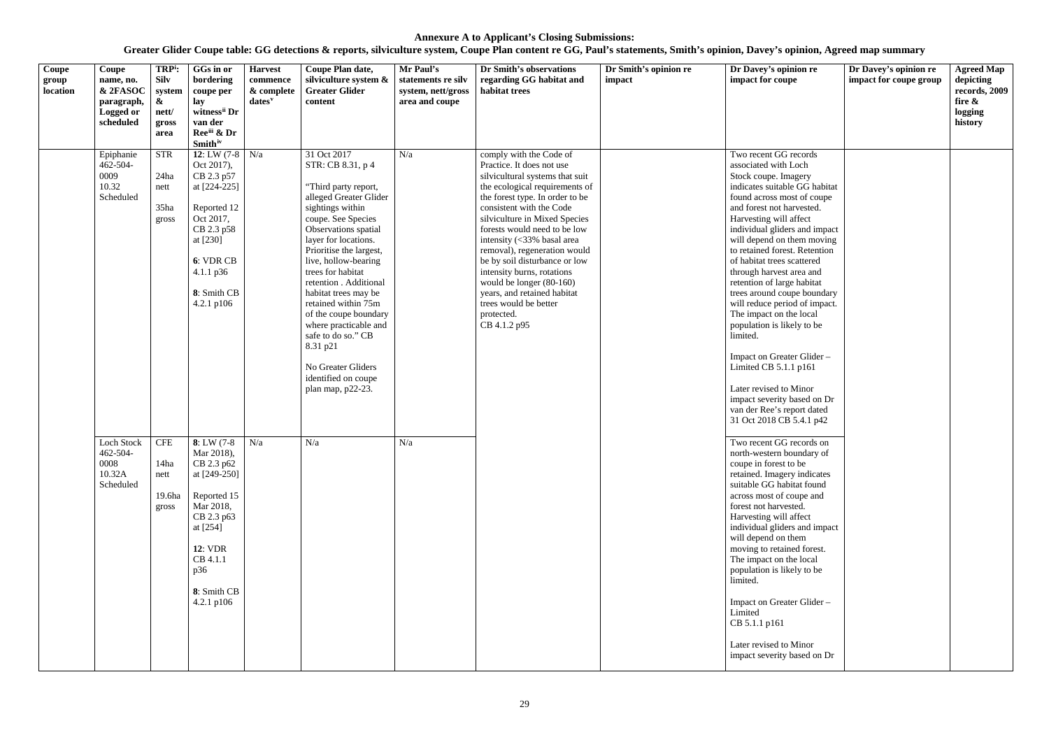**Annexure A to Applicant's Closing Submissions:**

**Greater Glider Coupe table: GG detections & reports, silviculture system, Coupe Plan content re GG, Paul's statements, Smith's opinion, Davey's opinion, Agreed map summary**

| Coupe group location | Coupe name, no. & 2FASOC paragraph, Logged or scheduled | TRP[i]: Silv system & nett/ gross area | GGs in or bordering coupe per lay witness[ii] Dr van der Ree[iii] & Dr Smith[iv] | Harvest commence & complete dates[v] | Coupe Plan date, silviculture system & Greater Glider content | Mr Paul's statements re silv system, nett/gross area and coupe | Dr Smith's observations regarding GG habitat and habitat trees | Dr Smith's opinion re impact | Dr Davey's opinion re impact for coupe | Dr Davey's opinion re impact for coupe group | Agreed Map depicting records, 2009 fire & logging history |
|---|---|---|---|---|---|---|---|---|---|---|---|
| | Epiphanie 462-504-0009 10.32 Scheduled | STR 24ha nett 35ha gross | **12**: LW (7-8 Oct 2017), CB 2.3 p57 at [224-225] Reported 12 Oct 2017, CB 2.3 p58 at [230] **6**: VDR CB 4.1.1 p36 **8**: Smith CB 4.2.1 p106 | N/a | 31 Oct 2017 STR: CB 8.31, p 4 "Third party report, alleged Greater Glider sightings within coupe. See Species Observations spatial layer for locations. Prioritise the largest, live, hollow-bearing trees for habitat retention . Additional habitat trees may be retained within 75m of the coupe boundary where practicable and safe to do so." CB 8.31 p21 No Greater Gliders identified on coupe plan map, p22-23. | N/a | comply with the Code of Practice. It does not use silvicultural systems that suit the ecological requirements of the forest type. In order to be consistent with the Code silviculture in Mixed Species forests would need to be low intensity (<33% basal area removal), regeneration would be by soil disturbance or low intensity burns, rotations would be longer (80-160) years, and retained habitat trees would be better protected. CB 4.1.2 p95 | | Two recent GG records associated with Loch Stock coupe. Imagery indicates suitable GG habitat found across most of coupe and forest not harvested. Harvesting will affect individual gliders and impact will depend on them moving to retained forest. Retention of habitat trees scattered through harvest area and retention of large habitat trees around coupe boundary will reduce period of impact. The impact on the local population is likely to be limited. Impact on Greater Glider – Limited CB 5.1.1 p161 Later revised to Minor impact severity based on Dr van der Ree's report dated 31 Oct 2018 CB 5.4.1 p42 | | |
| | Loch Stock 462-504-0008 10.32A Scheduled | CFE 14ha nett 19.6ha gross | **8**: LW (7-8 Mar 2018), CB 2.3 p62 at [249-250] Reported 15 Mar 2018, CB 2.3 p63 at [254] **12**: VDR CB 4.1.1 p36 **8**: Smith CB 4.2.1 p106 | N/a | N/a | N/a | | | Two recent GG records on north-western boundary of coupe in forest to be retained. Imagery indicates suitable GG habitat found across most of coupe and forest not harvested. Harvesting will affect individual gliders and impact will depend on them moving to retained forest. The impact on the local population is likely to be limited. Impact on Greater Glider – Limited CB 5.1.1 p161 Later revised to Minor impact severity based on Dr | | |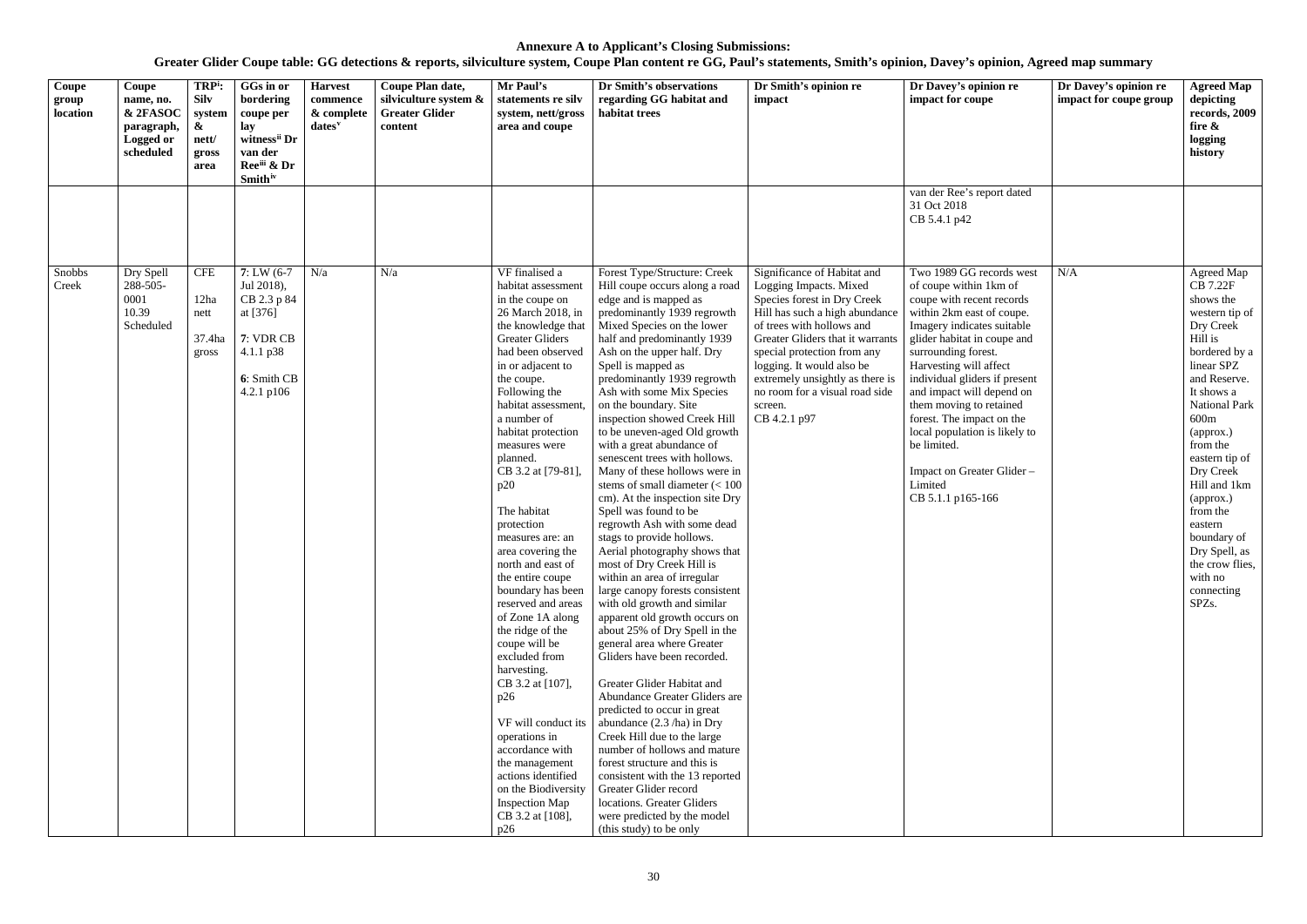**Annexure A to Applicant's Closing Submissions:**
**Greater Glider Coupe table: GG detections & reports, silviculture system, Coupe Plan content re GG, Paul's statements, Smith's opinion, Davey's opinion, Agreed map summary**

| Coupe group location | Coupe name, no. & 2FASOC paragraph, Logged or scheduled | TRP[i]: Silv system & nett/ gross area | GGs in or bordering coupe per lay witness[ii] Dr van der Ree[iii] & Dr Smith[iv] | Harvest commence & complete dates[v] | Coupe Plan date, silviculture system & Greater Glider content | Mr Paul's statements re silv system, nett/gross area and coupe | Dr Smith's observations regarding GG habitat and habitat trees | Dr Smith's opinion re impact | Dr Davey's opinion re impact for coupe | Dr Davey's opinion re impact for coupe group | Agreed Map depicting records, 2009 fire & logging history |
|---|---|---|---|---|---|---|---|---|---|---|---|
| | | | | | | | | | van der Ree's report dated 31 Oct 2018 CB 5.4.1 p42 | | |
| Snobbs Creek | Dry Spell 288-505-0001 10.39 Scheduled | CFE<br><br>12ha nett<br><br>37.4ha gross | 7: LW (6-7 Jul 2018), CB 2.3 p 84 at [376]<br><br>7: VDR CB 4.1.1 p38<br><br>6: Smith CB 4.2.1 p106 | N/a | N/a | VF finalised a habitat assessment in the coupe on 26 March 2018, in the knowledge that Greater Gliders had been observed in or adjacent to the coupe. Following the habitat assessment, a number of habitat protection measures were planned. CB 3.2 at [79-81], p20<br><br>The habitat protection measures are: an area covering the north and east of the entire coupe boundary has been reserved and areas of Zone 1A along the ridge of the coupe will be excluded from harvesting. CB 3.2 at [107], p26<br><br>VF will conduct its operations in accordance with the management actions identified on the Biodiversity Inspection Map CB 3.2 at [108], p26 | Forest Type/Structure: Creek Hill coupe occurs along a road edge and is mapped as predominantly 1939 regrowth Mixed Species on the lower half and predominantly 1939 Ash on the upper half. Dry Spell is mapped as predominantly 1939 regrowth Ash with some Mix Species on the boundary. Site inspection showed Creek Hill to be uneven-aged Old growth with a great abundance of senescent trees with hollows. Many of these hollows were in stems of small diameter (< 100 cm). At the inspection site Dry Spell was found to be regrowth Ash with some dead stags to provide hollows. Aerial photography shows that most of Dry Creek Hill is within an area of irregular large canopy forests consistent with old growth and similar apparent old growth occurs on about 25% of Dry Spell in the general area where Greater Gliders have been recorded.<br><br>Greater Glider Habitat and Abundance Greater Gliders are predicted to occur in great abundance (2.3 /ha) in Dry Creek Hill due to the large number of hollows and mature forest structure and this is consistent with the 13 reported Greater Glider record locations. Greater Gliders were predicted by the model (this study) to be only | Significance of Habitat and Logging Impacts. Mixed Species forest in Dry Creek Hill has such a high abundance of trees with hollows and Greater Gliders that it warrants special protection from any logging. It would also be extremely unsightly as there is no room for a visual road side screen. CB 4.2.1 p97 | Two 1989 GG records west of coupe within 1km of coupe with recent records within 2km east of coupe. Imagery indicates suitable glider habitat in coupe and surrounding forest. Harvesting will affect individual gliders if present and impact will depend on them moving to retained forest. The impact on the local population is likely to be limited.<br><br>Impact on Greater Glider – Limited CB 5.1.1 p165-166 | N/A | Agreed Map CB 7.22F shows the western tip of Dry Creek Hill is bordered by a linear SPZ and Reserve. It shows a National Park 600m (approx.) from the eastern tip of Dry Creek Hill and 1km (approx.) from the eastern boundary of Dry Spell, as the crow flies, with no connecting SPZs. |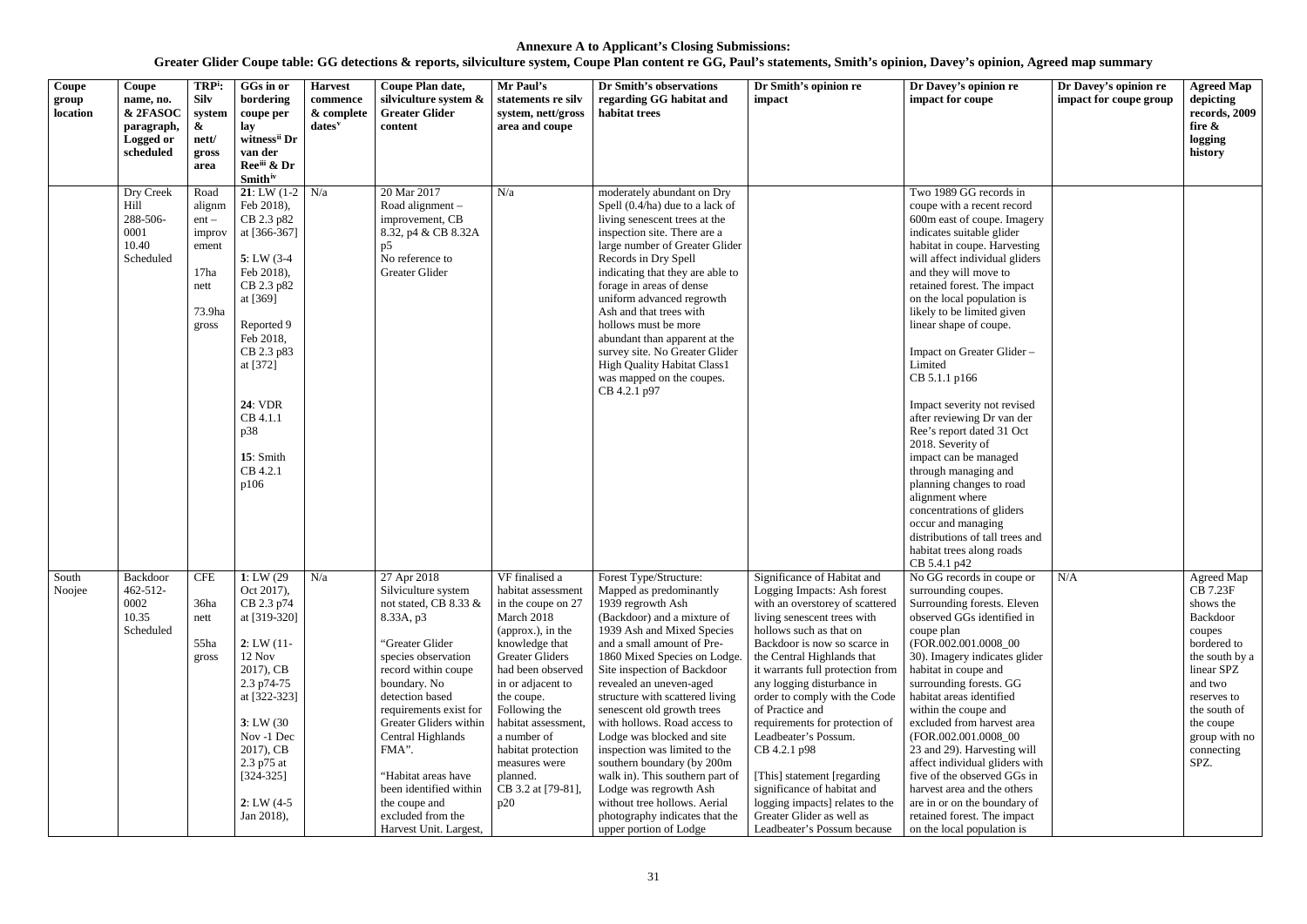**Annexure A to Applicant's Closing Submissions:**

**Greater Glider Coupe table: GG detections & reports, silviculture system, Coupe Plan content re GG, Paul's statements, Smith's opinion, Davey's opinion, Agreed map summary**

| Coupe group location | Coupe name, no. & 2FASOC paragraph, Logged or scheduled | TRP[i]: Silv system & nett/ gross area | GGs in or bordering coupe per lay witness[ii] Dr van der Ree[iii] & Dr Smith[iv] | Harvest commence & complete dates[v] | Coupe Plan date, silviculture system & Greater Glider content | Mr Paul's statements re silv system, nett/gross area and coupe | Dr Smith's observations regarding GG habitat and habitat trees | Dr Smith's opinion re impact | Dr Davey's opinion re impact for coupe | Dr Davey's opinion re impact for coupe group | Agreed Map depicting records, 2009 fire & logging history |
|---|---|---|---|---|---|---|---|---|---|---|---|
| | Dry Creek Hill 288-506-0001 10.40 Scheduled | Road alignment – improvement<br><br>17ha nett<br><br>73.9ha gross | **21**: LW (1-2 Feb 2018), CB 2.3 p82 at [366-367]<br><br>**5**: LW (3-4 Feb 2018), CB 2.3 p82 at [369]<br><br>Reported 9 Feb 2018, CB 2.3 p83 at [372]<br><br>**24**: VDR CB 4.1.1 p38<br><br>**15**: Smith CB 4.2.1 p106 | N/a | 20 Mar 2017 Road alignment – improvement, CB 8.32, p4 & CB 8.32A p5 No reference to Greater Glider | N/a | moderately abundant on Dry Spell (0.4/ha) due to a lack of living senescent trees at the inspection site. There are a large number of Greater Glider Records in Dry Spell indicating that they are able to forage in areas of dense uniform advanced regrowth Ash and that trees with hollows must be more abundant than apparent at the survey site. No Greater Glider High Quality Habitat Class1 was mapped on the coupes. CB 4.2.1 p97 | | Two 1989 GG records in coupe with a recent record 600m east of coupe. Imagery indicates suitable glider habitat in coupe. Harvesting will affect individual gliders and they will move to retained forest. The impact on the local population is likely to be limited given linear shape of coupe.<br><br>Impact on Greater Glider – Limited CB 5.1.1 p166<br><br>Impact severity not revised after reviewing Dr van der Ree's report dated 31 Oct 2018. Severity of impact can be managed through managing and planning changes to road alignment where concentrations of gliders occur and managing distributions of tall trees and habitat trees along roads CB 5.4.1 p42 | | |
| South Noojee | Backdoor 462-512-0002 10.35 Scheduled | CFE<br><br>36ha nett<br><br>55ha gross | **1**: LW (29 Oct 2017), CB 2.3 p74 at [319-320]<br><br>**2**: LW (11-12 Nov 2017), CB 2.3 p74-75 at [322-323]<br><br>**3**: LW (30 Nov -1 Dec 2017), CB 2.3 p75 at [324-325]<br><br>**2**: LW (4-5 Jan 2018), | N/a | 27 Apr 2018 Silviculture system not stated, CB 8.33 & 8.33A, p3<br><br>"Greater Glider species observation record within coupe boundary. No detection based requirements exist for Greater Gliders within Central Highlands FMA".<br><br>"Habitat areas have been identified within the coupe and excluded from the Harvest Unit. Largest, | VF finalised a habitat assessment in the coupe on 27 March 2018 (approx.), in the knowledge that Greater Gliders had been observed in or adjacent to the coupe. Following the habitat assessment, a number of habitat protection measures were planned. CB 3.2 at [79-81], p20 | Forest Type/Structure: Mapped as predominantly 1939 regrowth Ash (Backdoor) and a mixture of 1939 Ash and Mixed Species and a small amount of Pre-1860 Mixed Species on Lodge. Site inspection of Backdoor revealed an uneven-aged structure with scattered living senescent old growth trees with hollows. Road access to Lodge was blocked and site inspection was limited to the southern boundary (by 200m walk in). This southern part of Lodge was regrowth Ash without tree hollows. Aerial photography indicates that the upper portion of Lodge | Significance of Habitat and Logging Impacts: Ash forest with an overstorey of scattered living senescent trees with hollows such as that on Backdoor is now so scarce in the Central Highlands that it warrants full protection from any logging disturbance in order to comply with the Code of Practice and requirements for protection of Leadbeater's Possum. CB 4.2.1 p98<br><br>[This] statement [regarding significance of habitat and logging impacts] relates to the Greater Glider as well as Leadbeater's Possum because | No GG records in coupe or surrounding coupes. Surrounding forests. Eleven observed GGs identified in coupe plan (FOR.002.001.0008_00 30). Imagery indicates glider habitat in coupe and surrounding forests. GG habitat areas identified within the coupe and excluded from harvest area (FOR.002.001.0008_00 23 and 29). Harvesting will affect individual gliders with five of the observed GGs in harvest area and the others are in or on the boundary of retained forest. The impact on the local population is | N/A | Agreed Map CB 7.23F shows the Backdoor coupes bordered to the south by a linear SPZ and two reserves to the south of the coupe group with no connecting SPZ. |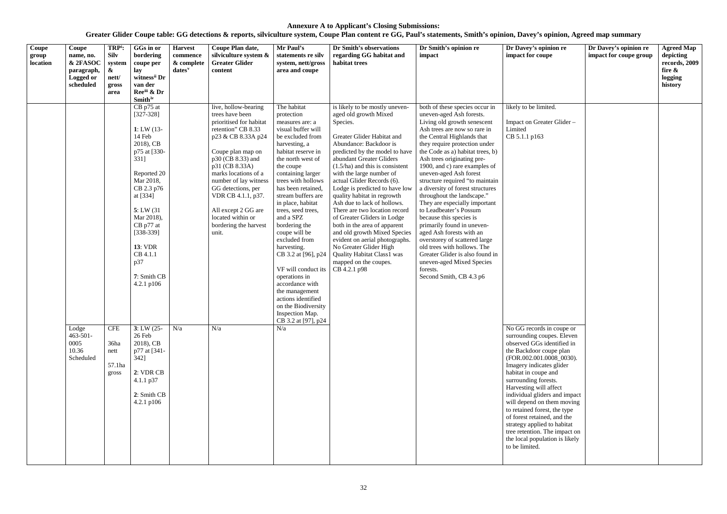**Annexure A to Applicant's Closing Submissions:**

**Greater Glider Coupe table: GG detections & reports, silviculture system, Coupe Plan content re GG, Paul's statements, Smith's opinion, Davey's opinion, Agreed map summary**

| Coupe group location | Coupe name, no. & 2FASOC paragraph, Logged or scheduled | TRP[i]: Silv system & nett/ gross area | GGs in or bordering coupe per lay witness[ii] Dr van der Ree[iii] & Dr Smith[iv] | Harvest commence & complete dates[v] | Coupe Plan date, silviculture system & Greater Glider content | Mr Paul's statements re silv system, nett/gross area and coupe | Dr Smith's observations regarding GG habitat and habitat trees | Dr Smith's opinion re impact | Dr Davey's opinion re impact for coupe | Dr Davey's opinion re impact for coupe group | Agreed Map depicting records, 2009 fire & logging history |
|---|---|---|---|---|---|---|---|---|---|---|---|
| | | | CB p75 at [327-328]<br><br>**1**: LW (13-14 Feb 2018), CB p75 at [330-331]<br><br>Reported 20 Mar 2018, CB 2.3 p76 at [334]<br><br>**5**: LW (31 Mar 2018), CB p77 at [338-339]<br><br>**13**: VDR CB 4.1.1 p37<br><br>**7**: Smith CB 4.2.1 p106 | | live, hollow-bearing trees have been prioritised for habitat retention" CB 8.33 p23 & CB 8.33A p24<br><br>Coupe plan map on p30 (CB 8.33) and p31 (CB 8.33A) marks locations of a number of lay witness GG detections, per VDR CB 4.1.1, p37.<br><br>All except 2 GG are located within or bordering the harvest unit. | The habitat protection measures are: a visual buffer will be excluded from harvesting, a habitat reserve in the north west of the coupe containing larger trees with hollows has been retained, stream buffers are in place, habitat trees, seed trees, and a SPZ bordering the coupe will be excluded from harvesting.<br>CB 3.2 at [96], p24<br><br>VF will conduct its operations in accordance with the management actions identified on the Biodiversity Inspection Map.<br>CB 3.2 at [97], p24 | is likely to be mostly uneven-aged old growth Mixed Species.<br><br>Greater Glider Habitat and Abundance: Backdoor is predicted by the model to have abundant Greater Gliders (1.5/ha) and this is consistent with the large number of actual Glider Records (6). Lodge is predicted to have low quality habitat in regrowth Ash due to lack of hollows. There are two location record of Greater Gliders in Lodge both in the area of apparent and old growth Mixed Species evident on aerial photographs. No Greater Glider High Quality Habitat Class1 was mapped on the coupes.<br>CB 4.2.1 p98 | both of these species occur in uneven-aged Ash forests. Living old growth senescent Ash trees are now so rare in the Central Highlands that they require protection under the Code as a) habitat trees, b) Ash trees originating pre-1900, and c) rare examples of uneven-aged Ash forest structure required "to maintain a diversity of forest structures throughout the landscape." They are especially important to Leadbeater's Possum because this species is primarily found in uneven-aged Ash forests with an overstorey of scattered large old trees with hollows. The Greater Glider is also found in uneven-aged Mixed Species forests.<br>Second Smith, CB 4.3 p6 | likely to be limited.<br><br>Impact on Greater Glider – Limited<br>CB 5.1.1 p163 | | |
| | Lodge 463-501-0005 10.36 Scheduled | CFE<br><br>36ha nett<br><br>57.1ha gross | **3**: LW (25-26 Feb 2018), CB p77 at [341-342]<br><br>**2**: VDR CB 4.1.1 p37<br><br>**2**: Smith CB 4.2.1 p106 | N/a | N/a | N/a | | | No GG records in coupe or surrounding coupes. Eleven observed GGs identified in the Backdoor coupe plan (FOR.002.001.0008_0030). Imagery indicates glider habitat in coupe and surrounding forests. Harvesting will affect individual gliders and impact will depend on them moving to retained forest, the type of forest retained, and the strategy applied to habitat tree retention. The impact on the local population is likely to be limited. | | |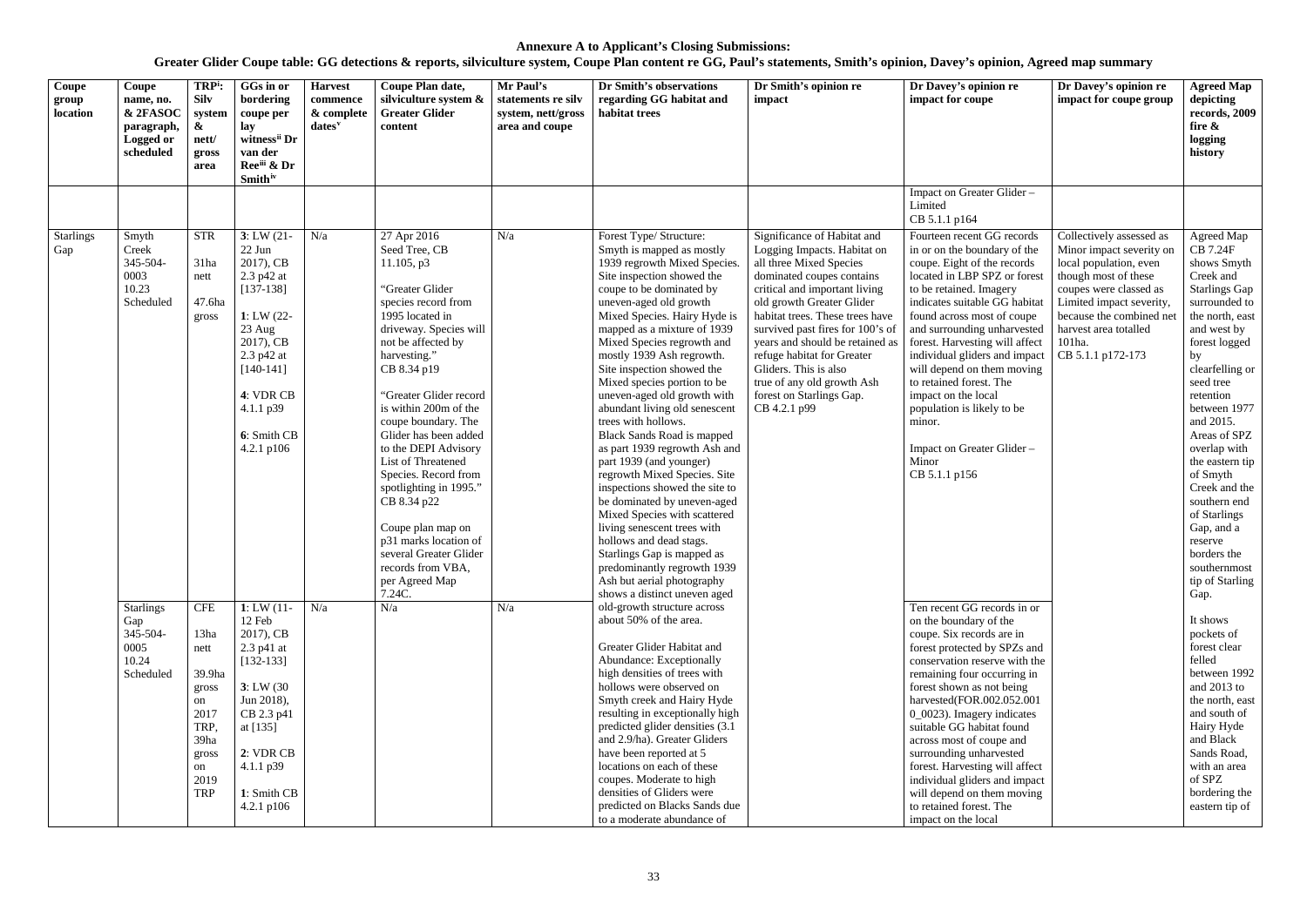**Annexure A to Applicant's Closing Submissions:**
**Greater Glider Coupe table: GG detections & reports, silviculture system, Coupe Plan content re GG, Paul's statements, Smith's opinion, Davey's opinion, Agreed map summary**

| Coupe group location | Coupe name, no. & 2FASOC paragraph, Logged or scheduled | TRP[i]: Silv system & nett/ gross area | GGs in or bordering coupe per lay witness[ii] Dr van der Ree[iii] & Dr Smith[iv] | Harvest commence & complete dates[v] | Coupe Plan date, silviculture system & Greater Glider content | Mr Paul's statements re silv system, nett/gross area and coupe | Dr Smith's observations regarding GG habitat and habitat trees | Dr Smith's opinion re impact | Dr Davey's opinion re impact for coupe | Dr Davey's opinion re impact for coupe group | Agreed Map depicting records, 2009 fire & logging history |
|---|---|---|---|---|---|---|---|---|---|---|---|
| | | | | | | | | | Impact on Greater Glider – Limited<br>CB 5.1.1 p164 | | |
| Starlings Gap | Smyth Creek<br>345-504-0003<br>10.23<br>Scheduled | STR<br><br>31ha nett<br><br>47.6ha gross | **3**: LW (21-22 Jun 2017), CB 2.3 p42 at [137-138]<br><br>**1**: LW (22-23 Aug 2017), CB 2.3 p42 at [140-141]<br><br>**4**: VDR CB 4.1.1 p39<br><br>**6**: Smith CB 4.2.1 p106 | N/a | 27 Apr 2016<br>Seed Tree, CB 11.105, p3<br><br>"Greater Glider species record from 1995 located in driveway. Species will not be affected by harvesting."<br>CB 8.34 p19<br><br>"Greater Glider record is within 200m of the coupe boundary. The Glider has been added to the DEPI Advisory List of Threatened Species. Record from spotlighting in 1995."<br>CB 8.34 p22<br><br>Coupe plan map on p31 marks location of several Greater Glider records from VBA, per Agreed Map 7.24C. | N/a | Forest Type/ Structure:<br>Smyth is mapped as mostly 1939 regrowth Mixed Species. Site inspection showed the coupe to be dominated by uneven-aged old growth Mixed Species. Hairy Hyde is mapped as a mixture of 1939 Mixed Species regrowth and mostly 1939 Ash regrowth. Site inspection showed the Mixed species portion to be uneven-aged old growth with abundant living old senescent trees with hollows.<br>Black Sands Road is mapped as part 1939 regrowth Ash and part 1939 (and younger) regrowth Mixed Species. Site inspections showed the site to be dominated by uneven-aged Mixed Species with scattered living senescent trees with hollows and dead stags.<br>Starlings Gap is mapped as predominantly regrowth 1939 Ash but aerial photography shows a distinct uneven aged old-growth structure across about 50% of the area.<br><br>Greater Glider Habitat and Abundance: Exceptionally high densities of trees with hollows were observed on Smyth creek and Hairy Hyde resulting in exceptionally high predicted glider densities (3.1 and 2.9/ha). Greater Gliders have been reported at 5 locations on each of these coupes. Moderate to high densities of Gliders were predicted on Blacks Sands due to a moderate abundance of | Significance of Habitat and Logging Impacts. Habitat on all three Mixed Species dominated coupes contains critical and important living old growth Greater Glider habitat trees. These trees have survived past fires for 100's of years and should be retained as refuge habitat for Greater Gliders. This is also true of any old growth Ash forest on Starlings Gap.<br>CB 4.2.1 p99 | Fourteen recent GG records in or on the boundary of the coupe. Eight of the records located in LBP SPZ or forest to be retained. Imagery indicates suitable GG habitat found across most of coupe and surrounding unharvested forest. Harvesting will affect individual gliders and impact will depend on them moving to retained forest. The impact on the local population is likely to be minor.<br><br>Impact on Greater Glider – Minor<br>CB 5.1.1 p156 | Collectively assessed as Minor impact severity on local population, even though most of these coupes were classed as Limited impact severity, because the combined net harvest area totalled 101ha.<br>CB 5.1.1 p172-173 | Agreed Map CB 7.24F shows Smyth Creek and Starlings Gap surrounded to the north, east and west by forest logged by clearfelling or seed tree retention between 1977 and 2015. Areas of SPZ overlap with the eastern tip of Smyth Creek and the southern end of Starlings Gap, and a reserve borders the southernmost tip of Starling Gap.<br><br>It shows pockets of forest clear felled between 1992 and 2013 to the north, east and south of Hairy Hyde and Black Sands Road, with an area of SPZ bordering the eastern tip of |
| | Starlings Gap<br>345-504-0005<br>10.24<br>Scheduled | CFE<br><br>13ha nett<br><br>39.9ha gross on 2017 TRP, 39ha gross on 2019 TRP | **1**: LW (11-12 Feb 2017), CB 2.3 p41 at [132-133]<br><br>**3**: LW (30 Jun 2018), CB 2.3 p41 at [135]<br><br>**2**: VDR CB 4.1.1 p39<br><br>**1**: Smith CB 4.2.1 p106 | N/a | N/a | N/a | | | Ten recent GG records in or on the boundary of the coupe. Six records are in forest protected by SPZs and conservation reserve with the remaining four occurring in forest shown as not being harvested(FOR.002.052.001 0_0023). Imagery indicates suitable GG habitat found across most of coupe and surrounding unharvested forest. Harvesting will affect individual gliders and impact will depend on them moving to retained forest. The impact on the local | | |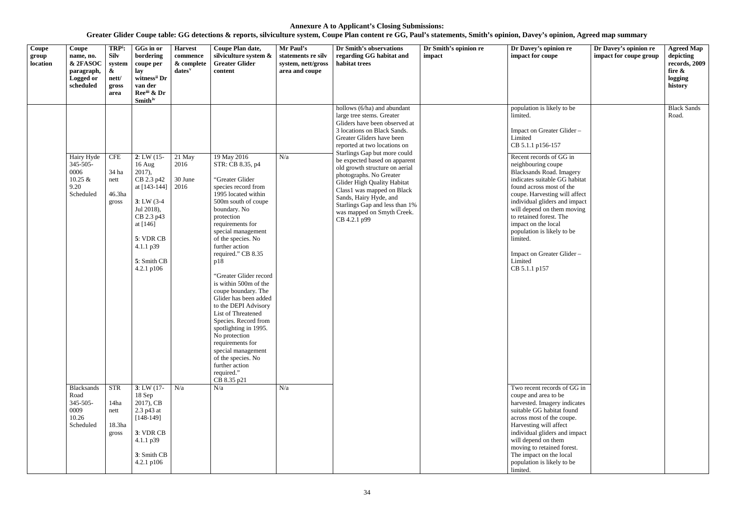**Annexure A to Applicant's Closing Submissions:**

**Greater Glider Coupe table: GG detections & reports, silviculture system, Coupe Plan content re GG, Paul's statements, Smith's opinion, Davey's opinion, Agreed map summary**

| Coupe group location | Coupe name, no. & 2FASOC paragraph, Logged or scheduled | TRP[i]: Silv system & nett/ gross area | GGs in or bordering coupe per lay witness[ii] Dr van der Ree[iii] & Dr Smith[iv] | Harvest commence & complete dates[v] | Coupe Plan date, silviculture system & Greater Glider content | Mr Paul's statements re silv system, nett/gross area and coupe | Dr Smith's observations regarding GG habitat and habitat trees | Dr Smith's opinion re impact | Dr Davey's opinion re impact for coupe | Dr Davey's opinion re impact for coupe group | Agreed Map depicting records, 2009 fire & logging history |
|---|---|---|---|---|---|---|---|---|---|---|---|
| | | | | | | | hollows (6/ha) and abundant large tree stems. Greater Gliders have been observed at 3 locations on Black Sands. Greater Gliders have been reported at two locations on Starlings Gap but more could be expected based on apparent old growth structure on aerial photographs. No Greater Glider High Quality Habitat Class1 was mapped on Black Sands, Hairy Hyde, and Starlings Gap and less than 1% was mapped on Smyth Creek. CB 4.2.1 p99 | | population is likely to be limited.<br><br>Impact on Greater Glider – Limited<br>CB 5.1.1 p156-157 | | Black Sands Road. |
| | Hairy Hyde 345-505-0006 10.25 & 9.20 Scheduled | CFE<br><br>34 ha nett<br><br>46.3ha gross | **2**: LW (15-16 Aug 2017), CB 2.3 p42 at [143-144]<br><br>**3**: LW (3-4 Jul 2018), CB 2.3 p43 at [146]<br><br>**5**: VDR CB 4.1.1 p39<br><br>**5**: Smith CB 4.2.1 p106 | 21 May 2016<br><br>30 June 2016 | 19 May 2016<br>STR: CB 8.35, p4<br><br>"Greater Glider species record from 1995 located within 500m south of coupe boundary. No protection requirements for special management of the species. No further action required." CB 8.35 p18<br><br>"Greater Glider record is within 500m of the coupe boundary. The Glider has been added to the DEPI Advisory List of Threatened Species. Record from spotlighting in 1995. No protection requirements for special management of the species. No further action required."<br>CB 8.35 p21 | N/a | | | Recent records of GG in neighbouring coupe Blacksands Road. Imagery indicates suitable GG habitat found across most of the coupe. Harvesting will affect individual gliders and impact will depend on them moving to retained forest. The impact on the local population is likely to be limited.<br><br>Impact on Greater Glider – Limited<br>CB 5.1.1 p157 | | |
| | Blacksands Road 345-505-0009 10.26 Scheduled | STR<br><br>14ha nett<br><br>18.3ha gross | **3**: LW (17-18 Sep 2017), CB 2.3 p43 at [148-149]<br><br>**3**: VDR CB 4.1.1 p39<br><br>**3**: Smith CB 4.2.1 p106 | N/a | N/a | N/a | | | Two recent records of GG in coupe and area to be harvested. Imagery indicates suitable GG habitat found across most of the coupe. Harvesting will affect individual gliders and impact will depend on them moving to retained forest. The impact on the local population is likely to be limited. | | |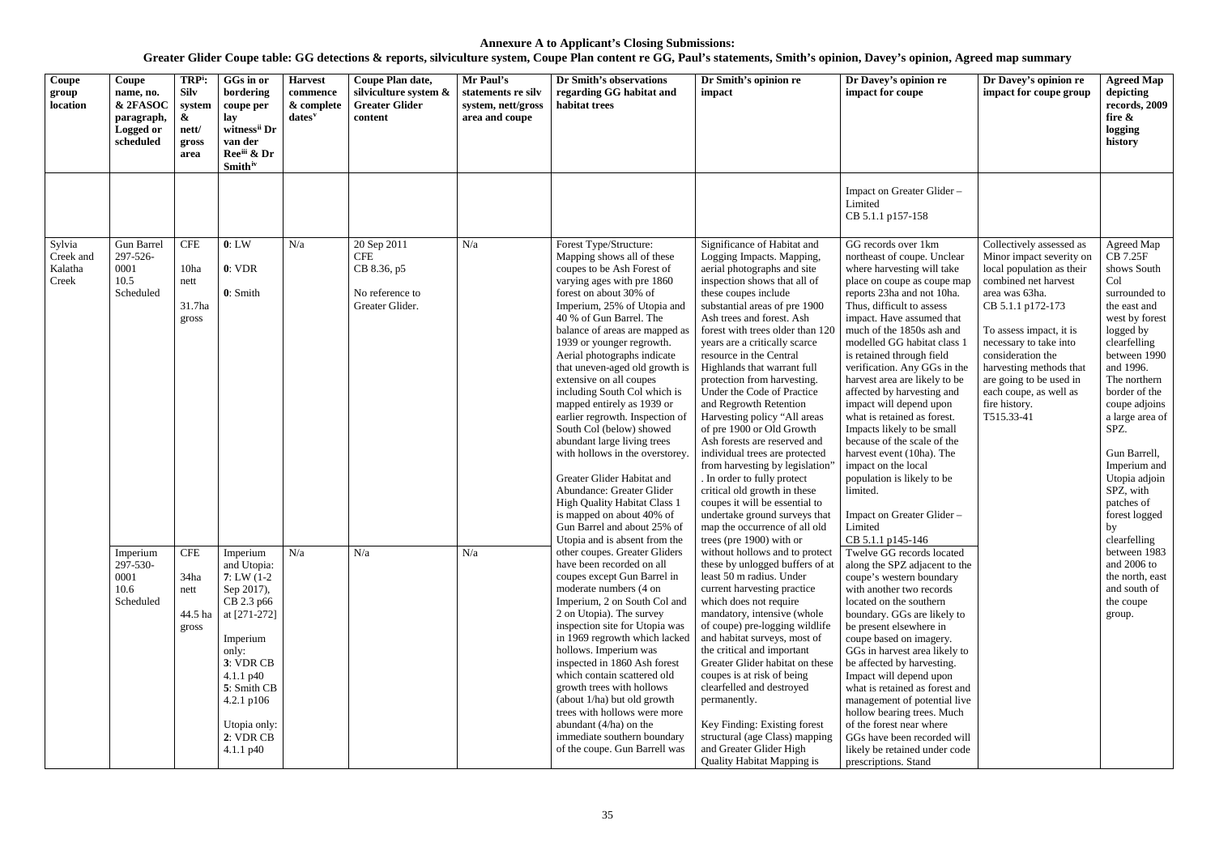**Annexure A to Applicant's Closing Submissions:**

**Greater Glider Coupe table: GG detections & reports, silviculture system, Coupe Plan content re GG, Paul's statements, Smith's opinion, Davey's opinion, Agreed map summary**

| Coupe group location | Coupe name, no. & 2FASOC paragraph, Logged or scheduled | TRP[i]: Silv system & nett/ gross area | GGs in or bordering coupe per lay witness[ii] Dr van der Ree[iii] & Dr Smith[iv] | Harvest commence & complete dates[v] | Coupe Plan date, silviculture system & Greater Glider content | Mr Paul's statements re silv system, nett/gross area and coupe | Dr Smith's observations regarding GG habitat and habitat trees | Dr Smith's opinion re impact | Dr Davey's opinion re impact for coupe | Dr Davey's opinion re impact for coupe group | Agreed Map depicting records, 2009 fire & logging history |
|---|---|---|---|---|---|---|---|---|---|---|---|
| | | | | | | | | | Impact on Greater Glider – Limited CB 5.1.1 p157-158 | | |
| Sylvia Creek and Kalatha Creek | Gun Barrel 297-526-0001 10.5 Scheduled | CFE 10ha nett 31.7ha gross | **0**: LW **0**: VDR **0**: Smith | N/a | 20 Sep 2011 CFE CB 8.36, p5 No reference to Greater Glider. | N/a | Forest Type/Structure: Mapping shows all of these coupes to be Ash Forest of varying ages with pre 1860 forest on about 30% of Imperium, 25% of Utopia and 40 % of Gun Barrel. The balance of areas are mapped as 1939 or younger regrowth. Aerial photographs indicate that uneven-aged old growth is extensive on all coupes including South Col which is mapped entirely as 1939 or earlier regrowth. Inspection of South Col (below) showed abundant large living trees with hollows in the overstorey. Greater Glider Habitat and Abundance: Greater Glider High Quality Habitat Class 1 is mapped on about 40% of Gun Barrel and about 25% of Utopia and is absent from the other coupes. Greater Gliders have been recorded on all coupes except Gun Barrel in moderate numbers (4 on Imperium, 2 on South Col and 2 on Utopia). The survey inspection site for Utopia was in 1969 regrowth which lacked hollows. Imperium was inspected in 1860 Ash forest which contain scattered old growth trees with hollows (about 1/ha) but old growth trees with hollows were more abundant (4/ha) on the immediate southern boundary of the coupe. Gun Barrell was | Significance of Habitat and Logging Impacts. Mapping, aerial photographs and site inspection shows that all of these coupes include substantial areas of pre 1900 Ash trees and forest. Ash forest with trees older than 120 years are a critically scarce resource in the Central Highlands that warrant full protection from harvesting. Under the Code of Practice and Regrowth Retention Harvesting policy "All areas of pre 1900 or Old Growth Ash forests are reserved and individual trees are protected from harvesting by legislation". In order to fully protect critical old growth in these coupes it will be essential to undertake ground surveys that map the occurrence of all old trees (pre 1900) with or without hollows and to protect these by unlogged buffers of at least 50 m radius. Under current harvesting practice which does not require mandatory, intensive (whole of coupe) pre-logging wildlife and habitat surveys, most of the critical and important Greater Glider habitat on these coupes is at risk of being clearfelled and destroyed permanently. Key Finding: Existing forest structural (age Class) mapping and Greater Glider High Quality Habitat Mapping is | GG records over 1km northeast of coupe. Unclear where harvesting will take place on coupe as coupe map reports 23ha and not 10ha. Thus, difficult to assess impact. Have assumed that much of the 1850s ash and modelled GG habitat class 1 is retained through field verification. Any GGs in the harvest area are likely to be affected by harvesting and impact will depend upon what is retained as forest. Impacts likely to be small because of the scale of the harvest event (10ha). The impact on the local population is likely to be limited. Impact on Greater Glider – Limited CB 5.1.1 p145-146 | Collectively assessed as Minor impact severity on local population as their combined net harvest area was 63ha. CB 5.1.1 p172-173 To assess impact, it is necessary to take into consideration the harvesting methods that are going to be used in each coupe, as well as fire history. T515.33-41 | Agreed Map CB 7.25F shows South Col surrounded to the east and west by forest logged by clearfelling between 1990 and 1996. The northern border of the coupe adjoins a large area of SPZ. Gun Barrell, Imperium and Utopia adjoin SPZ, with patches of forest logged by clearfelling between 1983 and 2006 to the north, east and south of the coupe group. |
| | Imperium 297-530-0001 10.6 Scheduled | CFE 34ha nett 44.5 ha gross | Imperium and Utopia: **7**: LW (1-2 Sep 2017), CB 2.3 p66 at [271-272] Imperium only: **3**: VDR CB 4.1.1 p40 **5**: Smith CB 4.2.1 p106 Utopia only: **2**: VDR CB 4.1.1 p40 | N/a | N/a | N/a | | | Twelve GG records located along the SPZ adjacent to the coupe's western boundary with another two records located on the southern boundary. GGs are likely to be present elsewhere in coupe based on imagery. GGs in harvest area likely to be affected by harvesting. Impact will depend upon what is retained as forest and management of potential live hollow bearing trees. Much of the forest near where GGs have been recorded will likely be retained under code prescriptions. Stand | | |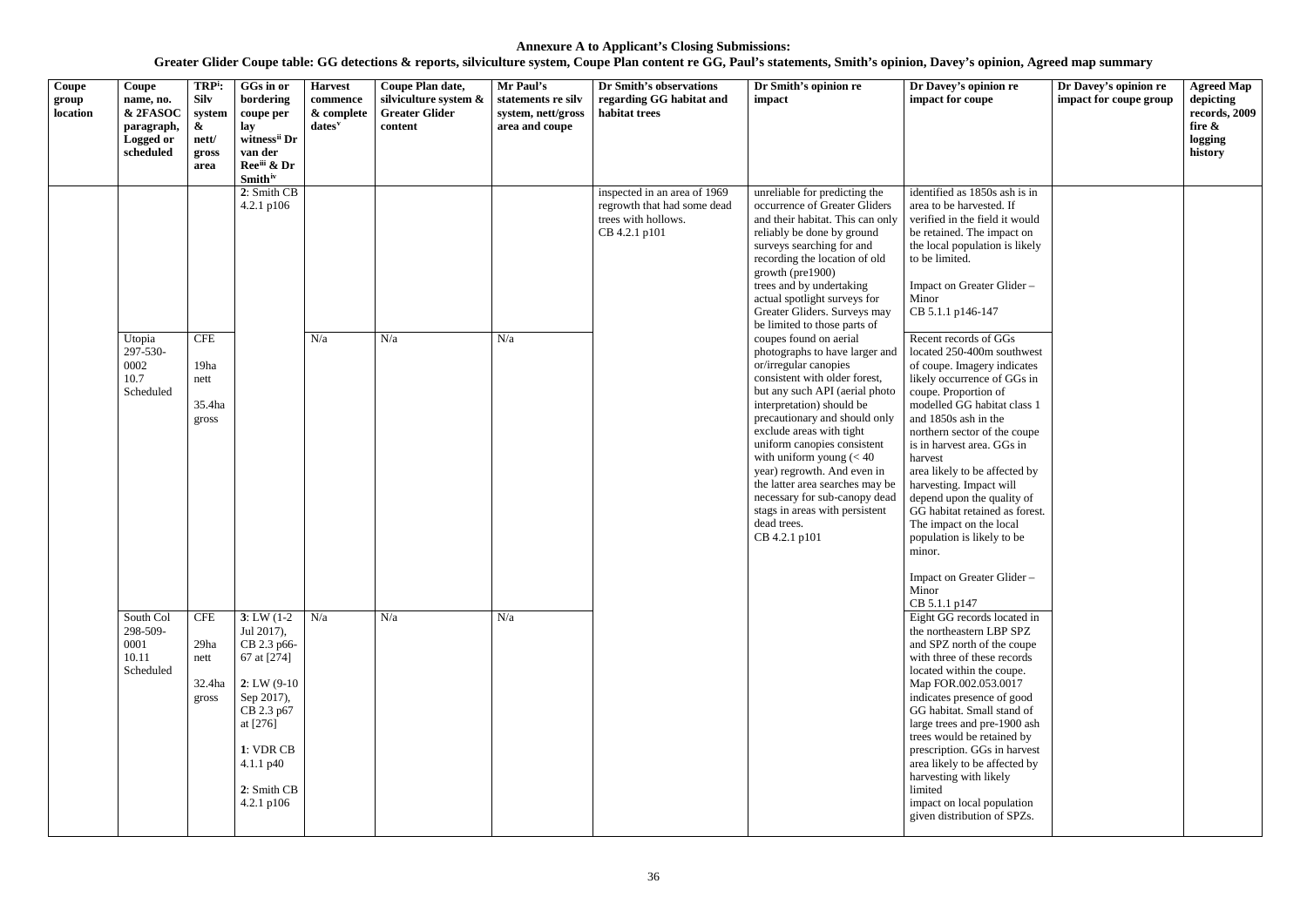**Annexure A to Applicant's Closing Submissions:**

**Greater Glider Coupe table: GG detections & reports, silviculture system, Coupe Plan content re GG, Paul's statements, Smith's opinion, Davey's opinion, Agreed map summary**

| Coupe group location | Coupe name, no. & 2FASOC paragraph, Logged or scheduled | TRP[i]: Silv system & nett/ gross area | GGs in or bordering coupe per lay witness[ii] Dr van der Ree[iii] & Dr Smith[iv] | Harvest commence & complete dates[v] | Coupe Plan date, silviculture system & Greater Glider content | Mr Paul's statements re silv system, nett/gross area and coupe | Dr Smith's observations regarding GG habitat and habitat trees | Dr Smith's opinion re impact | Dr Davey's opinion re impact for coupe | Dr Davey's opinion re impact for coupe group | Agreed Map depicting records, 2009 fire & logging history |
|---|---|---|---|---|---|---|---|---|---|---|---|
| | | | 2: Smith CB 4.2.1 p106 | | | | inspected in an area of 1969 regrowth that had some dead trees with hollows. CB 4.2.1 p101 | unreliable for predicting the occurrence of Greater Gliders and their habitat. This can only reliably be done by ground surveys searching for and recording the location of old growth (pre1900) trees and by undertaking actual spotlight surveys for Greater Gliders. Surveys may be limited to those parts of coupes found on aerial photographs to have larger and or/irregular canopies consistent with older forest, but any such API (aerial photo interpretation) should be precautionary and should only exclude areas with tight uniform canopies consistent with uniform young (< 40 year) regrowth. And even in the latter area searches may be necessary for sub-canopy dead stags in areas with persistent dead trees. CB 4.2.1 p101 | identified as 1850s ash is in area to be harvested. If verified in the field it would be retained. The impact on the local population is likely to be limited.<br><br>Impact on Greater Glider – Minor<br>CB 5.1.1 p146-147 | | |
| | Utopia 297-530-0002 10.7 Scheduled | CFE<br><br>19ha nett<br><br>35.4ha gross | | N/a | N/a | N/a | | | Recent records of GGs located 250-400m southwest of coupe. Imagery indicates likely occurrence of GGs in coupe. Proportion of modelled GG habitat class 1 and 1850s ash in the northern sector of the coupe is in harvest area. GGs in harvest area likely to be affected by harvesting. Impact will depend upon the quality of GG habitat retained as forest. The impact on the local population is likely to be minor.<br><br>Impact on Greater Glider – Minor<br>CB 5.1.1 p147 | | |
| | South Col 298-509-0001 10.11 Scheduled | CFE<br><br>29ha nett<br><br>32.4ha gross | 3: LW (1-2 Jul 2017), CB 2.3 p66-67 at [274]<br><br>2: LW (9-10 Sep 2017), CB 2.3 p67 at [276]<br><br>1: VDR CB 4.1.1 p40<br><br>2: Smith CB 4.2.1 p106 | N/a | N/a | N/a | | | Eight GG records located in the northeastern LBP SPZ and SPZ north of the coupe with three of these records located within the coupe. Map FOR.002.053.0017 indicates presence of good GG habitat. Small stand of large trees and pre-1900 ash trees would be retained by prescription. GGs in harvest area likely to be affected by harvesting with likely limited impact on local population given distribution of SPZs. | | |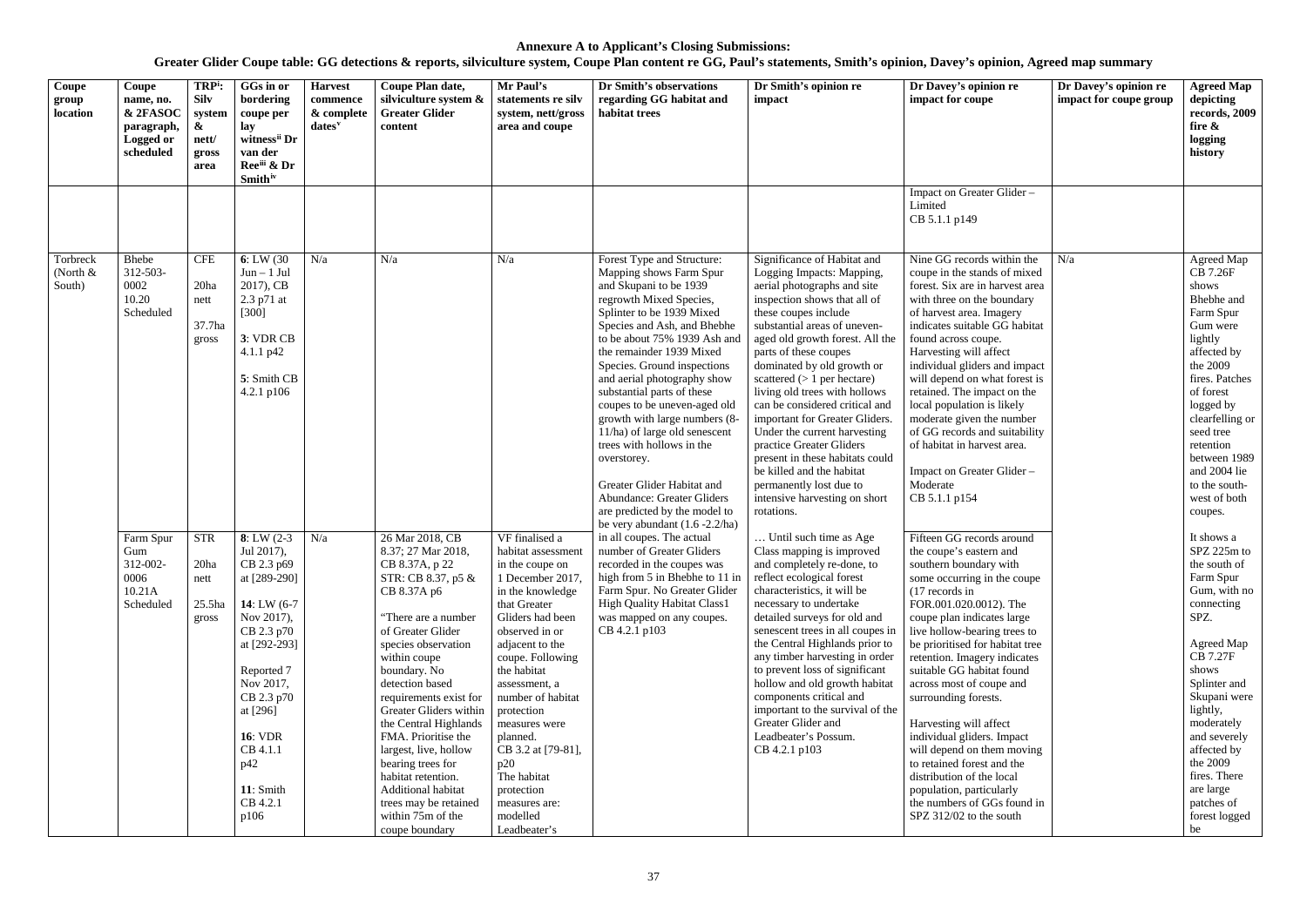**Annexure A to Applicant's Closing Submissions:**

**Greater Glider Coupe table: GG detections & reports, silviculture system, Coupe Plan content re GG, Paul's statements, Smith's opinion, Davey's opinion, Agreed map summary**

| Coupe group location | Coupe name, no. & 2FASOC paragraph, Logged or scheduled | TRP[i]: Silv system & nett/ gross area | GGs in or bordering coupe per lay witness[ii] Dr van der Ree[iii] & Dr Smith[iv] | Harvest commence & complete dates[v] | Coupe Plan date, silviculture system & Greater Glider content | Mr Paul's statements re silv system, nett/gross area and coupe | Dr Smith's observations regarding GG habitat and habitat trees | Dr Smith's opinion re impact | Dr Davey's opinion re impact for coupe | Dr Davey's opinion re impact for coupe group | Agreed Map depicting records, 2009 fire & logging history |
|---|---|---|---|---|---|---|---|---|---|---|---|
| | | | | | | | | | Impact on Greater Glider – Limited<br>CB 5.1.1 p149 | | |
| Torbreck (North & South) | Bhebe<br>312-503-0002<br>10.20<br>Scheduled | CFE<br><br>20ha nett<br><br>37.7ha gross | **6**: LW (30 Jun – 1 Jul 2017), CB 2.3 p71 at [300]<br><br>**3**: VDR CB 4.1.1 p42<br><br>**5**: Smith CB 4.2.1 p106 | N/a | N/a | N/a | Forest Type and Structure: Mapping shows Farm Spur and Skupani to be 1939 regrowth Mixed Species, Splinter to be 1939 Mixed Species and Ash, and Bhebhe to be about 75% 1939 Ash and the remainder 1939 Mixed Species. Ground inspections and aerial photography show substantial parts of these coupes to be uneven-aged old growth with large numbers (8-11/ha) of large old senescent trees with hollows in the overstorey.<br><br>Greater Glider Habitat and Abundance: Greater Gliders are predicted by the model to be very abundant (1.6 -2.2/ha) in all coupes. The actual number of Greater Gliders recorded in the coupes was high from 5 in Bhebhe to 11 in Farm Spur. No Greater Glider High Quality Habitat Class1 was mapped on any coupes.<br>CB 4.2.1 p103 | Significance of Habitat and Logging Impacts: Mapping, aerial photographs and site inspection shows that all of these coupes include substantial areas of uneven-aged old growth forest. All the parts of these coupes dominated by old growth or scattered (> 1 per hectare) living old trees with hollows can be considered critical and important for Greater Gliders. Under the current harvesting practice Greater Gliders present in these habitats could be killed and the habitat permanently lost due to intensive harvesting on short rotations.<br><br>… Until such time as Age Class mapping is improved and completely re-done, to reflect ecological forest characteristics, it will be necessary to undertake detailed surveys for old and senescent trees in all coupes in the Central Highlands prior to any timber harvesting in order to prevent loss of significant hollow and old growth habitat components critical and important to the survival of the Greater Glider and Leadbeater's Possum.<br>CB 4.2.1 p103 | Nine GG records within the coupe in the stands of mixed forest. Six are in harvest area with three on the boundary of harvest area. Imagery indicates suitable GG habitat found across coupe. Harvesting will affect individual gliders and impact will depend on what forest is retained. The impact on the local population is likely moderate given the number of GG records and suitability of habitat in harvest area.<br><br>Impact on Greater Glider – Moderate<br>CB 5.1.1 p154 | N/a | Agreed Map CB 7.26F shows Bhebhe and Farm Spur Gum were lightly affected by the 2009 fires. Patches of forest logged by clearfelling or seed tree retention between 1989 and 2004 lie to the south-west of both coupes. |
| | Farm Spur Gum<br>312-002-0006<br>10.21A<br>Scheduled | STR<br><br>20ha nett<br><br>25.5ha gross | **8**: LW (2-3 Jul 2017), CB 2.3 p69 at [289-290]<br><br>**14**: LW (6-7 Nov 2017), CB 2.3 p70 at [292-293]<br><br>Reported 7 Nov 2017, CB 2.3 p70 at [296]<br><br>**16**: VDR CB 4.1.1 p42<br><br>**11**: Smith CB 4.2.1 p106 | N/a | 26 Mar 2018, CB 8.37; 27 Mar 2018, CB 8.37A, p 22<br>STR: CB 8.37, p5 & CB 8.37A p6<br><br>"There are a number of Greater Glider species observation within coupe boundary. No detection based requirements exist for Greater Gliders within the Central Highlands FMA. Prioritise the largest, live, hollow bearing trees for habitat retention. Additional habitat trees may be retained within 75m of the coupe boundary | VF finalised a habitat assessment in the coupe on 1 December 2017, in the knowledge that Greater Gliders had been observed in or adjacent to the coupe. Following the habitat assessment, a number of habitat protection measures were planned.<br>CB 3.2 at [79-81], p20<br>The habitat protection measures are: modelled Leadbeater's | | | Fifteen GG records around the coupe's eastern and southern boundary with some occurring in the coupe (17 records in FOR.001.020.0012). The coupe plan indicates large live hollow-bearing trees to be prioritised for habitat tree retention. Imagery indicates suitable GG habitat found across most of coupe and surrounding forests.<br><br>Harvesting will affect individual gliders. Impact will depend on them moving to retained forest and the distribution of the local population, particularly the numbers of GGs found in SPZ 312/02 to the south | | It shows a SPZ 225m to the south of Farm Spur Gum, with no connecting SPZ.<br><br>Agreed Map CB 7.27F shows Splinter and Skupani were lightly, moderately and severely affected by the 2009 fires. There are large patches of forest logged be |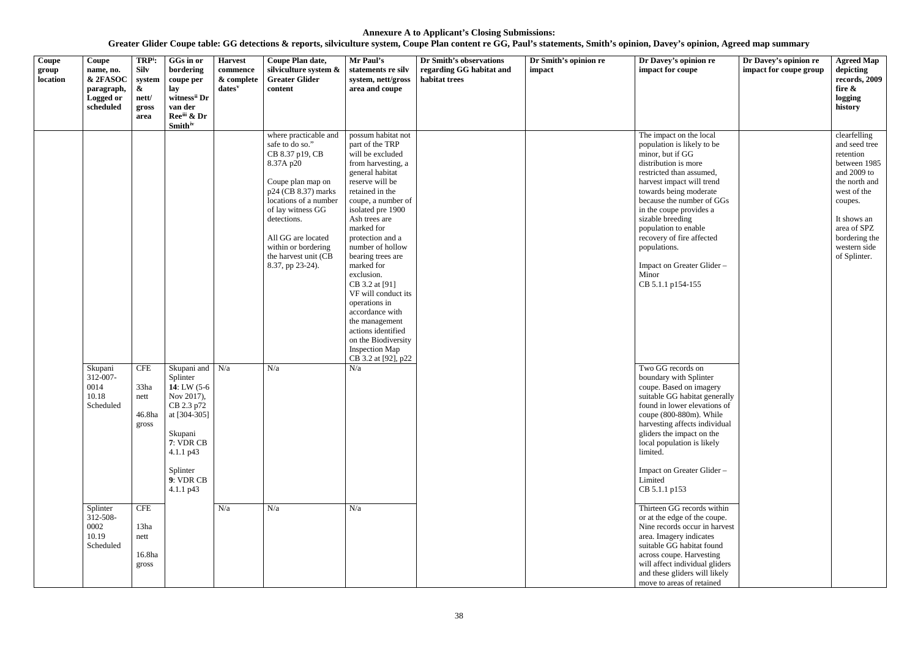**Annexure A to Applicant's Closing Submissions:**

**Greater Glider Coupe table: GG detections & reports, silviculture system, Coupe Plan content re GG, Paul's statements, Smith's opinion, Davey's opinion, Agreed map summary**

| Coupe group location | Coupe name, no. & 2FASOC paragraph, Logged or scheduled | TRP[i]: Silv system & nett/ gross area | GGs in or bordering coupe per lay witness[ii] Dr van der Ree[iii] & Dr Smith[iv] | Harvest commence & complete dates[v] | Coupe Plan date, silviculture system & Greater Glider content | Mr Paul's statements re silv system, nett/gross area and coupe | Dr Smith's observations regarding GG habitat and habitat trees | Dr Smith's opinion re impact | Dr Davey's opinion re impact for coupe | Dr Davey's opinion re impact for coupe group | Agreed Map depicting records, 2009 fire & logging history |
|---|---|---|---|---|---|---|---|---|---|---|---|
| | | | | | where practicable and safe to do so." CB 8.37 p19, CB 8.37A p20<br><br>Coupe plan map on p24 (CB 8.37) marks locations of a number of lay witness GG detections.<br><br>All GG are located within or bordering the harvest unit (CB 8.37, pp 23-24). | possum habitat not part of the TRP will be excluded from harvesting, a general habitat reserve will be retained in the coupe, a number of isolated pre 1900 Ash trees are marked for protection and a number of hollow bearing trees are marked for exclusion.<br>CB 3.2 at [91]<br>VF will conduct its operations in accordance with the management actions identified on the Biodiversity Inspection Map<br>CB 3.2 at [92], p22 | | | The impact on the local population is likely to be minor, but if GG distribution is more restricted than assumed, harvest impact will trend towards being moderate because the number of GGs in the coupe provides a sizable breeding population to enable recovery of fire affected populations.<br><br>Impact on Greater Glider – Minor<br>CB 5.1.1 p154-155 | | clearfelling and seed tree retention between 1985 and 2009 to the north and west of the coupes.<br><br>It shows an area of SPZ bordering the western side of Splinter. |
| | Skupani 312-007-0014 10.18 Scheduled | CFE<br><br>33ha nett<br><br>46.8ha gross | Skupani and Splinter **14**: LW (5-6 Nov 2017), CB 2.3 p72 at [304-305]<br><br>Skupani **7**: VDR CB 4.1.1 p43<br><br>Splinter **9**: VDR CB 4.1.1 p43 | N/a | N/a | N/a | | | Two GG records on boundary with Splinter coupe. Based on imagery suitable GG habitat generally found in lower elevations of coupe (800-880m). While harvesting affects individual gliders the impact on the local population is likely limited.<br><br>Impact on Greater Glider – Limited<br>CB 5.1.1 p153 | | |
| | Splinter 312-508-0002 10.19 Scheduled | CFE<br><br>13ha nett<br><br>16.8ha gross | | N/a | N/a | N/a | | | Thirteen GG records within or at the edge of the coupe. Nine records occur in harvest area. Imagery indicates suitable GG habitat found across coupe. Harvesting will affect individual gliders and these gliders will likely move to areas of retained | | |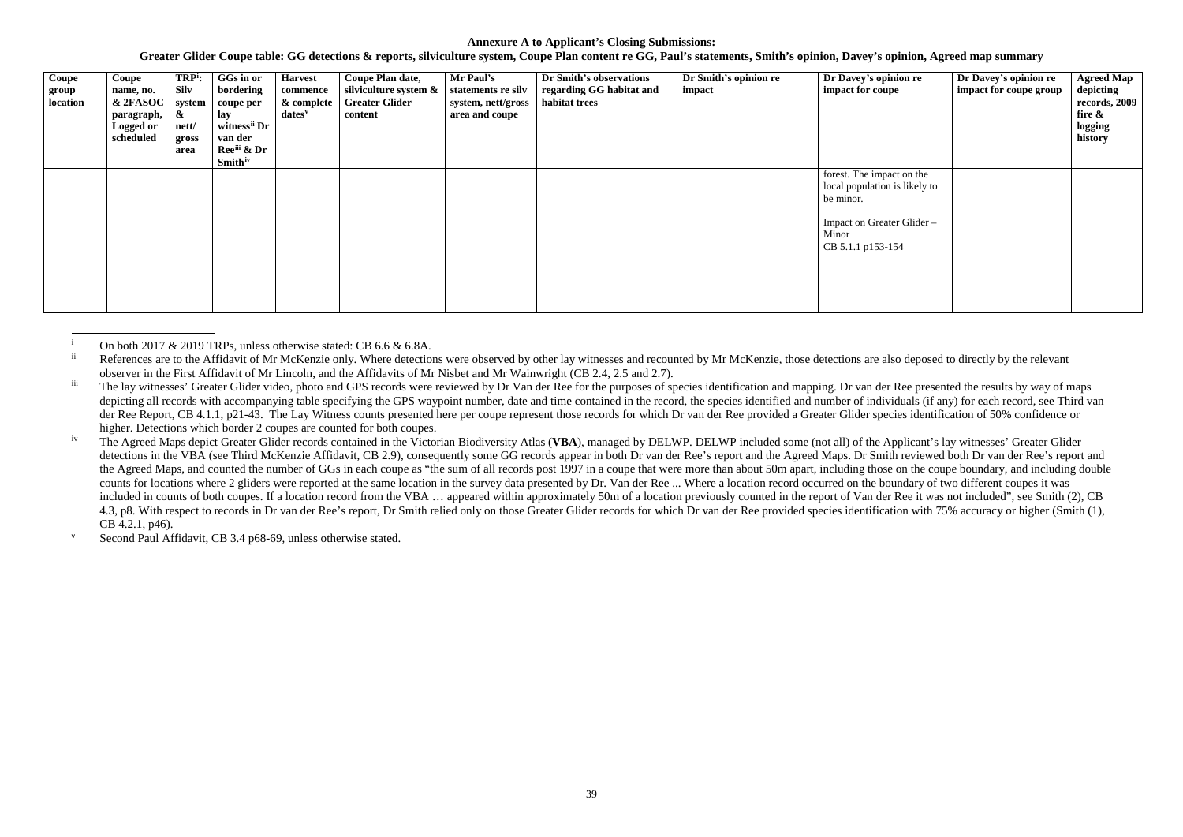**Annexure A to Applicant's Closing Submissions:**

**Greater Glider Coupe table: GG detections & reports, silviculture system, Coupe Plan content re GG, Paul's statements, Smith's opinion, Davey's opinion, Agreed map summary**

| Coupe group location | Coupe name, no. & 2FASOC paragraph, Logged or scheduled | TRP[i]: Silv system & nett/ gross area | GGs in or bordering coupe per lay witness[ii] Dr van der Ree[iii] & Dr Smith[iv] | Harvest commence & complete dates[v] | Coupe Plan date, silviculture system & Greater Glider content | Mr Paul's statements re silv system, nett/gross area and coupe | Dr Smith's observations regarding GG habitat and habitat trees | Dr Smith's opinion re impact | Dr Davey's opinion re impact for coupe | Dr Davey's opinion re impact for coupe group | Agreed Map depicting records, 2009 fire & logging history |
|---|---|---|---|---|---|---|---|---|---|---|---|
| | | | | | | | | | forest. The impact on the local population is likely to be minor.<br><br>Impact on Greater Glider – Minor<br>CB 5.1.1 p153-154 | | |

[i] On both 2017 & 2019 TRPs, unless otherwise stated: CB 6.6 & 6.8A.

[ii] References are to the Affidavit of Mr McKenzie only. Where detections were observed by other lay witnesses and recounted by Mr McKenzie, those detections are also deposed to directly by the relevant observer in the First Affidavit of Mr Lincoln, and the Affidavits of Mr Nisbet and Mr Wainwright (CB 2.4, 2.5 and 2.7).

[iii] The lay witnesses' Greater Glider video, photo and GPS records were reviewed by Dr Van der Ree for the purposes of species identification and mapping. Dr van der Ree presented the results by way of maps depicting all records with accompanying table specifying the GPS waypoint number, date and time contained in the record, the species identified and number of individuals (if any) for each record, see Third van der Ree Report, CB 4.1.1, p21-43. The Lay Witness counts presented here per coupe represent those records for which Dr van der Ree provided a Greater Glider species identification of 50% confidence or higher. Detections which border 2 coupes are counted for both coupes.

[iv] The Agreed Maps depict Greater Glider records contained in the Victorian Biodiversity Atlas (**VBA**), managed by DELWP. DELWP included some (not all) of the Applicant's lay witnesses' Greater Glider detections in the VBA (see Third McKenzie Affidavit, CB 2.9), consequently some GG records appear in both Dr van der Ree's report and the Agreed Maps. Dr Smith reviewed both Dr van der Ree's report and the Agreed Maps, and counted the number of GGs in each coupe as "the sum of all records post 1997 in a coupe that were more than about 50m apart, including those on the coupe boundary, and including double counts for locations where 2 gliders were reported at the same location in the survey data presented by Dr. Van der Ree ... Where a location record occurred on the boundary of two different coupes it was included in counts of both coupes. If a location record from the VBA … appeared within approximately 50m of a location previously counted in the report of Van der Ree it was not included", see Smith (2), CB 4.3, p8. With respect to records in Dr van der Ree's report, Dr Smith relied only on those Greater Glider records for which Dr van der Ree provided species identification with 75% accuracy or higher (Smith (1), CB 4.2.1, p46).

[v] Second Paul Affidavit, CB 3.4 p68-69, unless otherwise stated.